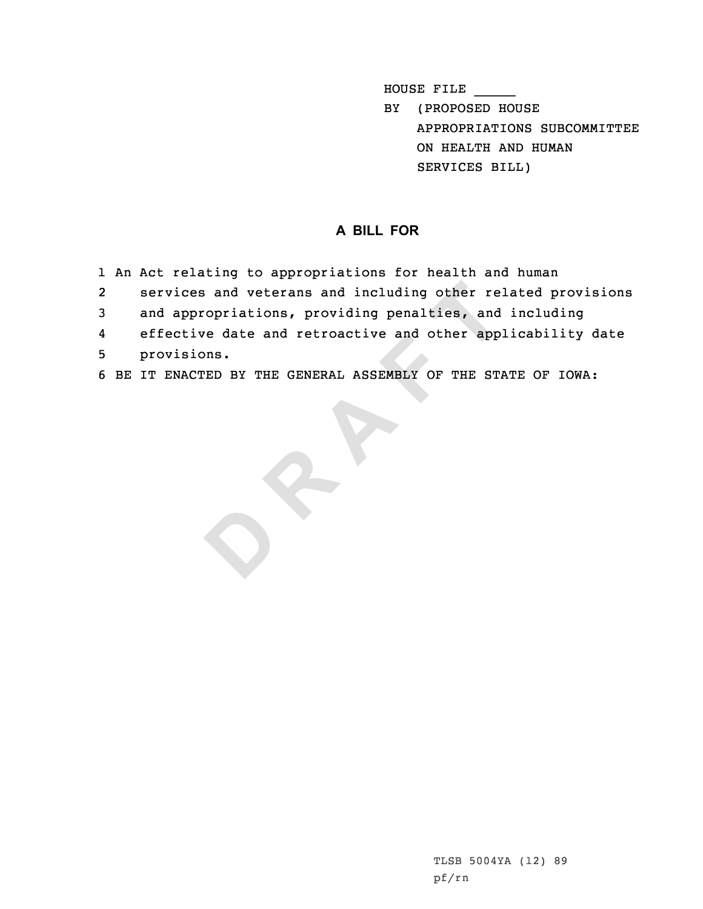HOUSE FILE _____
BY (PROPOSED HOUSE
APPROPRIATIONS SUBCOMMITTEE
ON HEALTH AND HUMAN
SERVICES BILL)

## A BILL FOR

1 An Act relating to appropriations for health and human
2 services and veterans and including other related provisions
3 and appropriations, providing penalties, and including
4 effective date and retroactive and other applicability date
5 provisions.
6 BE IT ENACTED BY THE GENERAL ASSEMBLY OF THE STATE OF IOWA:

TLSB 5004YA (12) 89
pf/rn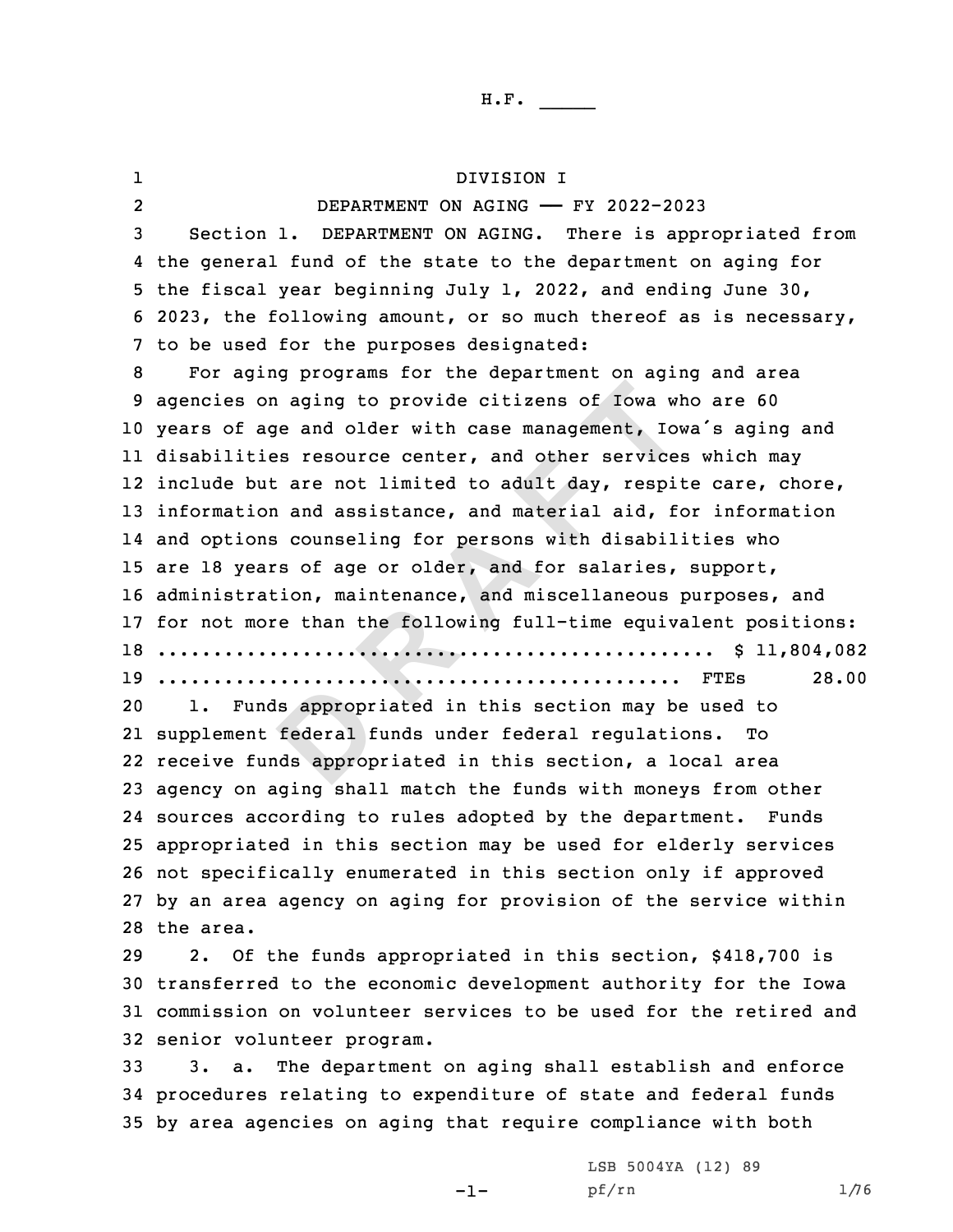# DIVISION I

## DEPARTMENT ON AGING —— FY 2022-2023

Section 1. DEPARTMENT ON AGING. There is appropriated from the general fund of the state to the department on aging for the fiscal year beginning July 1, 2022, and ending June 30, 2023, the following amount, or so much thereof as is necessary, to be used for the purposes designated:

For aging programs for the department on aging and area agencies on aging to provide citizens of Iowa who are 60 years of age and older with case management, Iowa's aging and disabilities resource center, and other services which may include but are not limited to adult day, respite care, chore, information and assistance, and material aid, for information and options counseling for persons with disabilities who are 18 years of age or older, and for salaries, support, administration, maintenance, and miscellaneous purposes, and for not more than the following full-time equivalent positions:

.................................................. $ 11,804,082

.................................................. FTEs 28.00

1. Funds appropriated in this section may be used to supplement federal funds under federal regulations. To receive funds appropriated in this section, a local area agency on aging shall match the funds with moneys from other sources according to rules adopted by the department. Funds appropriated in this section may be used for elderly services not specifically enumerated in this section only if approved by an area agency on aging for provision of the service within the area.

2. Of the funds appropriated in this section, $418,700 is transferred to the economic development authority for the Iowa commission on volunteer services to be used for the retired and senior volunteer program.

3. a. The department on aging shall establish and enforce procedures relating to expenditure of state and federal funds by area agencies on aging that require compliance with both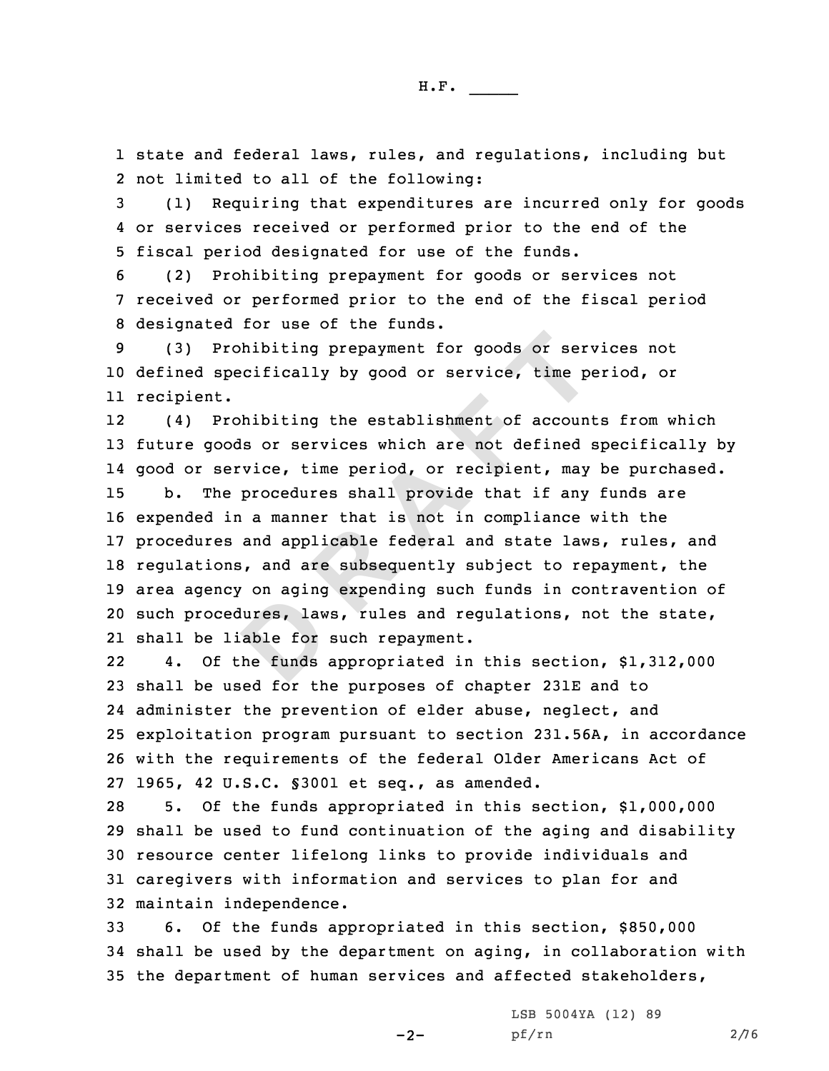state and federal laws, rules, and regulations, including but not limited to all of the following:

(1) Requiring that expenditures are incurred only for goods or services received or performed prior to the end of the fiscal period designated for use of the funds.

(2) Prohibiting prepayment for goods or services not received or performed prior to the end of the fiscal period designated for use of the funds.

(3) Prohibiting prepayment for goods or services not defined specifically by good or service, time period, or recipient.

(4) Prohibiting the establishment of accounts from which future goods or services which are not defined specifically by good or service, time period, or recipient, may be purchased.

b. The procedures shall provide that if any funds are expended in a manner that is not in compliance with the procedures and applicable federal and state laws, rules, and regulations, and are subsequently subject to repayment, the area agency on aging expending such funds in contravention of such procedures, laws, rules and regulations, not the state, shall be liable for such repayment.

4. Of the funds appropriated in this section, $1,312,000 shall be used for the purposes of chapter 231E and to administer the prevention of elder abuse, neglect, and exploitation program pursuant to section 231.56A, in accordance with the requirements of the federal Older Americans Act of 1965, 42 U.S.C. §3001 et seq., as amended.

5. Of the funds appropriated in this section, $1,000,000 shall be used to fund continuation of the aging and disability resource center lifelong links to provide individuals and caregivers with information and services to plan for and maintain independence.

6. Of the funds appropriated in this section, $850,000 shall be used by the department on aging, in collaboration with the department of human services and affected stakeholders,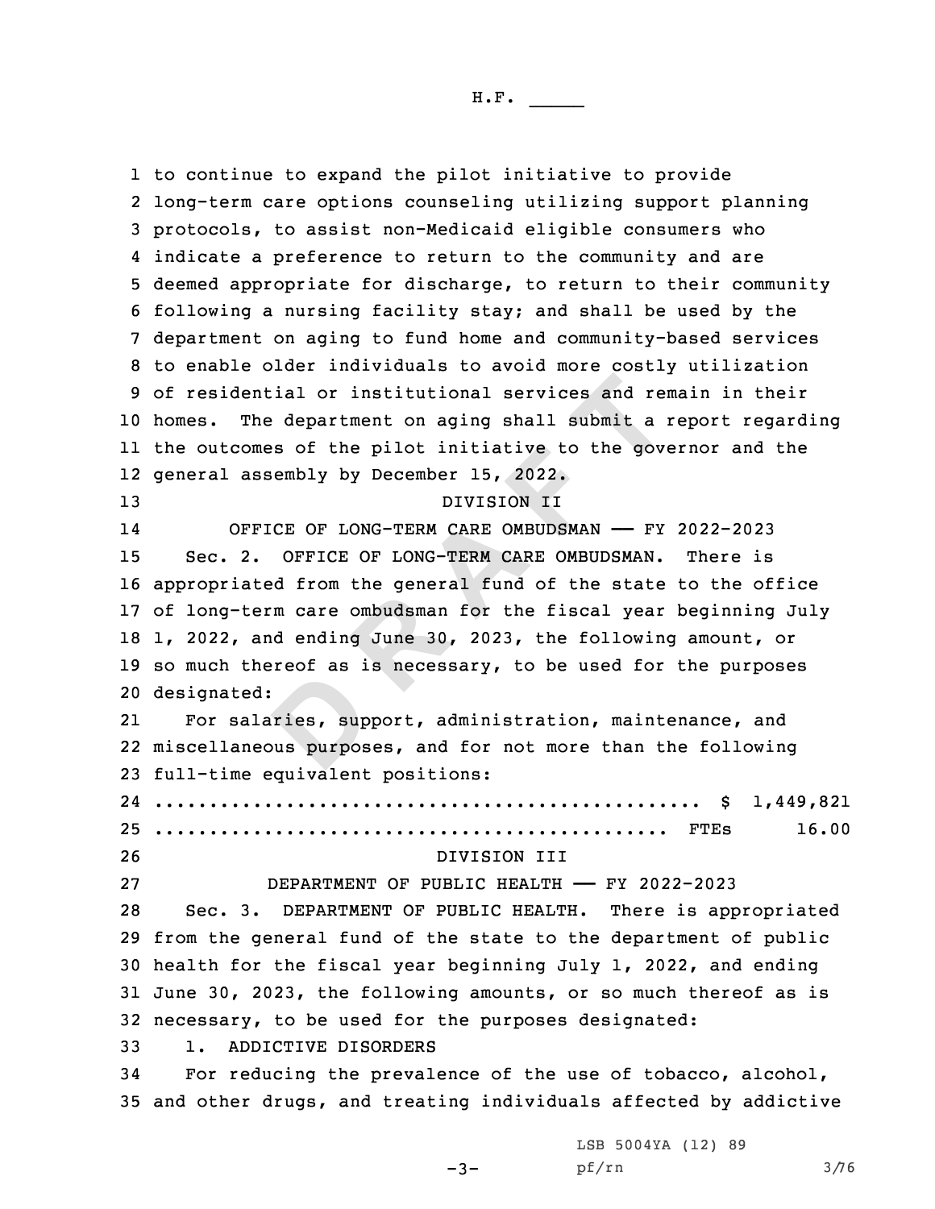to continue to expand the pilot initiative to provide long-term care options counseling utilizing support planning protocols, to assist non-Medicaid eligible consumers who indicate a preference to return to the community and are deemed appropriate for discharge, to return to their community following a nursing facility stay; and shall be used by the department on aging to fund home and community-based services to enable older individuals to avoid more costly utilization of residential or institutional services and remain in their homes. The department on aging shall submit a report regarding the outcomes of the pilot initiative to the governor and the general assembly by December 15, 2022.

## DIVISION II

### OFFICE OF LONG-TERM CARE OMBUDSMAN — FY 2022-2023

Sec. 2. OFFICE OF LONG-TERM CARE OMBUDSMAN. There is appropriated from the general fund of the state to the office of long-term care ombudsman for the fiscal year beginning July 1, 2022, and ending June 30, 2023, the following amount, or so much thereof as is necessary, to be used for the purposes designated:

For salaries, support, administration, maintenance, and miscellaneous purposes, and for not more than the following full-time equivalent positions:

.................................................. $ 1,449,821
................................................ FTEs 16.00

## DIVISION III

### DEPARTMENT OF PUBLIC HEALTH — FY 2022-2023

Sec. 3. DEPARTMENT OF PUBLIC HEALTH. There is appropriated from the general fund of the state to the department of public health for the fiscal year beginning July 1, 2022, and ending June 30, 2023, the following amounts, or so much thereof as is necessary, to be used for the purposes designated:

1. ADDICTIVE DISORDERS

For reducing the prevalence of the use of tobacco, alcohol, and other drugs, and treating individuals affected by addictive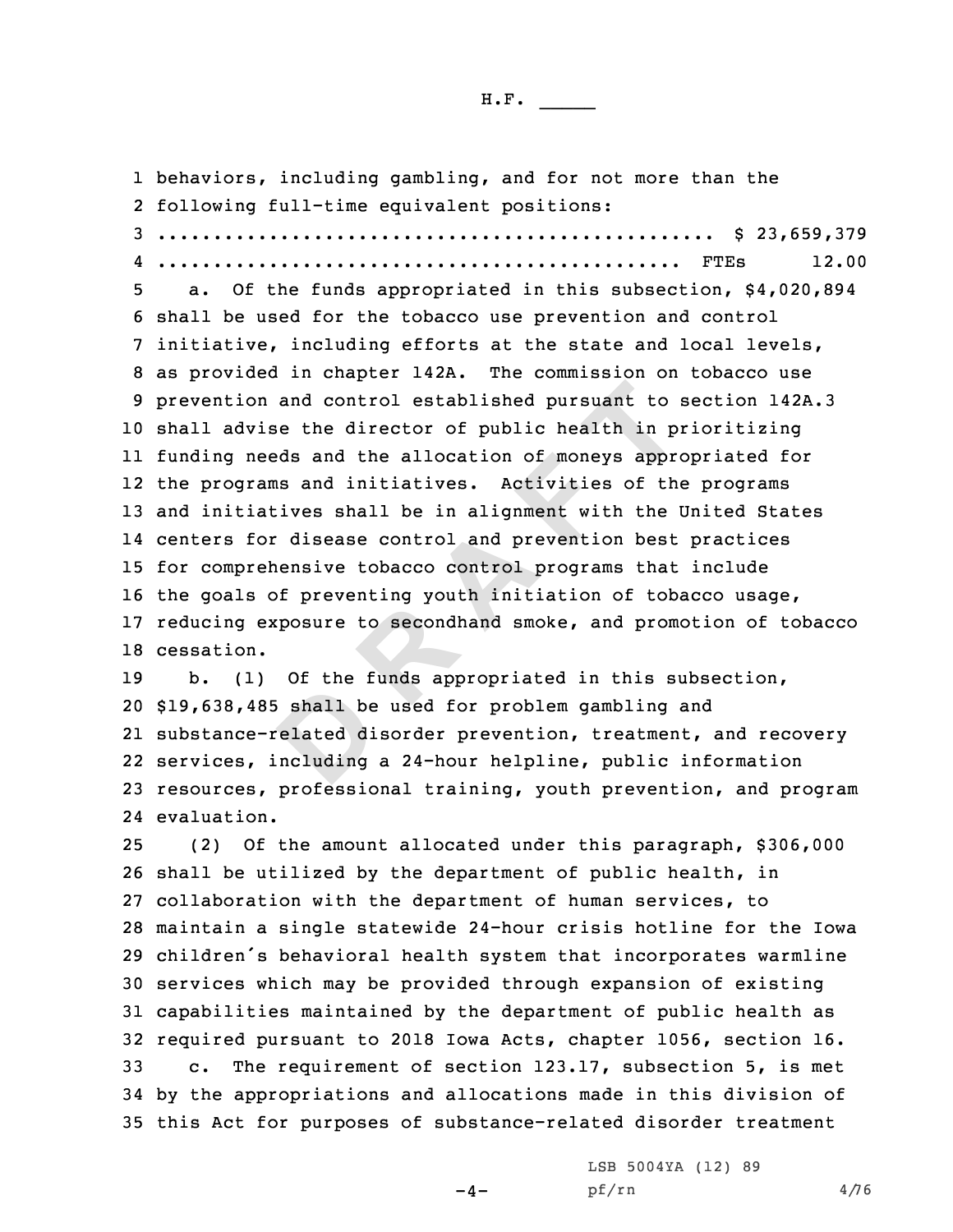behaviors, including gambling, and for not more than the following full-time equivalent positions:

.................................................. $ 23,659,379

............................................... FTEs 12.00

a. Of the funds appropriated in this subsection, $4,020,894 shall be used for the tobacco use prevention and control initiative, including efforts at the state and local levels, as provided in chapter 142A. The commission on tobacco use prevention and control established pursuant to section 142A.3 shall advise the director of public health in prioritizing funding needs and the allocation of moneys appropriated for the programs and initiatives. Activities of the programs and initiatives shall be in alignment with the United States centers for disease control and prevention best practices for comprehensive tobacco control programs that include the goals of preventing youth initiation of tobacco usage, reducing exposure to secondhand smoke, and promotion of tobacco cessation.

b. (1) Of the funds appropriated in this subsection, $19,638,485 shall be used for problem gambling and substance-related disorder prevention, treatment, and recovery services, including a 24-hour helpline, public information resources, professional training, youth prevention, and program evaluation.

(2) Of the amount allocated under this paragraph, $306,000 shall be utilized by the department of public health, in collaboration with the department of human services, to maintain a single statewide 24-hour crisis hotline for the Iowa children's behavioral health system that incorporates warmline services which may be provided through expansion of existing capabilities maintained by the department of public health as required pursuant to 2018 Iowa Acts, chapter 1056, section 16.

c. The requirement of section 123.17, subsection 5, is met by the appropriations and allocations made in this division of this Act for purposes of substance-related disorder treatment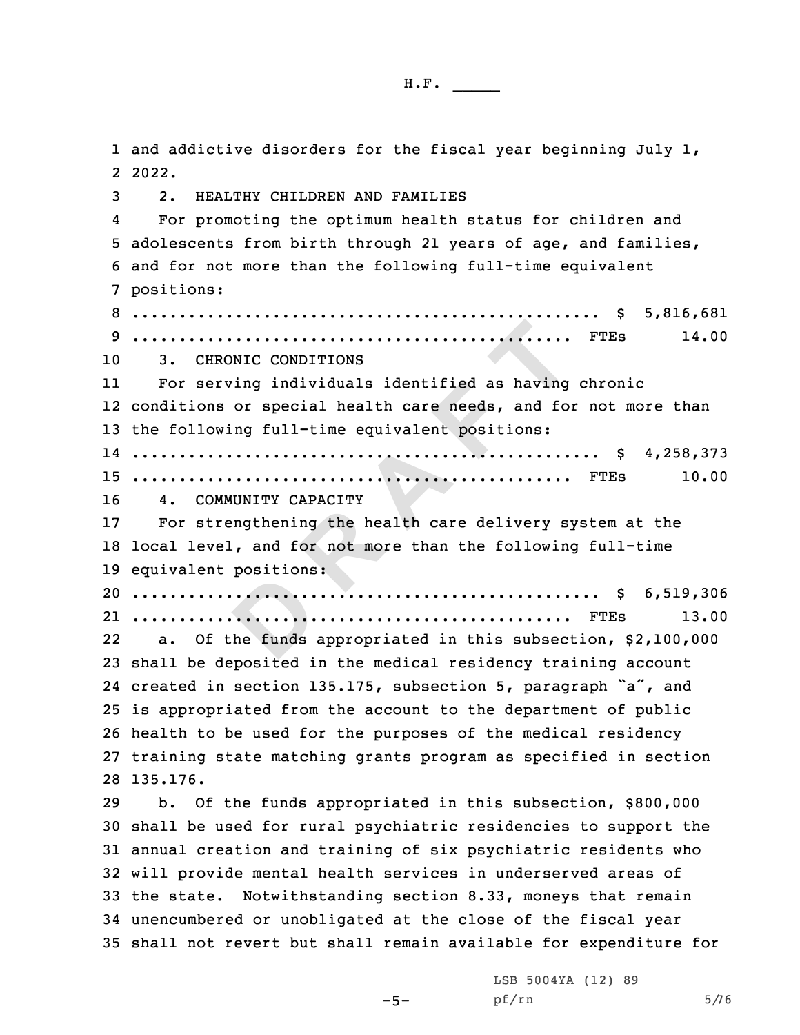and addictive disorders for the fiscal year beginning July 1, 2022.

2. HEALTHY CHILDREN AND FAMILIES

For promoting the optimum health status for children and adolescents from birth through 21 years of age, and families, and for not more than the following full-time equivalent positions:

.................................................. $ 5,816,681
.................................................. FTEs 14.00

3. CHRONIC CONDITIONS

For serving individuals identified as having chronic conditions or special health care needs, and for not more than the following full-time equivalent positions:

.................................................. $ 4,258,373
.................................................. FTEs 10.00

4. COMMUNITY CAPACITY

For strengthening the health care delivery system at the local level, and for not more than the following full-time equivalent positions:

.................................................. $ 6,519,306
.................................................. FTEs 13.00

a. Of the funds appropriated in this subsection, $2,100,000 shall be deposited in the medical residency training account created in section 135.175, subsection 5, paragraph "a", and is appropriated from the account to the department of public health to be used for the purposes of the medical residency training state matching grants program as specified in section 135.176.

b. Of the funds appropriated in this subsection, $800,000 shall be used for rural psychiatric residencies to support the annual creation and training of six psychiatric residents who will provide mental health services in underserved areas of the state. Notwithstanding section 8.33, moneys that remain unencumbered or unobligated at the close of the fiscal year shall not revert but shall remain available for expenditure for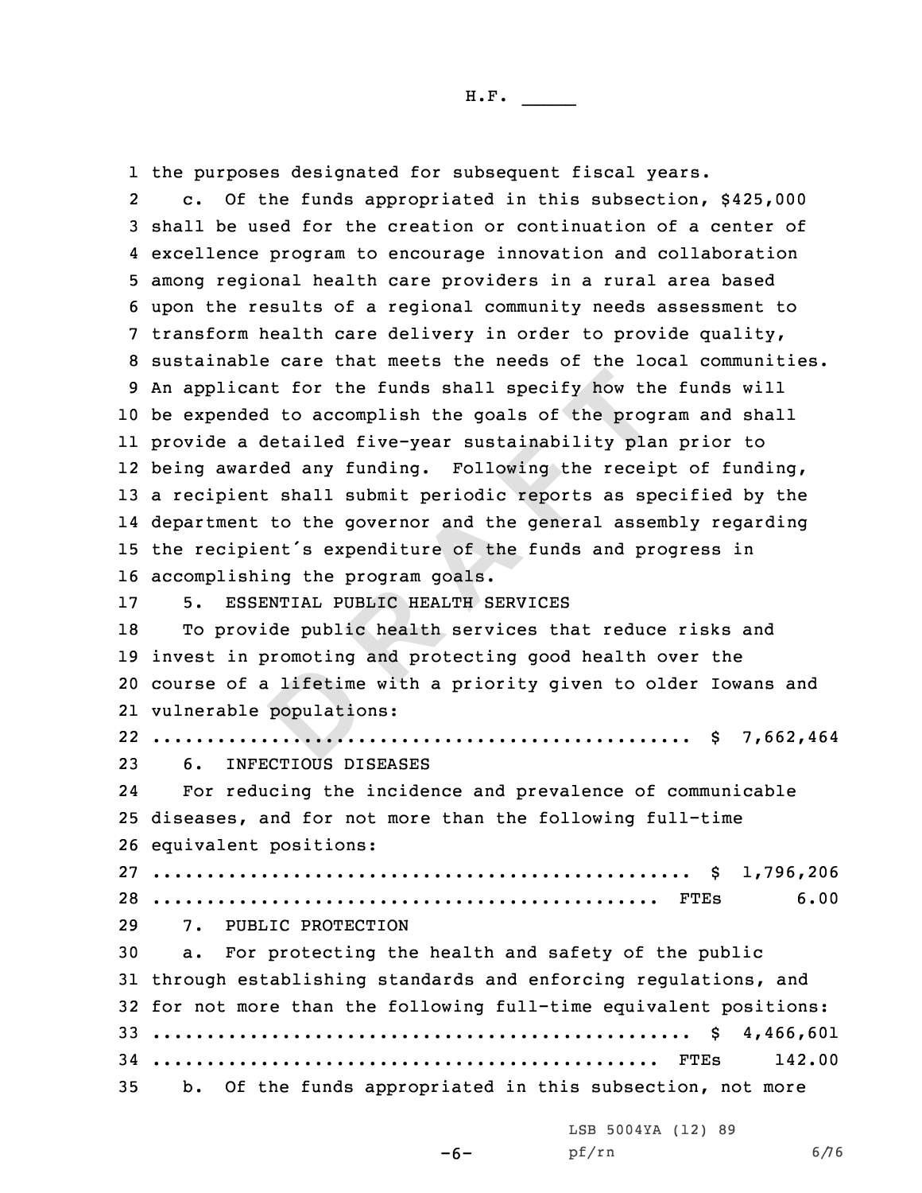the purposes designated for subsequent fiscal years.

c. Of the funds appropriated in this subsection, $425,000 shall be used for the creation or continuation of a center of excellence program to encourage innovation and collaboration among regional health care providers in a rural area based upon the results of a regional community needs assessment to transform health care delivery in order to provide quality, sustainable care that meets the needs of the local communities. An applicant for the funds shall specify how the funds will be expended to accomplish the goals of the program and shall provide a detailed five-year sustainability plan prior to being awarded any funding. Following the receipt of funding, a recipient shall submit periodic reports as specified by the department to the governor and the general assembly regarding the recipient's expenditure of the funds and progress in accomplishing the program goals.

5. ESSENTIAL PUBLIC HEALTH SERVICES

To provide public health services that reduce risks and invest in promoting and protecting good health over the course of a lifetime with a priority given to older Iowans and vulnerable populations:

.................................................. $ 7,662,464

6. INFECTIOUS DISEASES

For reducing the incidence and prevalence of communicable diseases, and for not more than the following full-time equivalent positions:

.................................................. $ 1,796,206
.................................................. FTEs 6.00

7. PUBLIC PROTECTION

a. For protecting the health and safety of the public through establishing standards and enforcing regulations, and for not more than the following full-time equivalent positions:

.................................................. $ 4,466,601
.................................................. FTEs 142.00

b. Of the funds appropriated in this subsection, not more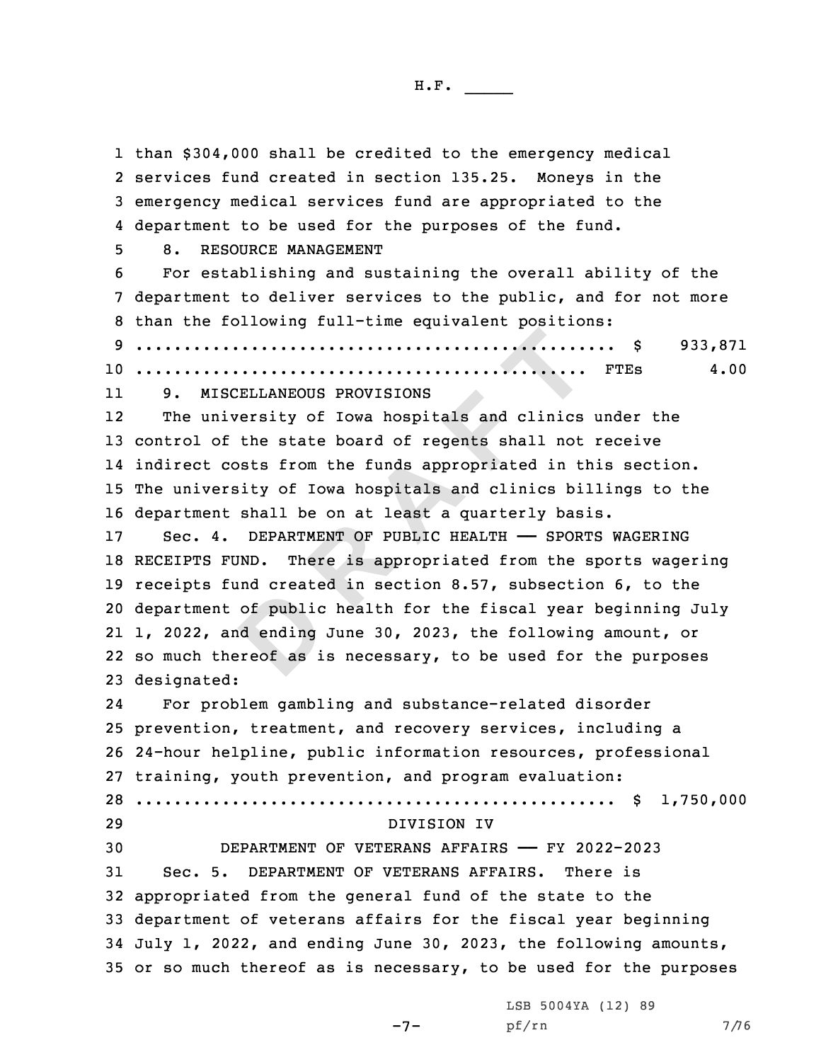than $304,000 shall be credited to the emergency medical services fund created in section 135.25. Moneys in the emergency medical services fund are appropriated to the department to be used for the purposes of the fund.

8. RESOURCE MANAGEMENT

For establishing and sustaining the overall ability of the department to deliver services to the public, and for not more than the following full-time equivalent positions:

.................................................. $ 933,871

.................................................. FTEs 4.00

9. MISCELLANEOUS PROVISIONS

The university of Iowa hospitals and clinics under the control of the state board of regents shall not receive indirect costs from the funds appropriated in this section. The university of Iowa hospitals and clinics billings to the department shall be on at least a quarterly basis.

Sec. 4. DEPARTMENT OF PUBLIC HEALTH —— SPORTS WAGERING RECEIPTS FUND. There is appropriated from the sports wagering receipts fund created in section 8.57, subsection 6, to the department of public health for the fiscal year beginning July 1, 2022, and ending June 30, 2023, the following amount, or so much thereof as is necessary, to be used for the purposes designated:

For problem gambling and substance-related disorder prevention, treatment, and recovery services, including a 24-hour helpline, public information resources, professional training, youth prevention, and program evaluation:

.................................................. $ 1,750,000

DIVISION IV

DEPARTMENT OF VETERANS AFFAIRS —— FY 2022-2023

Sec. 5. DEPARTMENT OF VETERANS AFFAIRS. There is appropriated from the general fund of the state to the department of veterans affairs for the fiscal year beginning July 1, 2022, and ending June 30, 2023, the following amounts, or so much thereof as is necessary, to be used for the purposes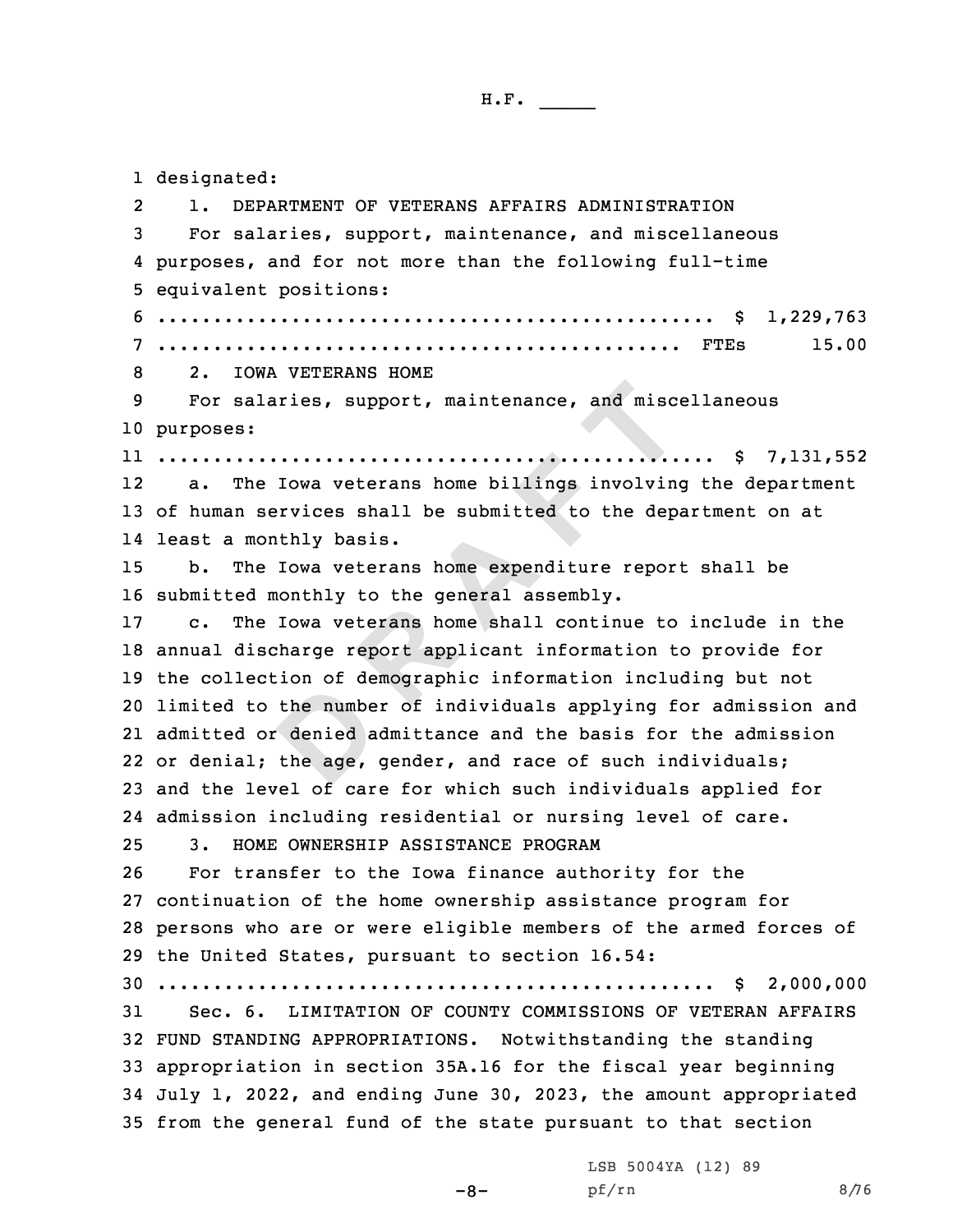designated:

1. DEPARTMENT OF VETERANS AFFAIRS ADMINISTRATION

For salaries, support, maintenance, and miscellaneous purposes, and for not more than the following full-time equivalent positions:

.................................................. $ 1,229,763
.................................................. FTEs 15.00

2. IOWA VETERANS HOME

For salaries, support, maintenance, and miscellaneous purposes:

.................................................. $ 7,131,552

a. The Iowa veterans home billings involving the department of human services shall be submitted to the department on at least a monthly basis.

b. The Iowa veterans home expenditure report shall be submitted monthly to the general assembly.

c. The Iowa veterans home shall continue to include in the annual discharge report applicant information to provide for the collection of demographic information including but not limited to the number of individuals applying for admission and admitted or denied admittance and the basis for the admission or denial; the age, gender, and race of such individuals; and the level of care for which such individuals applied for admission including residential or nursing level of care.

3. HOME OWNERSHIP ASSISTANCE PROGRAM

For transfer to the Iowa finance authority for the continuation of the home ownership assistance program for persons who are or were eligible members of the armed forces of the United States, pursuant to section 16.54:

.................................................. $ 2,000,000

Sec. 6. LIMITATION OF COUNTY COMMISSIONS OF VETERAN AFFAIRS FUND STANDING APPROPRIATIONS. Notwithstanding the standing appropriation in section 35A.16 for the fiscal year beginning July 1, 2022, and ending June 30, 2023, the amount appropriated from the general fund of the state pursuant to that section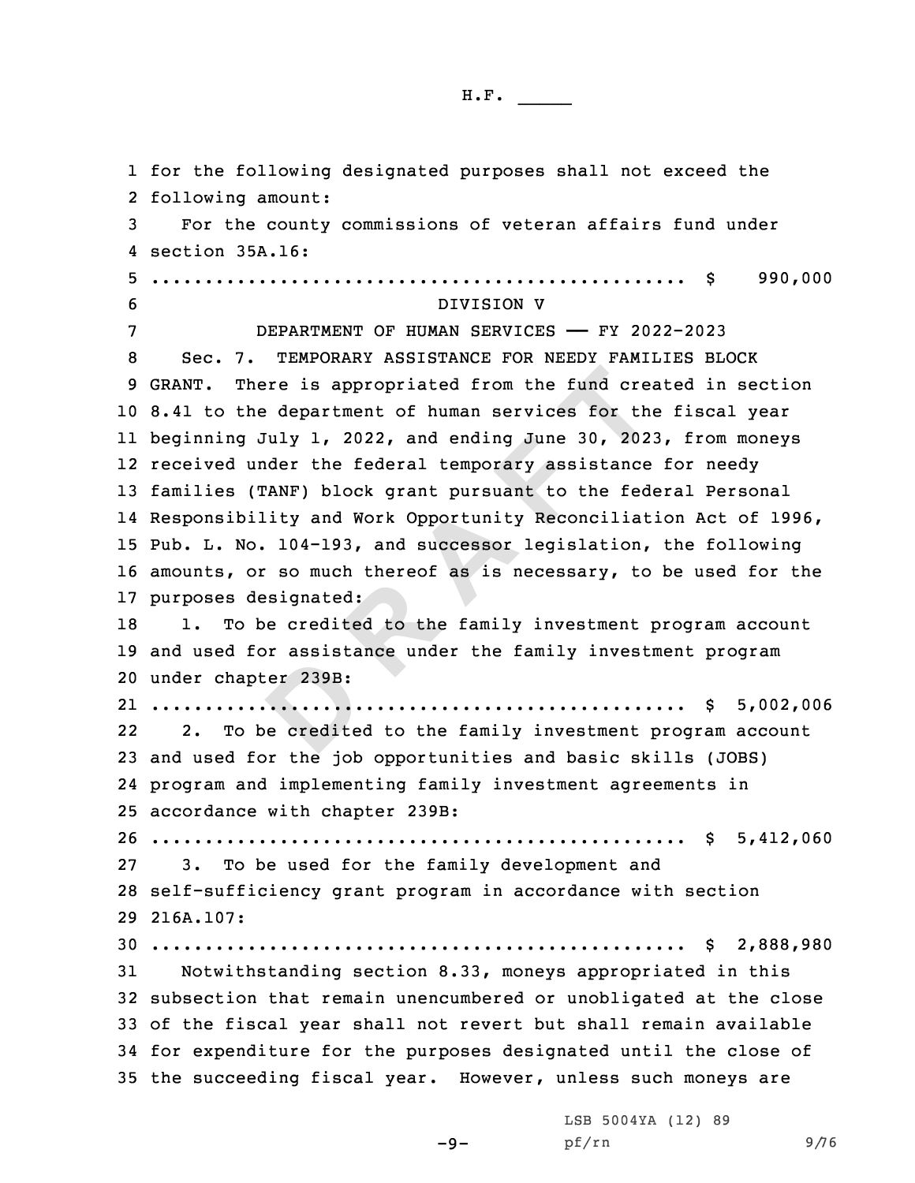for the following designated purposes shall not exceed the following amount:

For the county commissions of veteran affairs fund under section 35A.16:

.................................................. $ 990,000

## DIVISION V

## DEPARTMENT OF HUMAN SERVICES —— FY 2022-2023

Sec. 7. TEMPORARY ASSISTANCE FOR NEEDY FAMILIES BLOCK GRANT. There is appropriated from the fund created in section 8.41 to the department of human services for the fiscal year beginning July 1, 2022, and ending June 30, 2023, from moneys received under the federal temporary assistance for needy families (TANF) block grant pursuant to the federal Personal Responsibility and Work Opportunity Reconciliation Act of 1996, Pub. L. No. 104-193, and successor legislation, the following amounts, or so much thereof as is necessary, to be used for the purposes designated:

1. To be credited to the family investment program account and used for assistance under the family investment program under chapter 239B:

.................................................. $ 5,002,006

2. To be credited to the family investment program account and used for the job opportunities and basic skills (JOBS) program and implementing family investment agreements in accordance with chapter 239B:

.................................................. $ 5,412,060

3. To be used for the family development and self-sufficiency grant program in accordance with section 216A.107:

.................................................. $ 2,888,980

Notwithstanding section 8.33, moneys appropriated in this subsection that remain unencumbered or unobligated at the close of the fiscal year shall not revert but shall remain available for expenditure for the purposes designated until the close of the succeeding fiscal year. However, unless such moneys are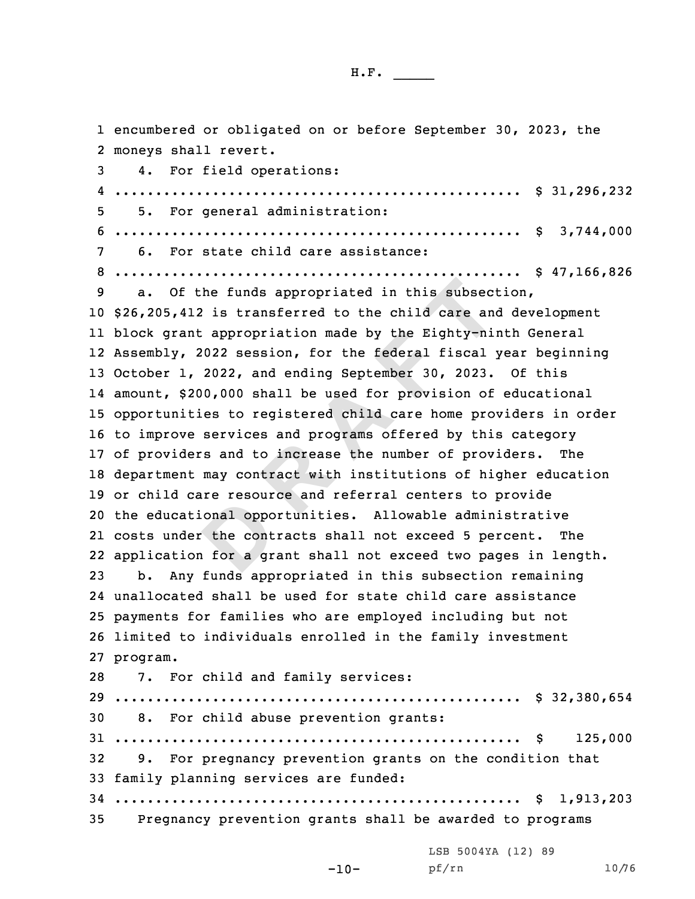encumbered or obligated on or before September 30, 2023, the moneys shall revert.

4. For field operations:

.................................................. $ 31,296,232

5. For general administration:

.................................................. $ 3,744,000

6. For state child care assistance:

.................................................. $ 47,166,826

a. Of the funds appropriated in this subsection, $26,205,412 is transferred to the child care and development block grant appropriation made by the Eighty-ninth General Assembly, 2022 session, for the federal fiscal year beginning October 1, 2022, and ending September 30, 2023. Of this amount, $200,000 shall be used for provision of educational opportunities to registered child care home providers in order to improve services and programs offered by this category of providers and to increase the number of providers. The department may contract with institutions of higher education or child care resource and referral centers to provide the educational opportunities. Allowable administrative costs under the contracts shall not exceed 5 percent. The application for a grant shall not exceed two pages in length.

b. Any funds appropriated in this subsection remaining unallocated shall be used for state child care assistance payments for families who are employed including but not limited to individuals enrolled in the family investment program.

7. For child and family services:

.................................................. $ 32,380,654

8. For child abuse prevention grants:

.................................................. $ 125,000

9. For pregnancy prevention grants on the condition that family planning services are funded:

.................................................. $ 1,913,203

Pregnancy prevention grants shall be awarded to programs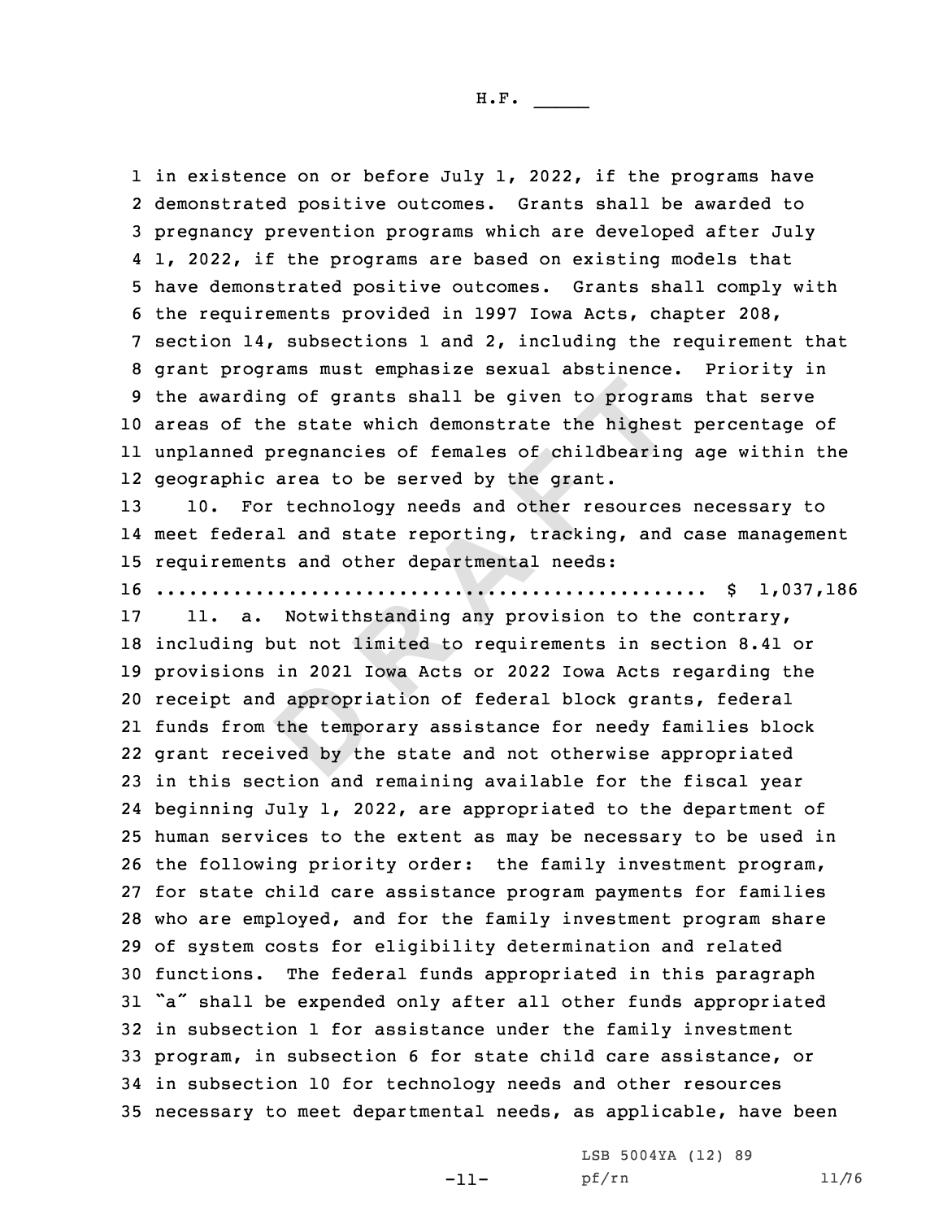in existence on or before July 1, 2022, if the programs have demonstrated positive outcomes. Grants shall be awarded to pregnancy prevention programs which are developed after July 1, 2022, if the programs are based on existing models that have demonstrated positive outcomes. Grants shall comply with the requirements provided in 1997 Iowa Acts, chapter 208, section 14, subsections 1 and 2, including the requirement that grant programs must emphasize sexual abstinence. Priority in the awarding of grants shall be given to programs that serve areas of the state which demonstrate the highest percentage of unplanned pregnancies of females of childbearing age within the geographic area to be served by the grant.

10. For technology needs and other resources necessary to meet federal and state reporting, tracking, and case management requirements and other departmental needs:

.................................................. $ 1,037,186

11. a. Notwithstanding any provision to the contrary, including but not limited to requirements in section 8.41 or provisions in 2021 Iowa Acts or 2022 Iowa Acts regarding the receipt and appropriation of federal block grants, federal funds from the temporary assistance for needy families block grant received by the state and not otherwise appropriated in this section and remaining available for the fiscal year beginning July 1, 2022, are appropriated to the department of human services to the extent as may be necessary to be used in the following priority order: the family investment program, for state child care assistance program payments for families who are employed, and for the family investment program share of system costs for eligibility determination and related functions. The federal funds appropriated in this paragraph "a" shall be expended only after all other funds appropriated in subsection 1 for assistance under the family investment program, in subsection 6 for state child care assistance, or in subsection 10 for technology needs and other resources necessary to meet departmental needs, as applicable, have been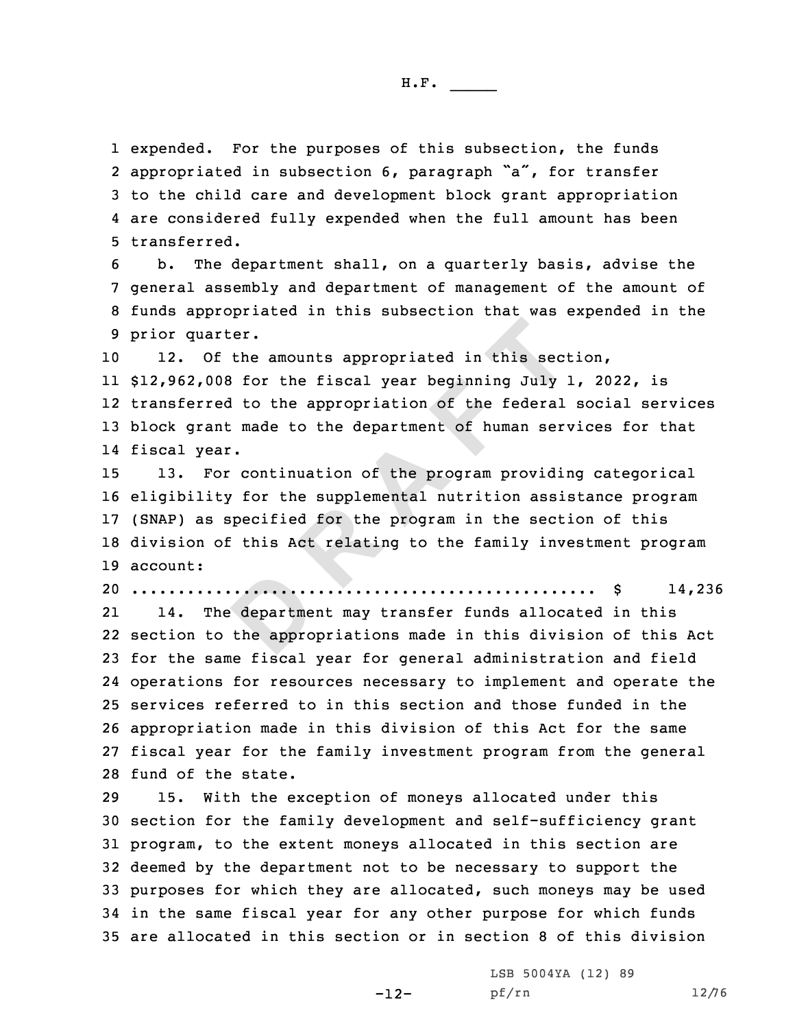expended. For the purposes of this subsection, the funds appropriated in subsection 6, paragraph "a", for transfer to the child care and development block grant appropriation are considered fully expended when the full amount has been transferred.

b. The department shall, on a quarterly basis, advise the general assembly and department of management of the amount of funds appropriated in this subsection that was expended in the prior quarter.

12. Of the amounts appropriated in this section, $12,962,008 for the fiscal year beginning July 1, 2022, is transferred to the appropriation of the federal social services block grant made to the department of human services for that fiscal year.

13. For continuation of the program providing categorical eligibility for the supplemental nutrition assistance program (SNAP) as specified for the program in the section of this division of this Act relating to the family investment program account:

.................................................. $ 14,236

14. The department may transfer funds allocated in this section to the appropriations made in this division of this Act for the same fiscal year for general administration and field operations for resources necessary to implement and operate the services referred to in this section and those funded in the appropriation made in this division of this Act for the same fiscal year for the family investment program from the general fund of the state.

15. With the exception of moneys allocated under this section for the family development and self-sufficiency grant program, to the extent moneys allocated in this section are deemed by the department not to be necessary to support the purposes for which they are allocated, such moneys may be used in the same fiscal year for any other purpose for which funds are allocated in this section or in section 8 of this division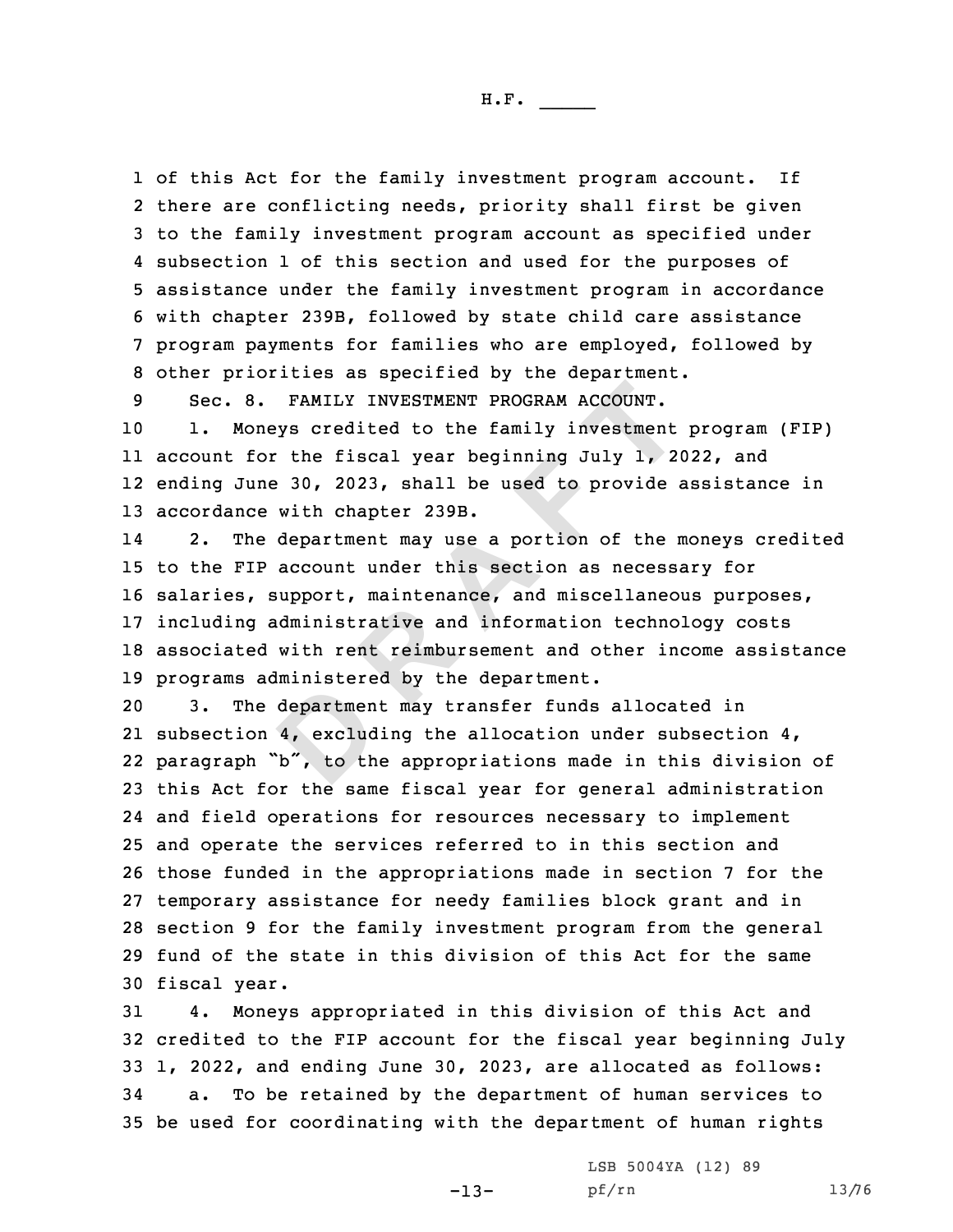of this Act for the family investment program account. If there are conflicting needs, priority shall first be given to the family investment program account as specified under subsection 1 of this section and used for the purposes of assistance under the family investment program in accordance with chapter 239B, followed by state child care assistance program payments for families who are employed, followed by other priorities as specified by the department.

Sec. 8. FAMILY INVESTMENT PROGRAM ACCOUNT.

1. Moneys credited to the family investment program (FIP) account for the fiscal year beginning July 1, 2022, and ending June 30, 2023, shall be used to provide assistance in accordance with chapter 239B.

2. The department may use a portion of the moneys credited to the FIP account under this section as necessary for salaries, support, maintenance, and miscellaneous purposes, including administrative and information technology costs associated with rent reimbursement and other income assistance programs administered by the department.

3. The department may transfer funds allocated in subsection 4, excluding the allocation under subsection 4, paragraph "b", to the appropriations made in this division of this Act for the same fiscal year for general administration and field operations for resources necessary to implement and operate the services referred to in this section and those funded in the appropriations made in section 7 for the temporary assistance for needy families block grant and in section 9 for the family investment program from the general fund of the state in this division of this Act for the same fiscal year.

4. Moneys appropriated in this division of this Act and credited to the FIP account for the fiscal year beginning July 1, 2022, and ending June 30, 2023, are allocated as follows:

a. To be retained by the department of human services to be used for coordinating with the department of human rights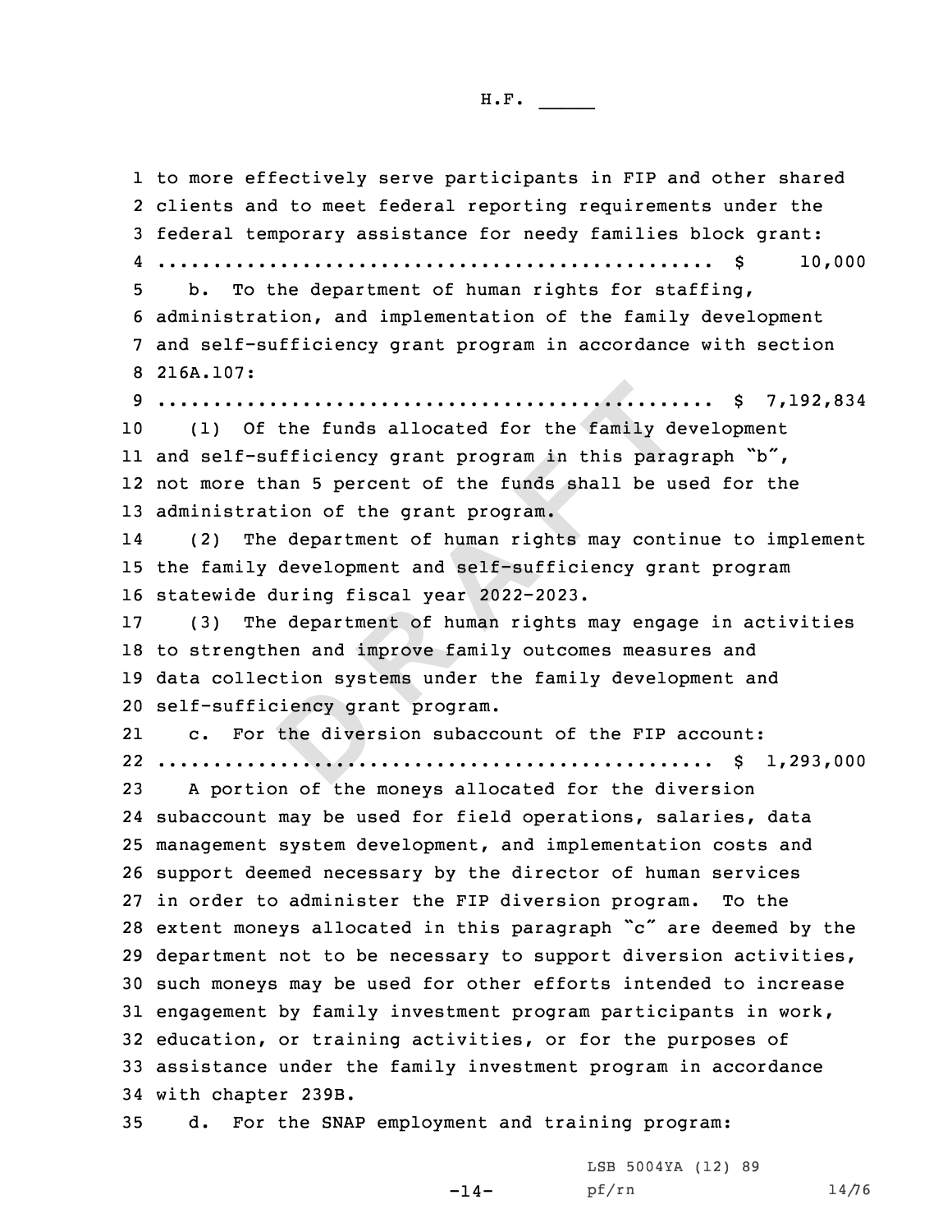to more effectively serve participants in FIP and other shared clients and to meet federal reporting requirements under the federal temporary assistance for needy families block grant:
.................................................. $ 10,000

b. To the department of human rights for staffing, administration, and implementation of the family development and self-sufficiency grant program in accordance with section 216A.107:
.................................................. $ 7,192,834

(1) Of the funds allocated for the family development and self-sufficiency grant program in this paragraph "b", not more than 5 percent of the funds shall be used for the administration of the grant program.

(2) The department of human rights may continue to implement the family development and self-sufficiency grant program statewide during fiscal year 2022-2023.

(3) The department of human rights may engage in activities to strengthen and improve family outcomes measures and data collection systems under the family development and self-sufficiency grant program.

c. For the diversion subaccount of the FIP account:
.................................................. $ 1,293,000

A portion of the moneys allocated for the diversion subaccount may be used for field operations, salaries, data management system development, and implementation costs and support deemed necessary by the director of human services in order to administer the FIP diversion program. To the extent moneys allocated in this paragraph "c" are deemed by the department not to be necessary to support diversion activities, such moneys may be used for other efforts intended to increase engagement by family investment program participants in work, education, or training activities, or for the purposes of assistance under the family investment program in accordance with chapter 239B.

d. For the SNAP employment and training program: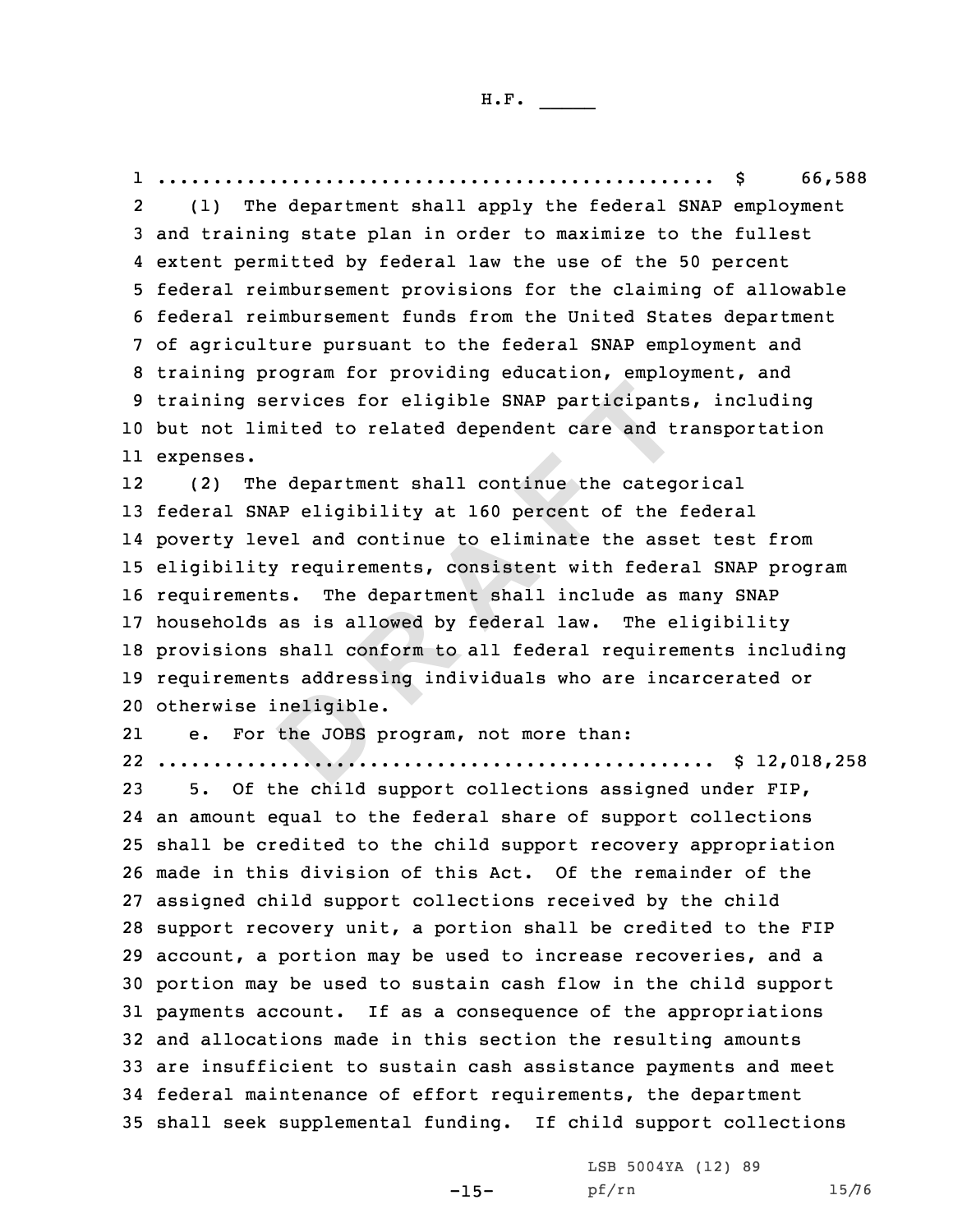.................................................. $ 66,588

(1) The department shall apply the federal SNAP employment and training state plan in order to maximize to the fullest extent permitted by federal law the use of the 50 percent federal reimbursement provisions for the claiming of allowable federal reimbursement funds from the United States department of agriculture pursuant to the federal SNAP employment and training program for providing education, employment, and training services for eligible SNAP participants, including but not limited to related dependent care and transportation expenses.

(2) The department shall continue the categorical federal SNAP eligibility at 160 percent of the federal poverty level and continue to eliminate the asset test from eligibility requirements, consistent with federal SNAP program requirements. The department shall include as many SNAP households as is allowed by federal law. The eligibility provisions shall conform to all federal requirements including requirements addressing individuals who are incarcerated or otherwise ineligible.

e. For the JOBS program, not more than:

.................................................. $ 12,018,258

5. Of the child support collections assigned under FIP, an amount equal to the federal share of support collections shall be credited to the child support recovery appropriation made in this division of this Act. Of the remainder of the assigned child support collections received by the child support recovery unit, a portion shall be credited to the FIP account, a portion may be used to increase recoveries, and a portion may be used to sustain cash flow in the child support payments account. If as a consequence of the appropriations and allocations made in this section the resulting amounts are insufficient to sustain cash assistance payments and meet federal maintenance of effort requirements, the department shall seek supplemental funding. If child support collections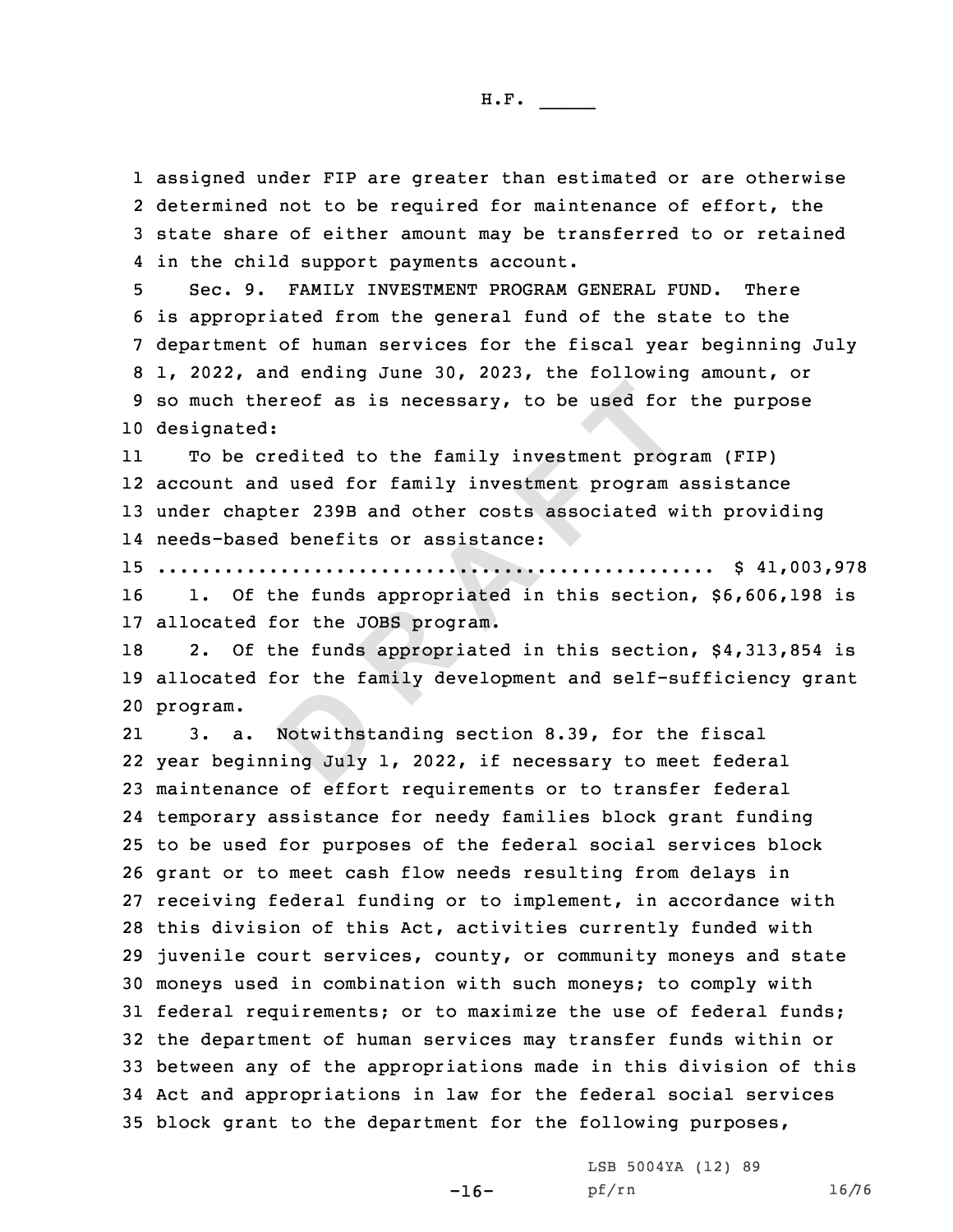assigned under FIP are greater than estimated or are otherwise determined not to be required for maintenance of effort, the state share of either amount may be transferred to or retained in the child support payments account.

Sec. 9. FAMILY INVESTMENT PROGRAM GENERAL FUND. There is appropriated from the general fund of the state to the department of human services for the fiscal year beginning July 1, 2022, and ending June 30, 2023, the following amount, or so much thereof as is necessary, to be used for the purpose designated:

To be credited to the family investment program (FIP) account and used for family investment program assistance under chapter 239B and other costs associated with providing needs-based benefits or assistance:

.................................................. $ 41,003,978

1. Of the funds appropriated in this section, $6,606,198 is allocated for the JOBS program.

2. Of the funds appropriated in this section, $4,313,854 is allocated for the family development and self-sufficiency grant program.

3. a. Notwithstanding section 8.39, for the fiscal year beginning July 1, 2022, if necessary to meet federal maintenance of effort requirements or to transfer federal temporary assistance for needy families block grant funding to be used for purposes of the federal social services block grant or to meet cash flow needs resulting from delays in receiving federal funding or to implement, in accordance with this division of this Act, activities currently funded with juvenile court services, county, or community moneys and state moneys used in combination with such moneys; to comply with federal requirements; or to maximize the use of federal funds; the department of human services may transfer funds within or between any of the appropriations made in this division of this Act and appropriations in law for the federal social services block grant to the department for the following purposes,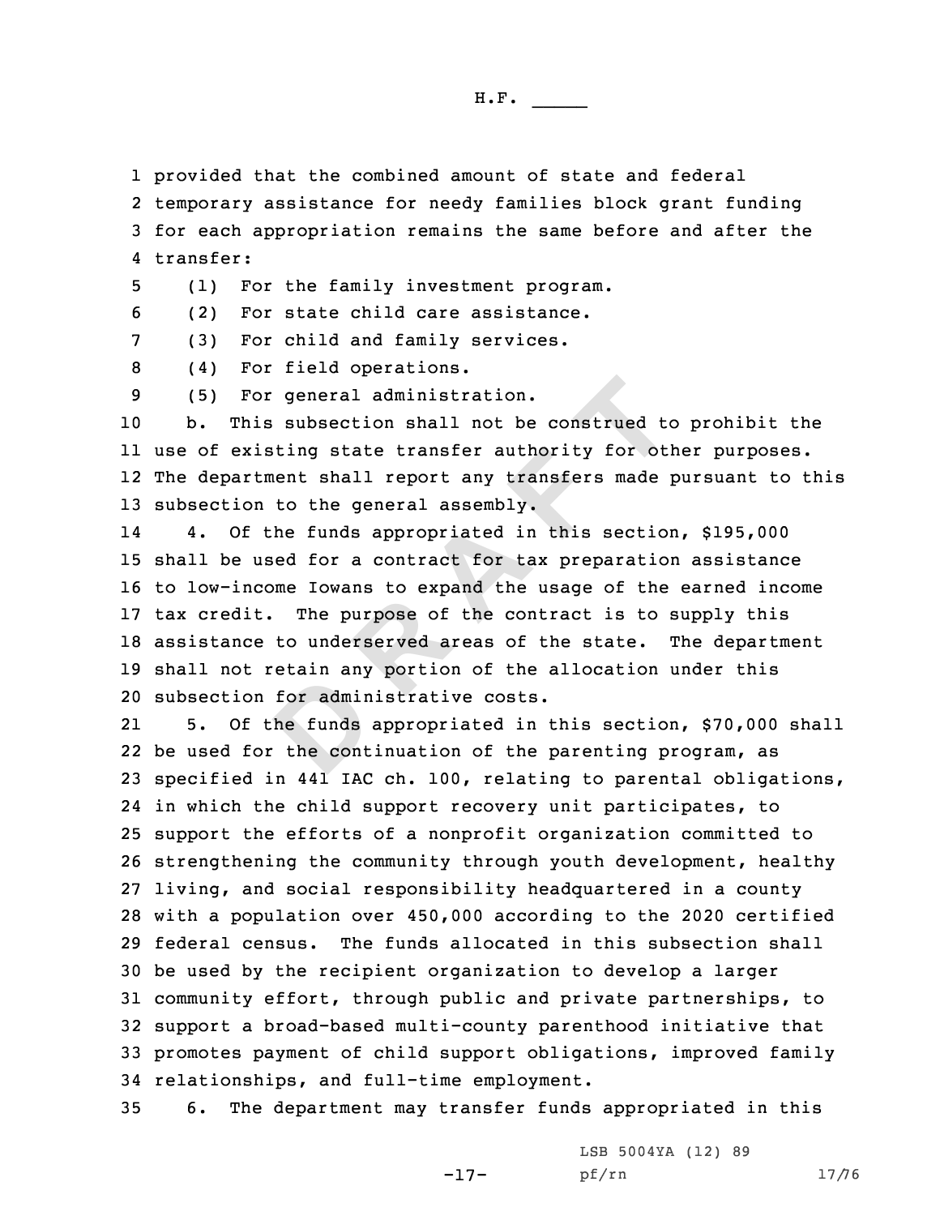provided that the combined amount of state and federal temporary assistance for needy families block grant funding for each appropriation remains the same before and after the transfer:

(1) For the family investment program.

(2) For state child care assistance.

(3) For child and family services.

(4) For field operations.

(5) For general administration.

b. This subsection shall not be construed to prohibit the use of existing state transfer authority for other purposes. The department shall report any transfers made pursuant to this subsection to the general assembly.

4. Of the funds appropriated in this section, $195,000 shall be used for a contract for tax preparation assistance to low-income Iowans to expand the usage of the earned income tax credit. The purpose of the contract is to supply this assistance to underserved areas of the state. The department shall not retain any portion of the allocation under this subsection for administrative costs.

5. Of the funds appropriated in this section, $70,000 shall be used for the continuation of the parenting program, as specified in 441 IAC ch. 100, relating to parental obligations, in which the child support recovery unit participates, to support the efforts of a nonprofit organization committed to strengthening the community through youth development, healthy living, and social responsibility headquartered in a county with a population over 450,000 according to the 2020 certified federal census. The funds allocated in this subsection shall be used by the recipient organization to develop a larger community effort, through public and private partnerships, to support a broad-based multi-county parenthood initiative that promotes payment of child support obligations, improved family relationships, and full-time employment.

6. The department may transfer funds appropriated in this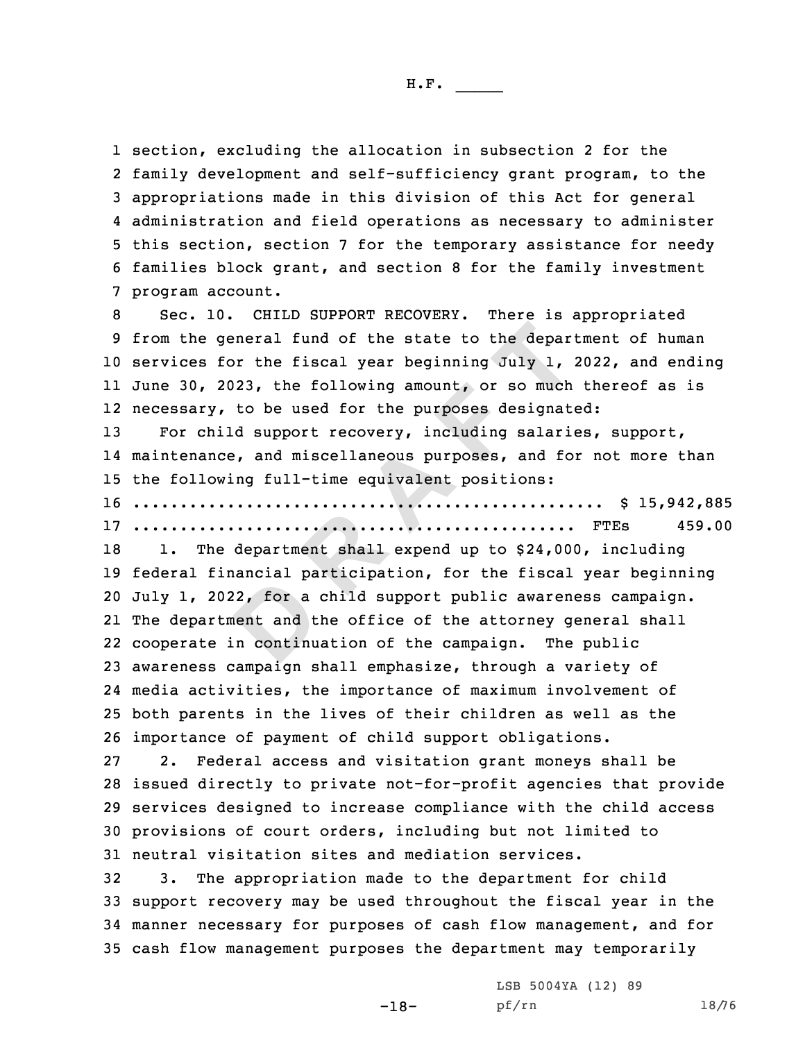section, excluding the allocation in subsection 2 for the family development and self-sufficiency grant program, to the appropriations made in this division of this Act for general administration and field operations as necessary to administer this section, section 7 for the temporary assistance for needy families block grant, and section 8 for the family investment program account.

Sec. 10. CHILD SUPPORT RECOVERY. There is appropriated from the general fund of the state to the department of human services for the fiscal year beginning July 1, 2022, and ending June 30, 2023, the following amount, or so much thereof as is necessary, to be used for the purposes designated:

For child support recovery, including salaries, support, maintenance, and miscellaneous purposes, and for not more than the following full-time equivalent positions:

.................................................. $ 15,942,885

.................................................. FTEs 459.00

1. The department shall expend up to $24,000, including federal financial participation, for the fiscal year beginning July 1, 2022, for a child support public awareness campaign. The department and the office of the attorney general shall cooperate in continuation of the campaign. The public awareness campaign shall emphasize, through a variety of media activities, the importance of maximum involvement of both parents in the lives of their children as well as the importance of payment of child support obligations.

2. Federal access and visitation grant moneys shall be issued directly to private not-for-profit agencies that provide services designed to increase compliance with the child access provisions of court orders, including but not limited to neutral visitation sites and mediation services.

3. The appropriation made to the department for child support recovery may be used throughout the fiscal year in the manner necessary for purposes of cash flow management, and for cash flow management purposes the department may temporarily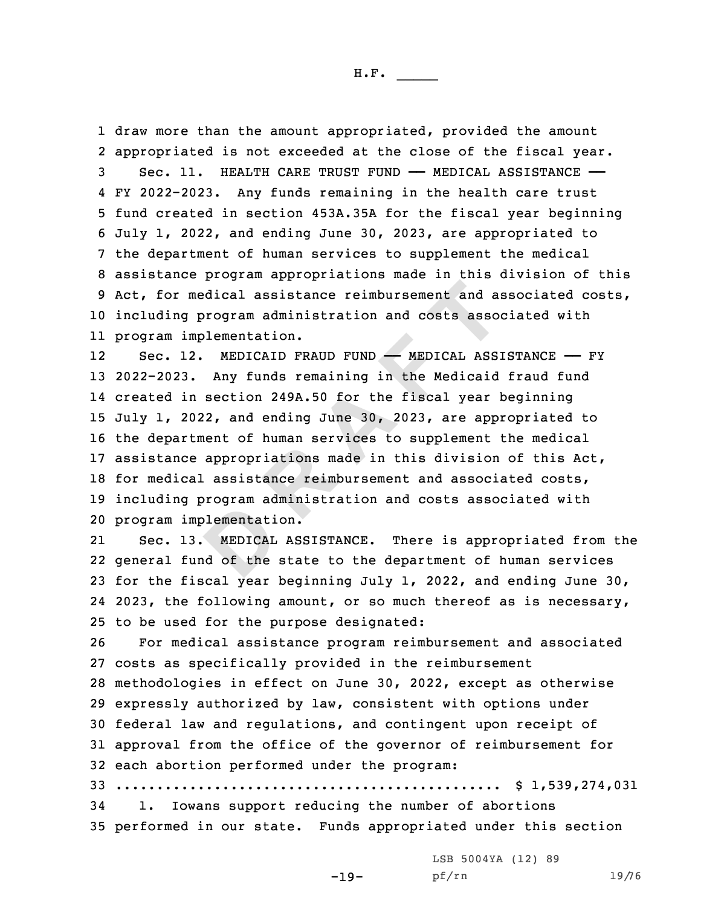draw more than the amount appropriated, provided the amount appropriated is not exceeded at the close of the fiscal year.

Sec. 11. HEALTH CARE TRUST FUND —— MEDICAL ASSISTANCE —— FY 2022-2023. Any funds remaining in the health care trust fund created in section 453A.35A for the fiscal year beginning July 1, 2022, and ending June 30, 2023, are appropriated to the department of human services to supplement the medical assistance program appropriations made in this division of this Act, for medical assistance reimbursement and associated costs, including program administration and costs associated with program implementation.

Sec. 12. MEDICAID FRAUD FUND —— MEDICAL ASSISTANCE —— FY 2022-2023. Any funds remaining in the Medicaid fraud fund created in section 249A.50 for the fiscal year beginning July 1, 2022, and ending June 30, 2023, are appropriated to the department of human services to supplement the medical assistance appropriations made in this division of this Act, for medical assistance reimbursement and associated costs, including program administration and costs associated with program implementation.

Sec. 13. MEDICAL ASSISTANCE. There is appropriated from the general fund of the state to the department of human services for the fiscal year beginning July 1, 2022, and ending June 30, 2023, the following amount, or so much thereof as is necessary, to be used for the purpose designated:

For medical assistance program reimbursement and associated costs as specifically provided in the reimbursement methodologies in effect on June 30, 2022, except as otherwise expressly authorized by law, consistent with options under federal law and regulations, and contingent upon receipt of approval from the office of the governor of reimbursement for each abortion performed under the program:

.............................................. $ 1,539,274,031

1. Iowans support reducing the number of abortions performed in our state. Funds appropriated under this section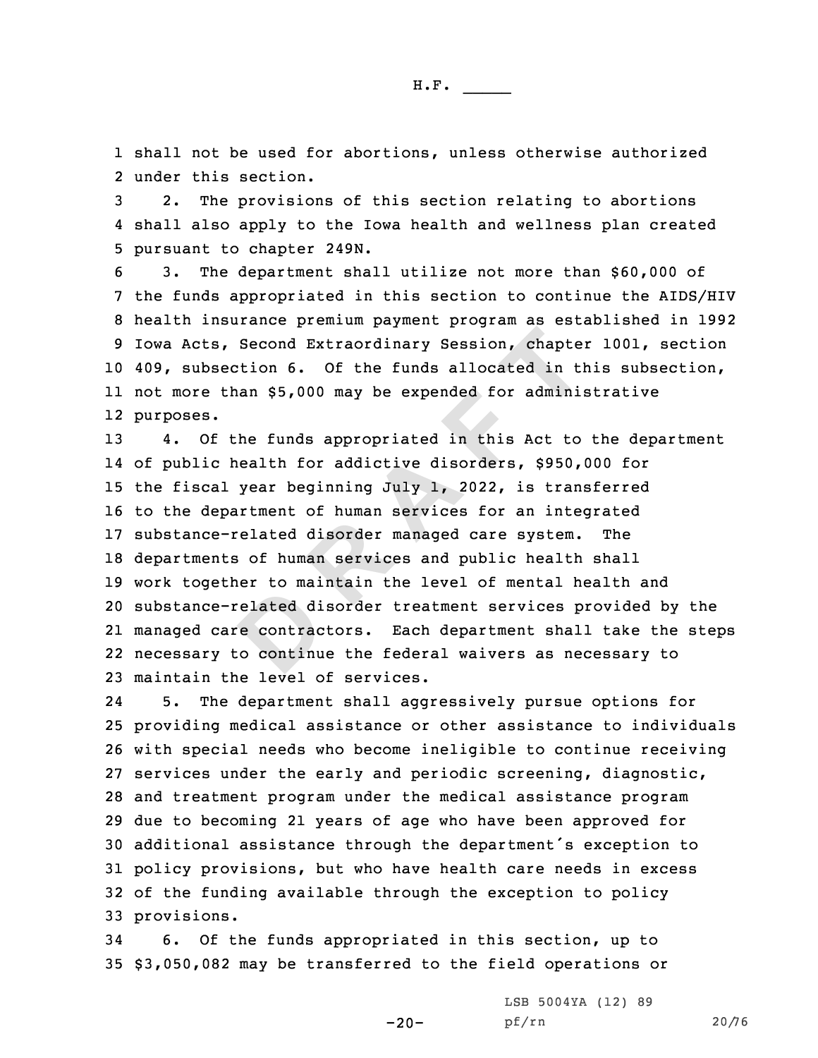shall not be used for abortions, unless otherwise authorized under this section.

2. The provisions of this section relating to abortions shall also apply to the Iowa health and wellness plan created pursuant to chapter 249N.

3. The department shall utilize not more than $60,000 of the funds appropriated in this section to continue the AIDS/HIV health insurance premium payment program as established in 1992 Iowa Acts, Second Extraordinary Session, chapter 1001, section 409, subsection 6. Of the funds allocated in this subsection, not more than $5,000 may be expended for administrative purposes.

4. Of the funds appropriated in this Act to the department of public health for addictive disorders, $950,000 for the fiscal year beginning July 1, 2022, is transferred to the department of human services for an integrated substance-related disorder managed care system. The departments of human services and public health shall work together to maintain the level of mental health and substance-related disorder treatment services provided by the managed care contractors. Each department shall take the steps necessary to continue the federal waivers as necessary to maintain the level of services.

5. The department shall aggressively pursue options for providing medical assistance or other assistance to individuals with special needs who become ineligible to continue receiving services under the early and periodic screening, diagnostic, and treatment program under the medical assistance program due to becoming 21 years of age who have been approved for additional assistance through the department's exception to policy provisions, but who have health care needs in excess of the funding available through the exception to policy provisions.

6. Of the funds appropriated in this section, up to $3,050,082 may be transferred to the field operations or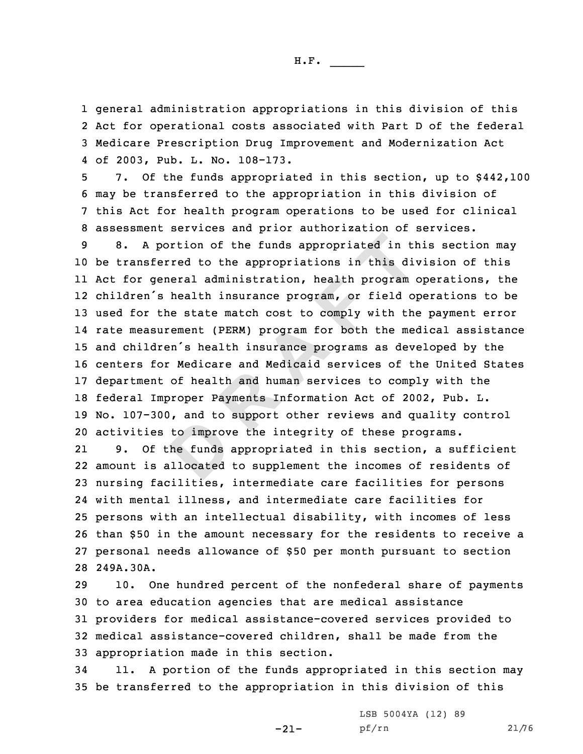general administration appropriations in this division of this Act for operational costs associated with Part D of the federal Medicare Prescription Drug Improvement and Modernization Act of 2003, Pub. L. No. 108-173.

7. Of the funds appropriated in this section, up to $442,100 may be transferred to the appropriation in this division of this Act for health program operations to be used for clinical assessment services and prior authorization of services.

8. A portion of the funds appropriated in this section may be transferred to the appropriations in this division of this Act for general administration, health program operations, the children's health insurance program, or field operations to be used for the state match cost to comply with the payment error rate measurement (PERM) program for both the medical assistance and children's health insurance programs as developed by the centers for Medicare and Medicaid services of the United States department of health and human services to comply with the federal Improper Payments Information Act of 2002, Pub. L. No. 107-300, and to support other reviews and quality control activities to improve the integrity of these programs.

9. Of the funds appropriated in this section, a sufficient amount is allocated to supplement the incomes of residents of nursing facilities, intermediate care facilities for persons with mental illness, and intermediate care facilities for persons with an intellectual disability, with incomes of less than $50 in the amount necessary for the residents to receive a personal needs allowance of $50 per month pursuant to section 249A.30A.

10. One hundred percent of the nonfederal share of payments to area education agencies that are medical assistance providers for medical assistance-covered services provided to medical assistance-covered children, shall be made from the appropriation made in this section.

11. A portion of the funds appropriated in this section may be transferred to the appropriation in this division of this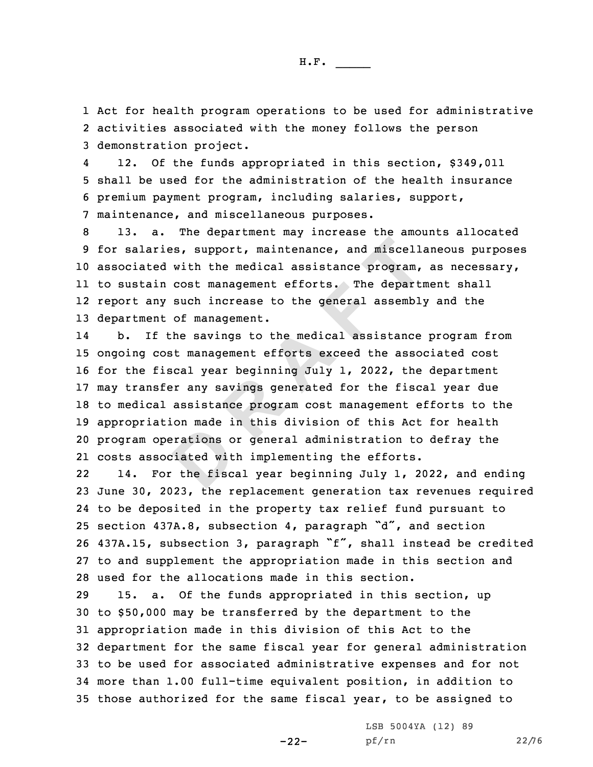Act for health program operations to be used for administrative activities associated with the money follows the person demonstration project.

12. Of the funds appropriated in this section, $349,011 shall be used for the administration of the health insurance premium payment program, including salaries, support, maintenance, and miscellaneous purposes.

13. a. The department may increase the amounts allocated for salaries, support, maintenance, and miscellaneous purposes associated with the medical assistance program, as necessary, to sustain cost management efforts. The department shall report any such increase to the general assembly and the department of management.

b. If the savings to the medical assistance program from ongoing cost management efforts exceed the associated cost for the fiscal year beginning July 1, 2022, the department may transfer any savings generated for the fiscal year due to medical assistance program cost management efforts to the appropriation made in this division of this Act for health program operations or general administration to defray the costs associated with implementing the efforts.

14. For the fiscal year beginning July 1, 2022, and ending June 30, 2023, the replacement generation tax revenues required to be deposited in the property tax relief fund pursuant to section 437A.8, subsection 4, paragraph "d", and section 437A.15, subsection 3, paragraph "f", shall instead be credited to and supplement the appropriation made in this section and used for the allocations made in this section.

15. a. Of the funds appropriated in this section, up to $50,000 may be transferred by the department to the appropriation made in this division of this Act to the department for the same fiscal year for general administration to be used for associated administrative expenses and for not more than 1.00 full-time equivalent position, in addition to those authorized for the same fiscal year, to be assigned to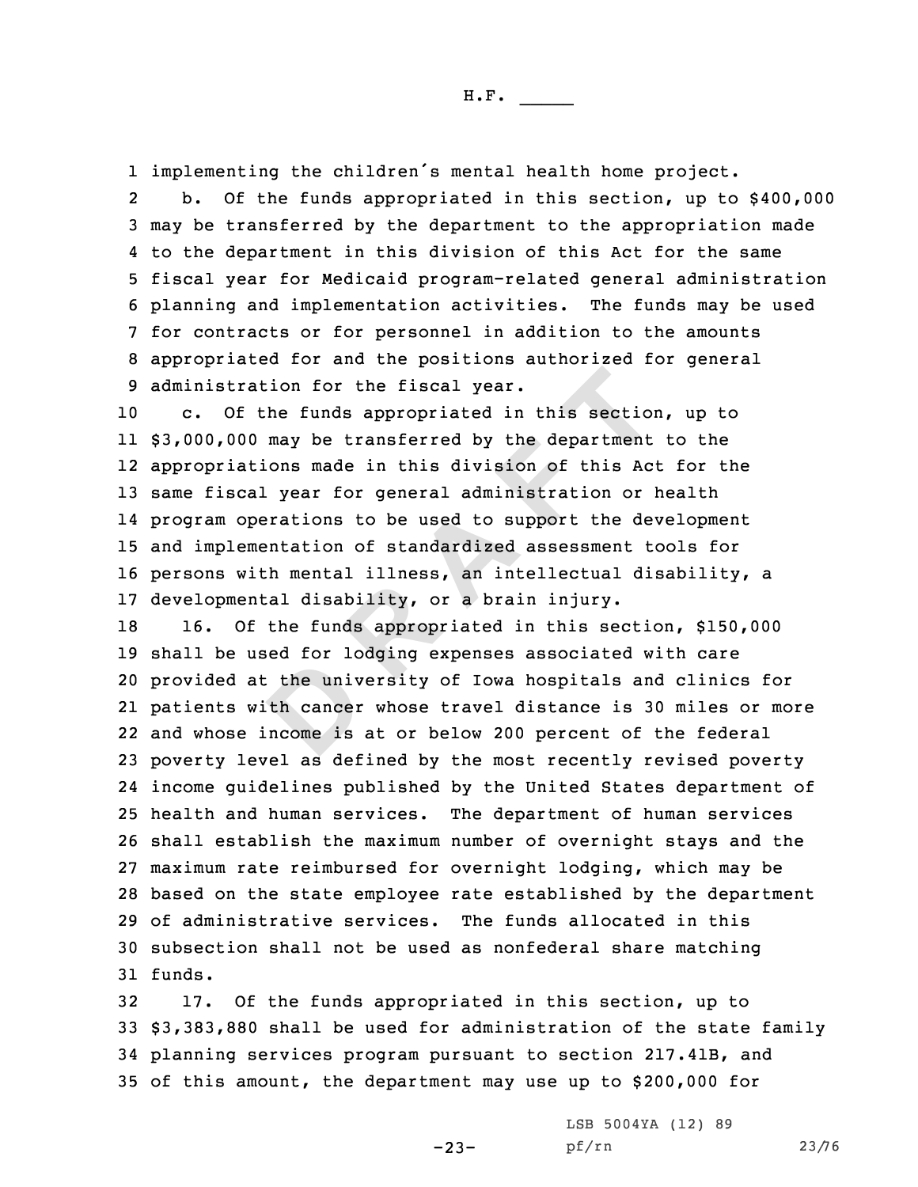implementing the children's mental health home project.

b. Of the funds appropriated in this section, up to $400,000 may be transferred by the department to the appropriation made to the department in this division of this Act for the same fiscal year for Medicaid program-related general administration planning and implementation activities. The funds may be used for contracts or for personnel in addition to the amounts appropriated for and the positions authorized for general administration for the fiscal year.

c. Of the funds appropriated in this section, up to $3,000,000 may be transferred by the department to the appropriations made in this division of this Act for the same fiscal year for general administration or health program operations to be used to support the development and implementation of standardized assessment tools for persons with mental illness, an intellectual disability, a developmental disability, or a brain injury.

16. Of the funds appropriated in this section, $150,000 shall be used for lodging expenses associated with care provided at the university of Iowa hospitals and clinics for patients with cancer whose travel distance is 30 miles or more and whose income is at or below 200 percent of the federal poverty level as defined by the most recently revised poverty income guidelines published by the United States department of health and human services. The department of human services shall establish the maximum number of overnight stays and the maximum rate reimbursed for overnight lodging, which may be based on the state employee rate established by the department of administrative services. The funds allocated in this subsection shall not be used as nonfederal share matching funds.

17. Of the funds appropriated in this section, up to $3,383,880 shall be used for administration of the state family planning services program pursuant to section 217.41B, and of this amount, the department may use up to $200,000 for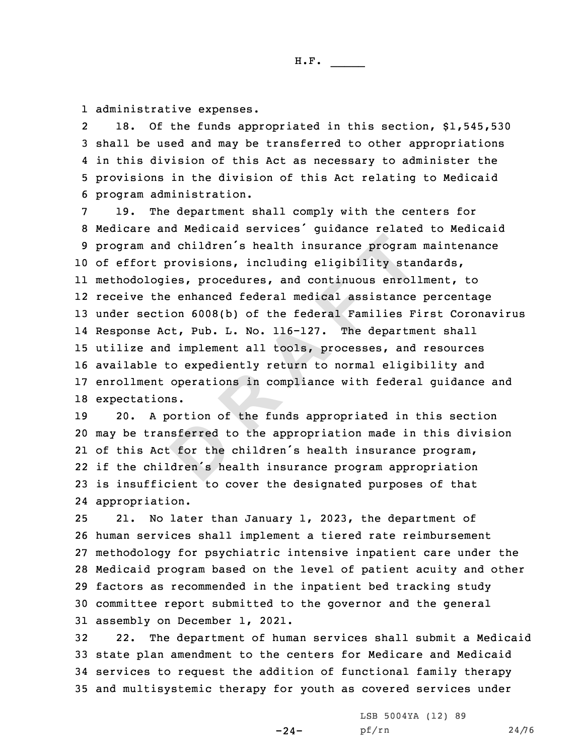administrative expenses.

18. Of the funds appropriated in this section, $1,545,530 shall be used and may be transferred to other appropriations in this division of this Act as necessary to administer the provisions in the division of this Act relating to Medicaid program administration.

19. The department shall comply with the centers for Medicare and Medicaid services' guidance related to Medicaid program and children's health insurance program maintenance of effort provisions, including eligibility standards, methodologies, procedures, and continuous enrollment, to receive the enhanced federal medical assistance percentage under section 6008(b) of the federal Families First Coronavirus Response Act, Pub. L. No. 116-127. The department shall utilize and implement all tools, processes, and resources available to expediently return to normal eligibility and enrollment operations in compliance with federal guidance and expectations.

20. A portion of the funds appropriated in this section may be transferred to the appropriation made in this division of this Act for the children's health insurance program, if the children's health insurance program appropriation is insufficient to cover the designated purposes of that appropriation.

21. No later than January 1, 2023, the department of human services shall implement a tiered rate reimbursement methodology for psychiatric intensive inpatient care under the Medicaid program based on the level of patient acuity and other factors as recommended in the inpatient bed tracking study committee report submitted to the governor and the general assembly on December 1, 2021.

22. The department of human services shall submit a Medicaid state plan amendment to the centers for Medicare and Medicaid services to request the addition of functional family therapy and multisystemic therapy for youth as covered services under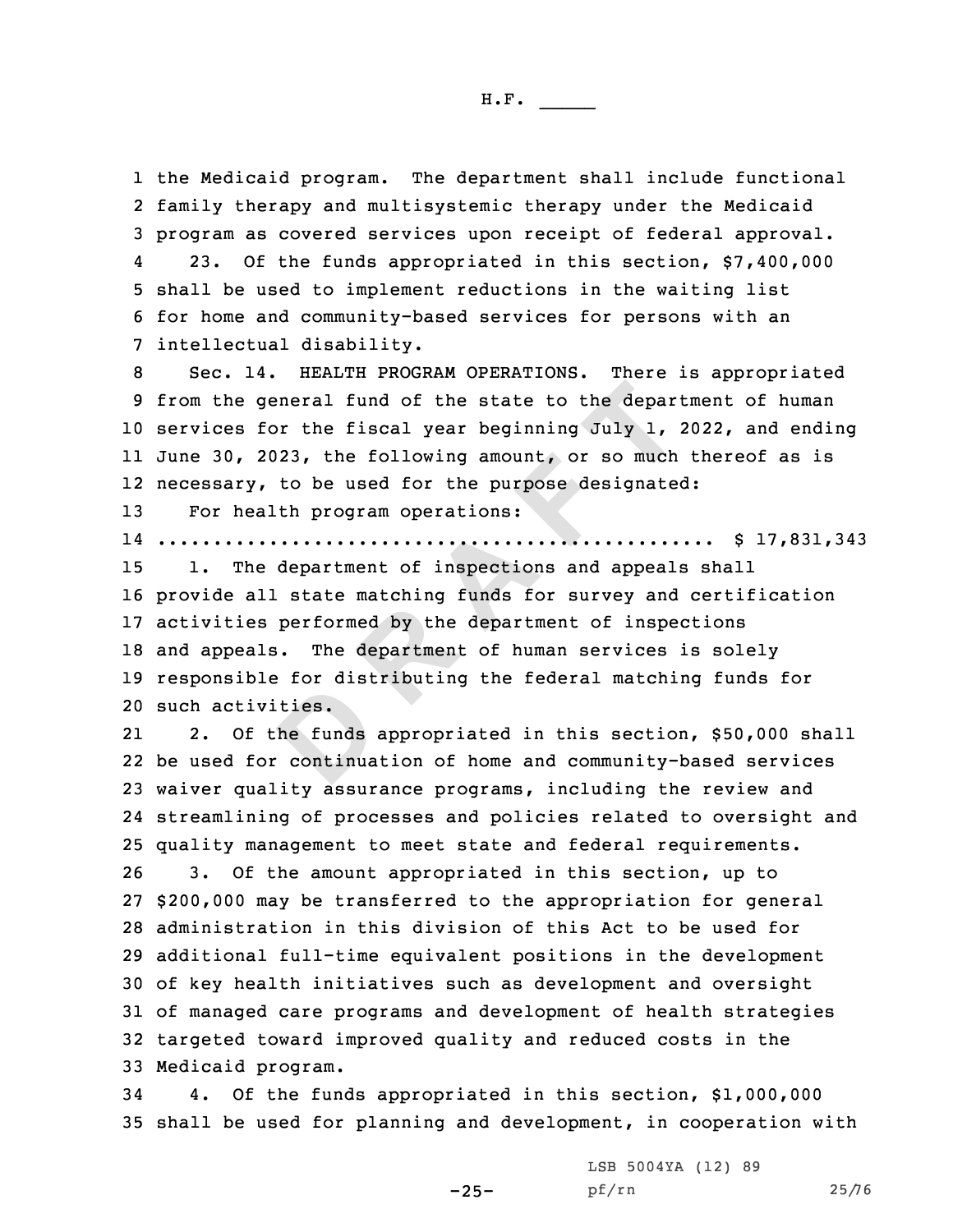the Medicaid program. The department shall include functional family therapy and multisystemic therapy under the Medicaid program as covered services upon receipt of federal approval.

23. Of the funds appropriated in this section, $7,400,000 shall be used to implement reductions in the waiting list for home and community-based services for persons with an intellectual disability.

Sec. 14. HEALTH PROGRAM OPERATIONS. There is appropriated from the general fund of the state to the department of human services for the fiscal year beginning July 1, 2022, and ending June 30, 2023, the following amount, or so much thereof as is necessary, to be used for the purpose designated:

For health program operations:

.................................................. $ 17,831,343

1. The department of inspections and appeals shall provide all state matching funds for survey and certification activities performed by the department of inspections and appeals. The department of human services is solely responsible for distributing the federal matching funds for such activities.

2. Of the funds appropriated in this section, $50,000 shall be used for continuation of home and community-based services waiver quality assurance programs, including the review and streamlining of processes and policies related to oversight and quality management to meet state and federal requirements.

3. Of the amount appropriated in this section, up to $200,000 may be transferred to the appropriation for general administration in this division of this Act to be used for additional full-time equivalent positions in the development of key health initiatives such as development and oversight of managed care programs and development of health strategies targeted toward improved quality and reduced costs in the Medicaid program.

4. Of the funds appropriated in this section, $1,000,000 shall be used for planning and development, in cooperation with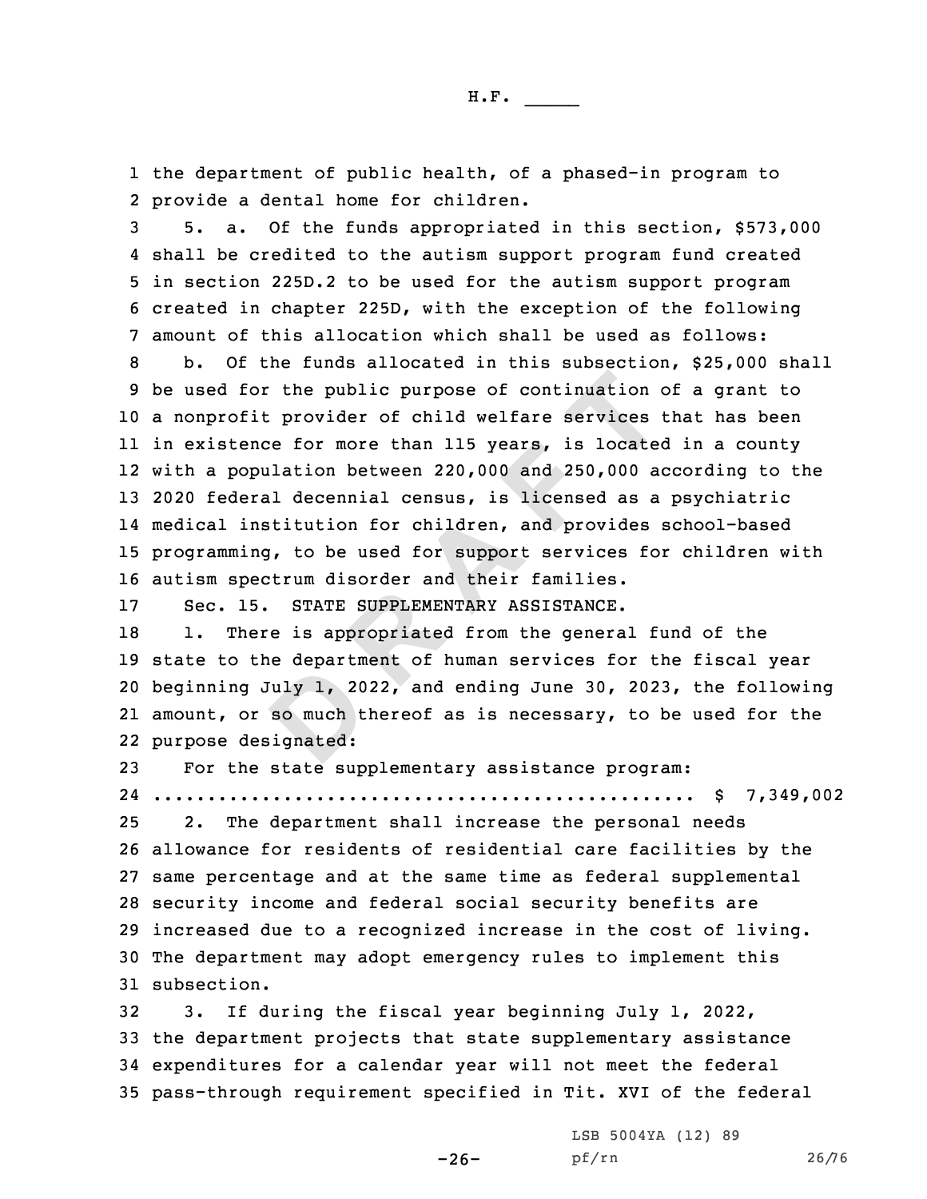the department of public health, of a phased-in program to provide a dental home for children.

5. a. Of the funds appropriated in this section, $573,000 shall be credited to the autism support program fund created in section 225D.2 to be used for the autism support program created in chapter 225D, with the exception of the following amount of this allocation which shall be used as follows:

b. Of the funds allocated in this subsection, $25,000 shall be used for the public purpose of continuation of a grant to a nonprofit provider of child welfare services that has been in existence for more than 115 years, is located in a county with a population between 220,000 and 250,000 according to the 2020 federal decennial census, is licensed as a psychiatric medical institution for children, and provides school-based programming, to be used for support services for children with autism spectrum disorder and their families.

Sec. 15. STATE SUPPLEMENTARY ASSISTANCE.

1. There is appropriated from the general fund of the state to the department of human services for the fiscal year beginning July 1, 2022, and ending June 30, 2023, the following amount, or so much thereof as is necessary, to be used for the purpose designated:

For the state supplementary assistance program:

.................................................. $ 7,349,002

2. The department shall increase the personal needs allowance for residents of residential care facilities by the same percentage and at the same time as federal supplemental security income and federal social security benefits are increased due to a recognized increase in the cost of living. The department may adopt emergency rules to implement this subsection.

3. If during the fiscal year beginning July 1, 2022, the department projects that state supplementary assistance expenditures for a calendar year will not meet the federal pass-through requirement specified in Tit. XVI of the federal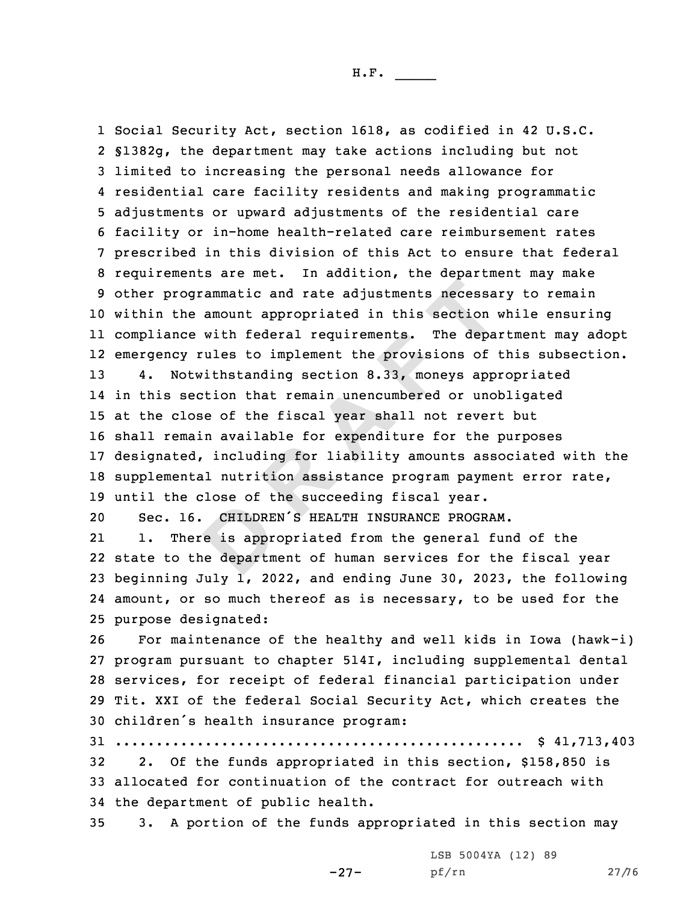Social Security Act, section 1618, as codified in 42 U.S.C. §1382g, the department may take actions including but not limited to increasing the personal needs allowance for residential care facility residents and making programmatic adjustments or upward adjustments of the residential care facility or in-home health-related care reimbursement rates prescribed in this division of this Act to ensure that federal requirements are met. In addition, the department may make other programmatic and rate adjustments necessary to remain within the amount appropriated in this section while ensuring compliance with federal requirements. The department may adopt emergency rules to implement the provisions of this subsection.

4. Notwithstanding section 8.33, moneys appropriated in this section that remain unencumbered or unobligated at the close of the fiscal year shall not revert but shall remain available for expenditure for the purposes designated, including for liability amounts associated with the supplemental nutrition assistance program payment error rate, until the close of the succeeding fiscal year.

Sec. 16. CHILDREN´S HEALTH INSURANCE PROGRAM.

1. There is appropriated from the general fund of the state to the department of human services for the fiscal year beginning July 1, 2022, and ending June 30, 2023, the following amount, or so much thereof as is necessary, to be used for the purpose designated:

For maintenance of the healthy and well kids in Iowa (hawk-i) program pursuant to chapter 514I, including supplemental dental services, for receipt of federal financial participation under Tit. XXI of the federal Social Security Act, which creates the children´s health insurance program:

.................................................. $ 41,713,403

2. Of the funds appropriated in this section, $158,850 is allocated for continuation of the contract for outreach with the department of public health.

3. A portion of the funds appropriated in this section may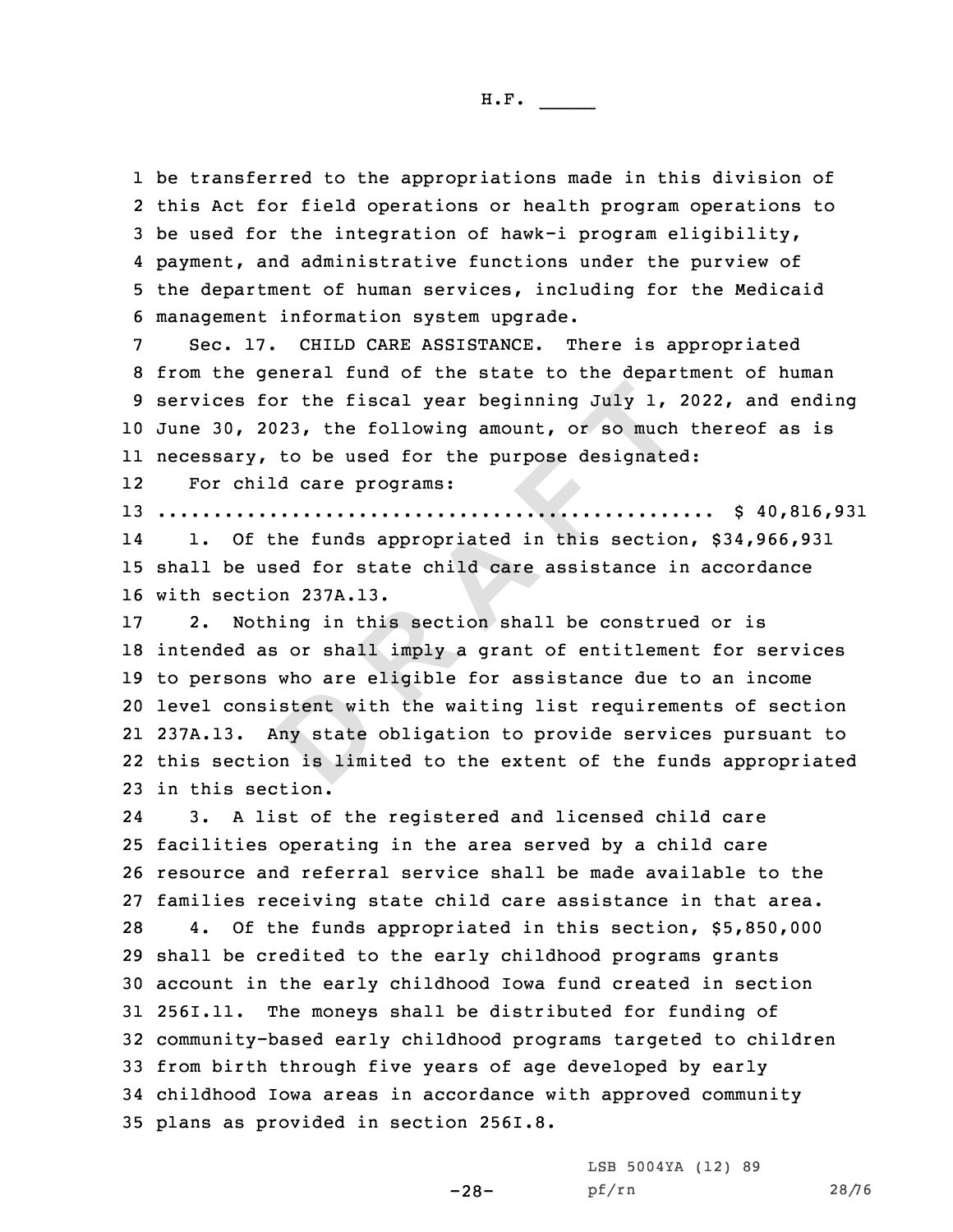be transferred to the appropriations made in this division of this Act for field operations or health program operations to be used for the integration of hawk-i program eligibility, payment, and administrative functions under the purview of the department of human services, including for the Medicaid management information system upgrade.

Sec. 17. CHILD CARE ASSISTANCE. There is appropriated from the general fund of the state to the department of human services for the fiscal year beginning July 1, 2022, and ending June 30, 2023, the following amount, or so much thereof as is necessary, to be used for the purpose designated:

For child care programs:

.................................................. $ 40,816,931

1. Of the funds appropriated in this section, $34,966,931 shall be used for state child care assistance in accordance with section 237A.13.

2. Nothing in this section shall be construed or is intended as or shall imply a grant of entitlement for services to persons who are eligible for assistance due to an income level consistent with the waiting list requirements of section 237A.13. Any state obligation to provide services pursuant to this section is limited to the extent of the funds appropriated in this section.

3. A list of the registered and licensed child care facilities operating in the area served by a child care resource and referral service shall be made available to the families receiving state child care assistance in that area.

4. Of the funds appropriated in this section, $5,850,000 shall be credited to the early childhood programs grants account in the early childhood Iowa fund created in section 256I.11. The moneys shall be distributed for funding of community-based early childhood programs targeted to children from birth through five years of age developed by early childhood Iowa areas in accordance with approved community plans as provided in section 256I.8.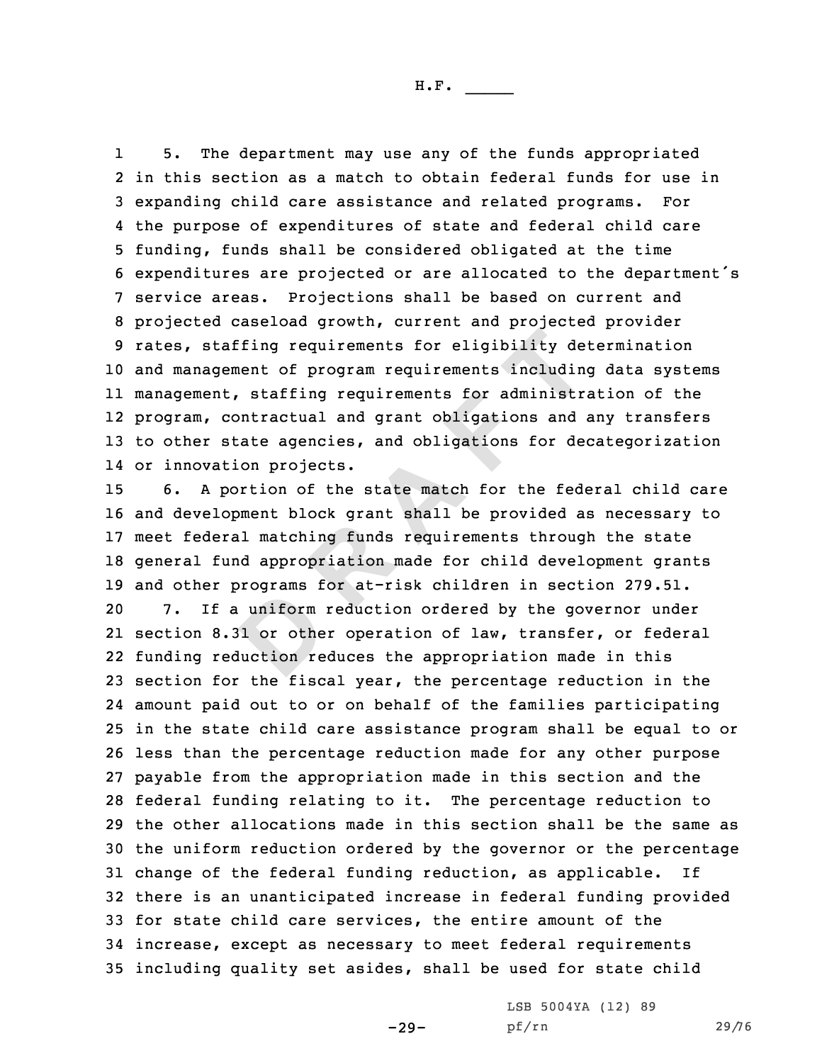5. The department may use any of the funds appropriated in this section as a match to obtain federal funds for use in expanding child care assistance and related programs. For the purpose of expenditures of state and federal child care funding, funds shall be considered obligated at the time expenditures are projected or are allocated to the department's service areas. Projections shall be based on current and projected caseload growth, current and projected provider rates, staffing requirements for eligibility determination and management of program requirements including data systems management, staffing requirements for administration of the program, contractual and grant obligations and any transfers to other state agencies, and obligations for decategorization or innovation projects.

6. A portion of the state match for the federal child care and development block grant shall be provided as necessary to meet federal matching funds requirements through the state general fund appropriation made for child development grants and other programs for at-risk children in section 279.51.

7. If a uniform reduction ordered by the governor under section 8.31 or other operation of law, transfer, or federal funding reduction reduces the appropriation made in this section for the fiscal year, the percentage reduction in the amount paid out to or on behalf of the families participating in the state child care assistance program shall be equal to or less than the percentage reduction made for any other purpose payable from the appropriation made in this section and the federal funding relating to it. The percentage reduction to the other allocations made in this section shall be the same as the uniform reduction ordered by the governor or the percentage change of the federal funding reduction, as applicable. If there is an unanticipated increase in federal funding provided for state child care services, the entire amount of the increase, except as necessary to meet federal requirements including quality set asides, shall be used for state child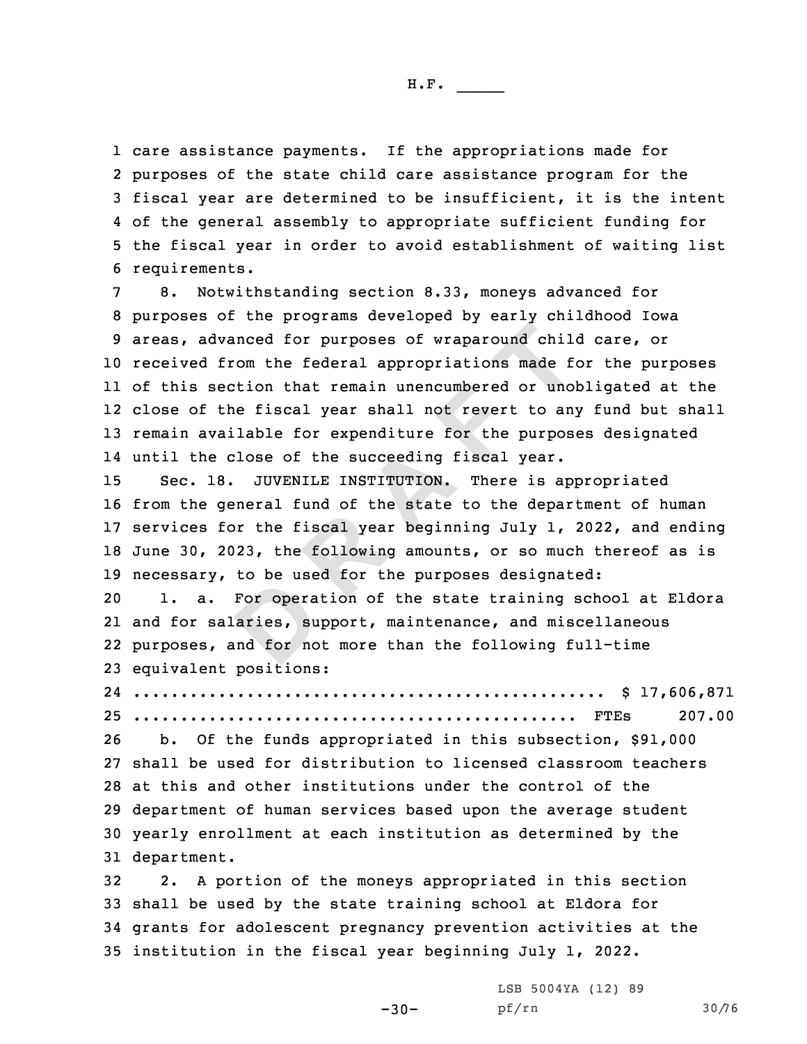care assistance payments. If the appropriations made for purposes of the state child care assistance program for the fiscal year are determined to be insufficient, it is the intent of the general assembly to appropriate sufficient funding for the fiscal year in order to avoid establishment of waiting list requirements.

8. Notwithstanding section 8.33, moneys advanced for purposes of the programs developed by early childhood Iowa areas, advanced for purposes of wraparound child care, or received from the federal appropriations made for the purposes of this section that remain unencumbered or unobligated at the close of the fiscal year shall not revert to any fund but shall remain available for expenditure for the purposes designated until the close of the succeeding fiscal year.

Sec. 18. JUVENILE INSTITUTION. There is appropriated from the general fund of the state to the department of human services for the fiscal year beginning July 1, 2022, and ending June 30, 2023, the following amounts, or so much thereof as is necessary, to be used for the purposes designated:

1. a. For operation of the state training school at Eldora and for salaries, support, maintenance, and miscellaneous purposes, and for not more than the following full-time equivalent positions:

.................................................. $ 17,606,871
............................................... FTEs 207.00

b. Of the funds appropriated in this subsection, $91,000 shall be used for distribution to licensed classroom teachers at this and other institutions under the control of the department of human services based upon the average student yearly enrollment at each institution as determined by the department.

2. A portion of the moneys appropriated in this section shall be used by the state training school at Eldora for grants for adolescent pregnancy prevention activities at the institution in the fiscal year beginning July 1, 2022.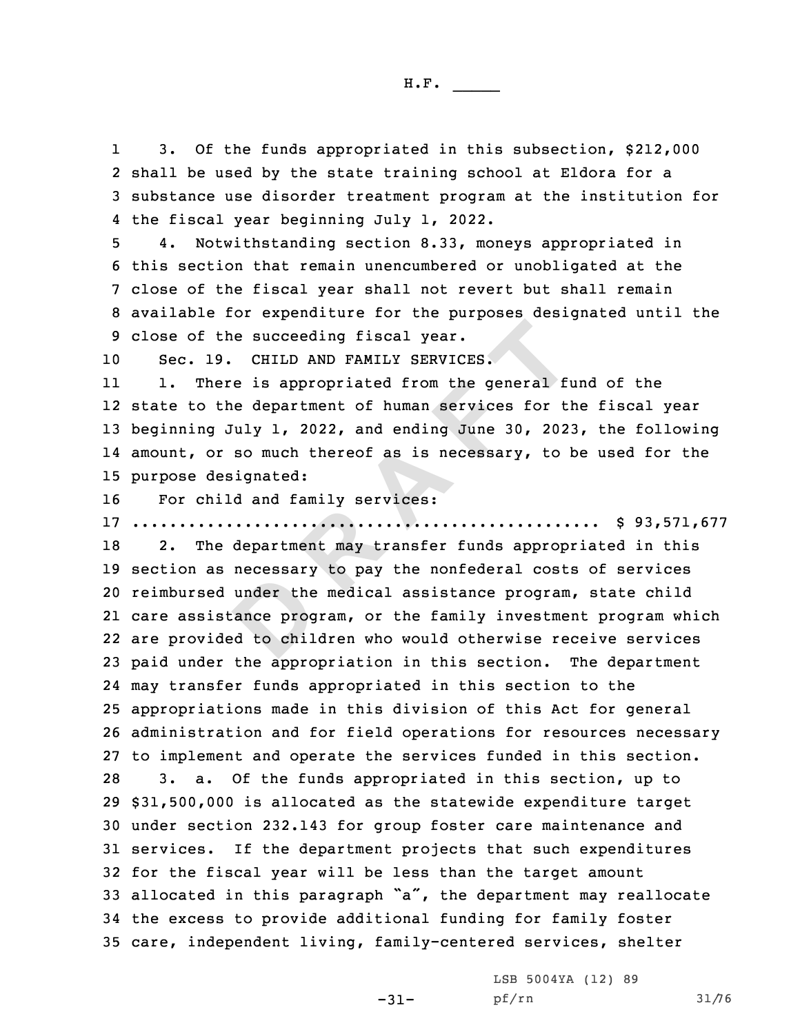3. Of the funds appropriated in this subsection, $212,000 shall be used by the state training school at Eldora for a substance use disorder treatment program at the institution for the fiscal year beginning July 1, 2022.

4. Notwithstanding section 8.33, moneys appropriated in this section that remain unencumbered or unobligated at the close of the fiscal year shall not revert but shall remain available for expenditure for the purposes designated until the close of the succeeding fiscal year.

Sec. 19. CHILD AND FAMILY SERVICES.

1. There is appropriated from the general fund of the state to the department of human services for the fiscal year beginning July 1, 2022, and ending June 30, 2023, the following amount, or so much thereof as is necessary, to be used for the purpose designated:

For child and family services:

.................................................. $ 93,571,677

2. The department may transfer funds appropriated in this section as necessary to pay the nonfederal costs of services reimbursed under the medical assistance program, state child care assistance program, or the family investment program which are provided to children who would otherwise receive services paid under the appropriation in this section. The department may transfer funds appropriated in this section to the appropriations made in this division of this Act for general administration and for field operations for resources necessary to implement and operate the services funded in this section.

3. a. Of the funds appropriated in this section, up to $31,500,000 is allocated as the statewide expenditure target under section 232.143 for group foster care maintenance and services. If the department projects that such expenditures for the fiscal year will be less than the target amount allocated in this paragraph "a", the department may reallocate the excess to provide additional funding for family foster care, independent living, family-centered services, shelter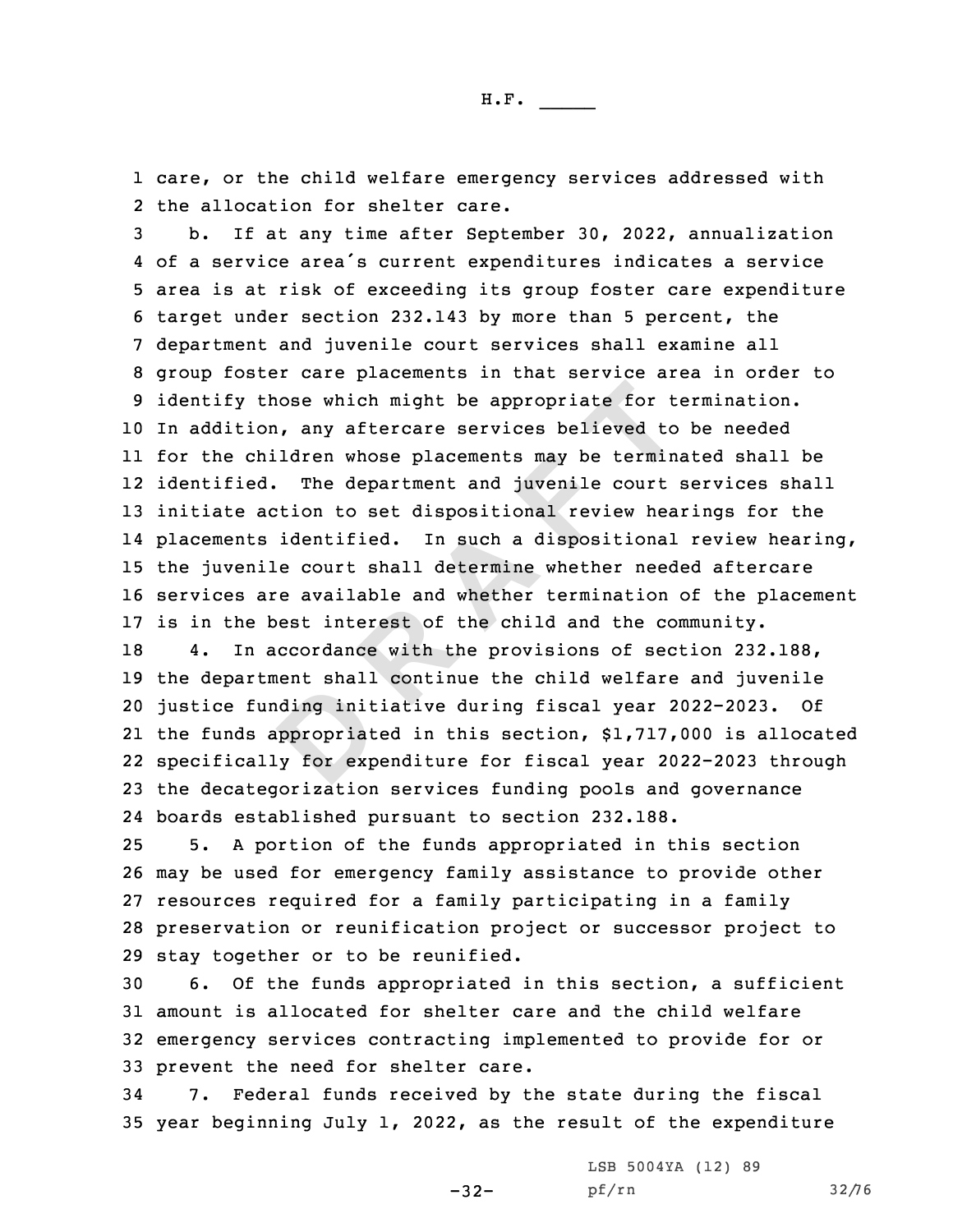care, or the child welfare emergency services addressed with the allocation for shelter care.

b. If at any time after September 30, 2022, annualization of a service area's current expenditures indicates a service area is at risk of exceeding its group foster care expenditure target under section 232.143 by more than 5 percent, the department and juvenile court services shall examine all group foster care placements in that service area in order to identify those which might be appropriate for termination. In addition, any aftercare services believed to be needed for the children whose placements may be terminated shall be identified. The department and juvenile court services shall initiate action to set dispositional review hearings for the placements identified. In such a dispositional review hearing, the juvenile court shall determine whether needed aftercare services are available and whether termination of the placement is in the best interest of the child and the community.

4. In accordance with the provisions of section 232.188, the department shall continue the child welfare and juvenile justice funding initiative during fiscal year 2022-2023. Of the funds appropriated in this section, $1,717,000 is allocated specifically for expenditure for fiscal year 2022-2023 through the decategorization services funding pools and governance boards established pursuant to section 232.188.

5. A portion of the funds appropriated in this section may be used for emergency family assistance to provide other resources required for a family participating in a family preservation or reunification project or successor project to stay together or to be reunified.

6. Of the funds appropriated in this section, a sufficient amount is allocated for shelter care and the child welfare emergency services contracting implemented to provide for or prevent the need for shelter care.

7. Federal funds received by the state during the fiscal year beginning July 1, 2022, as the result of the expenditure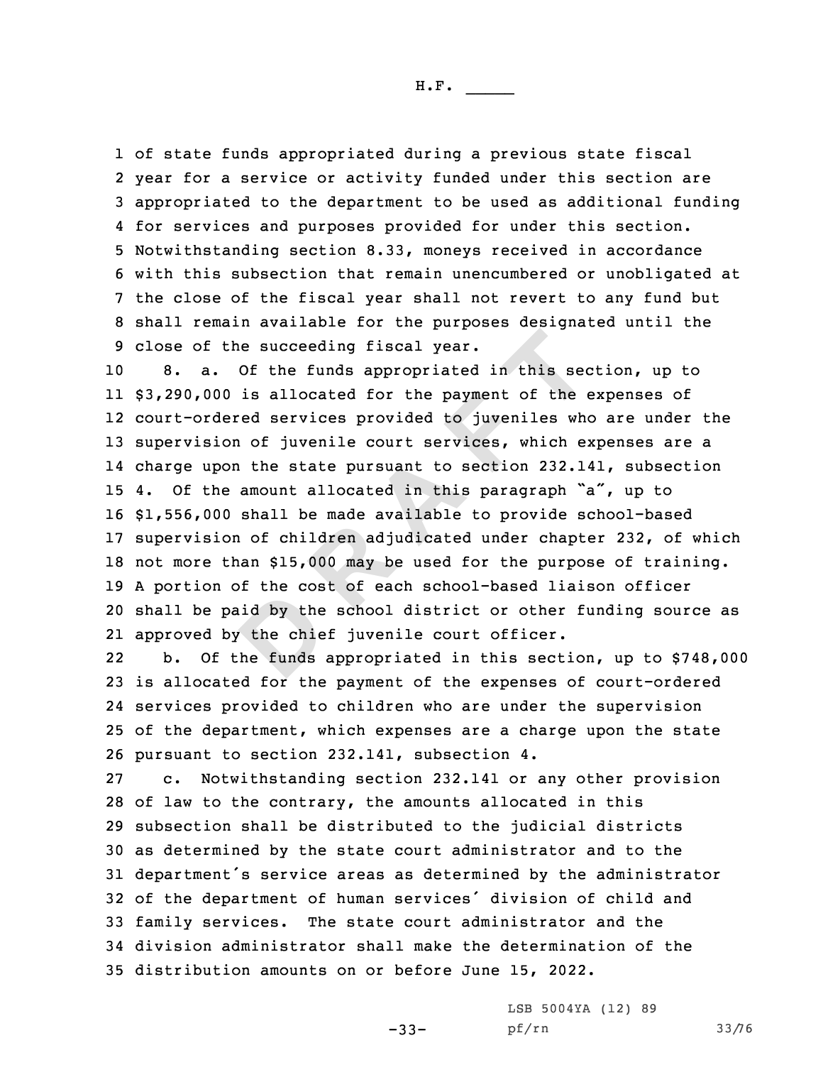of state funds appropriated during a previous state fiscal year for a service or activity funded under this section are appropriated to the department to be used as additional funding for services and purposes provided for under this section. Notwithstanding section 8.33, moneys received in accordance with this subsection that remain unencumbered or unobligated at the close of the fiscal year shall not revert to any fund but shall remain available for the purposes designated until the close of the succeeding fiscal year.

8. a. Of the funds appropriated in this section, up to $3,290,000 is allocated for the payment of the expenses of court-ordered services provided to juveniles who are under the supervision of juvenile court services, which expenses are a charge upon the state pursuant to section 232.141, subsection 4. Of the amount allocated in this paragraph "a", up to $1,556,000 shall be made available to provide school-based supervision of children adjudicated under chapter 232, of which not more than $15,000 may be used for the purpose of training. A portion of the cost of each school-based liaison officer shall be paid by the school district or other funding source as approved by the chief juvenile court officer.

b. Of the funds appropriated in this section, up to $748,000 is allocated for the payment of the expenses of court-ordered services provided to children who are under the supervision of the department, which expenses are a charge upon the state pursuant to section 232.141, subsection 4.

c. Notwithstanding section 232.141 or any other provision of law to the contrary, the amounts allocated in this subsection shall be distributed to the judicial districts as determined by the state court administrator and to the department's service areas as determined by the administrator of the department of human services' division of child and family services. The state court administrator and the division administrator shall make the determination of the distribution amounts on or before June 15, 2022.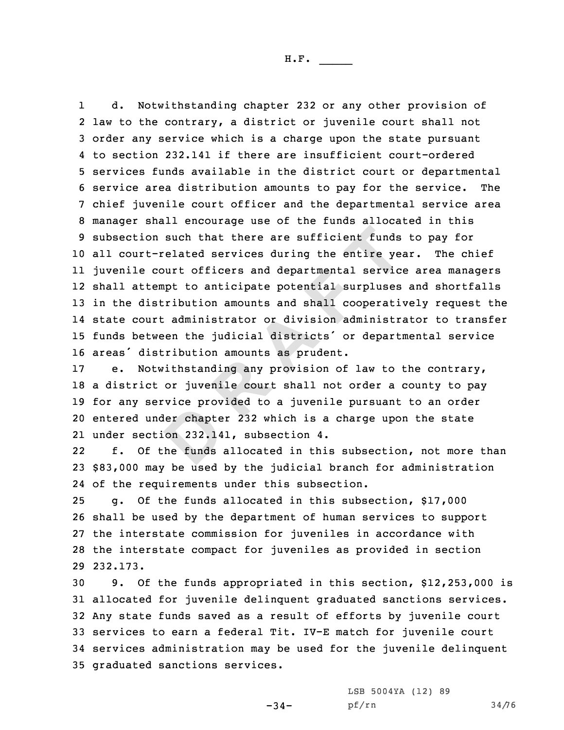d. Notwithstanding chapter 232 or any other provision of law to the contrary, a district or juvenile court shall not order any service which is a charge upon the state pursuant to section 232.141 if there are insufficient court-ordered services funds available in the district court or departmental service area distribution amounts to pay for the service. The chief juvenile court officer and the departmental service area manager shall encourage use of the funds allocated in this subsection such that there are sufficient funds to pay for all court-related services during the entire year. The chief juvenile court officers and departmental service area managers shall attempt to anticipate potential surpluses and shortfalls in the distribution amounts and shall cooperatively request the state court administrator or division administrator to transfer funds between the judicial districts' or departmental service areas' distribution amounts as prudent.

e. Notwithstanding any provision of law to the contrary, a district or juvenile court shall not order a county to pay for any service provided to a juvenile pursuant to an order entered under chapter 232 which is a charge upon the state under section 232.141, subsection 4.

f. Of the funds allocated in this subsection, not more than $83,000 may be used by the judicial branch for administration of the requirements under this subsection.

g. Of the funds allocated in this subsection, $17,000 shall be used by the department of human services to support the interstate commission for juveniles in accordance with the interstate compact for juveniles as provided in section 232.173.

9. Of the funds appropriated in this section, $12,253,000 is allocated for juvenile delinquent graduated sanctions services. Any state funds saved as a result of efforts by juvenile court services to earn a federal Tit. IV-E match for juvenile court services administration may be used for the juvenile delinquent graduated sanctions services.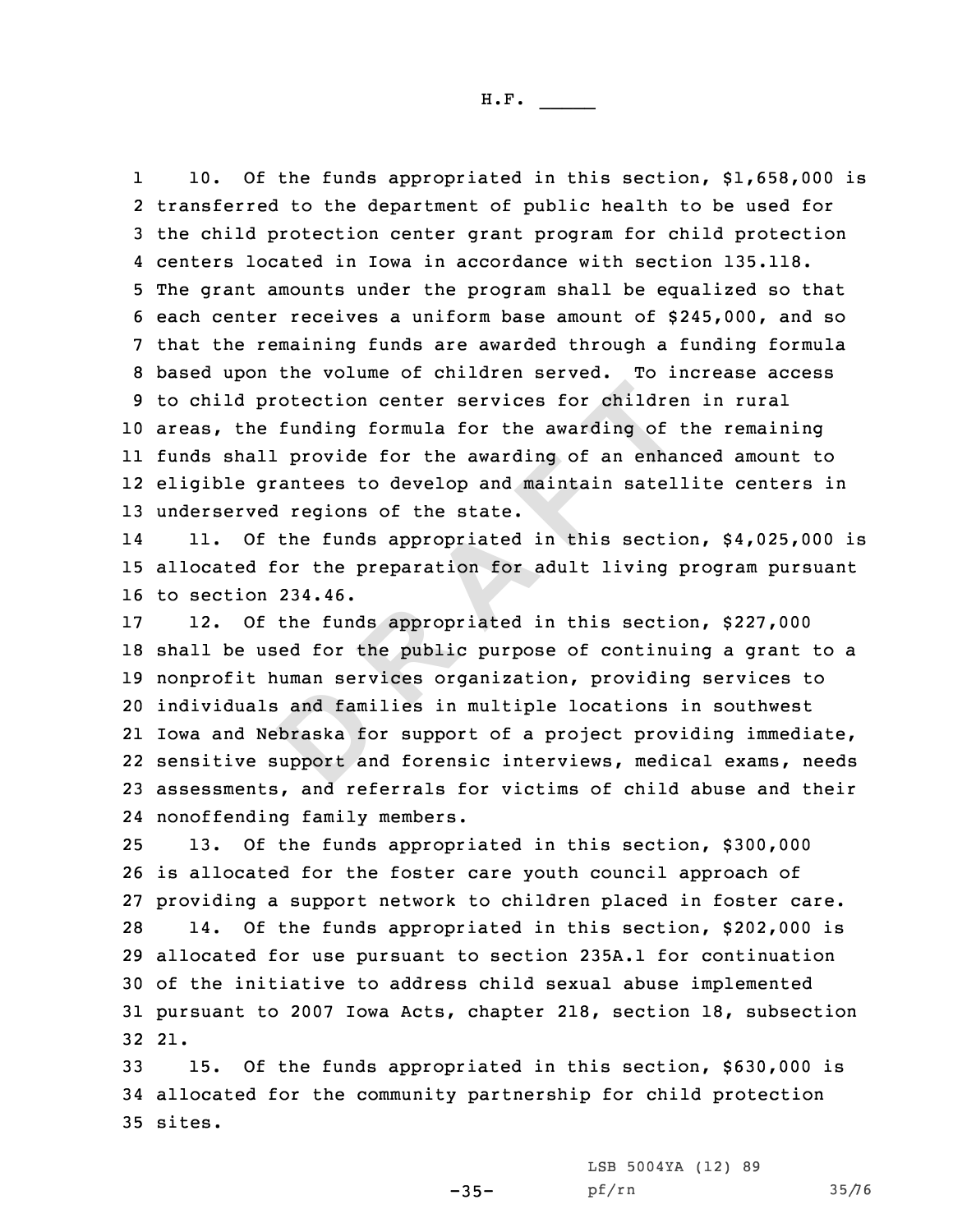10. Of the funds appropriated in this section, $1,658,000 is transferred to the department of public health to be used for the child protection center grant program for child protection centers located in Iowa in accordance with section 135.118. The grant amounts under the program shall be equalized so that each center receives a uniform base amount of $245,000, and so that the remaining funds are awarded through a funding formula based upon the volume of children served. To increase access to child protection center services for children in rural areas, the funding formula for the awarding of the remaining funds shall provide for the awarding of an enhanced amount to eligible grantees to develop and maintain satellite centers in underserved regions of the state.

11. Of the funds appropriated in this section, $4,025,000 is allocated for the preparation for adult living program pursuant to section 234.46.

12. Of the funds appropriated in this section, $227,000 shall be used for the public purpose of continuing a grant to a nonprofit human services organization, providing services to individuals and families in multiple locations in southwest Iowa and Nebraska for support of a project providing immediate, sensitive support and forensic interviews, medical exams, needs assessments, and referrals for victims of child abuse and their nonoffending family members.

13. Of the funds appropriated in this section, $300,000 is allocated for the foster care youth council approach of providing a support network to children placed in foster care.

14. Of the funds appropriated in this section, $202,000 is allocated for use pursuant to section 235A.1 for continuation of the initiative to address child sexual abuse implemented pursuant to 2007 Iowa Acts, chapter 218, section 18, subsection 21.

15. Of the funds appropriated in this section, $630,000 is allocated for the community partnership for child protection sites.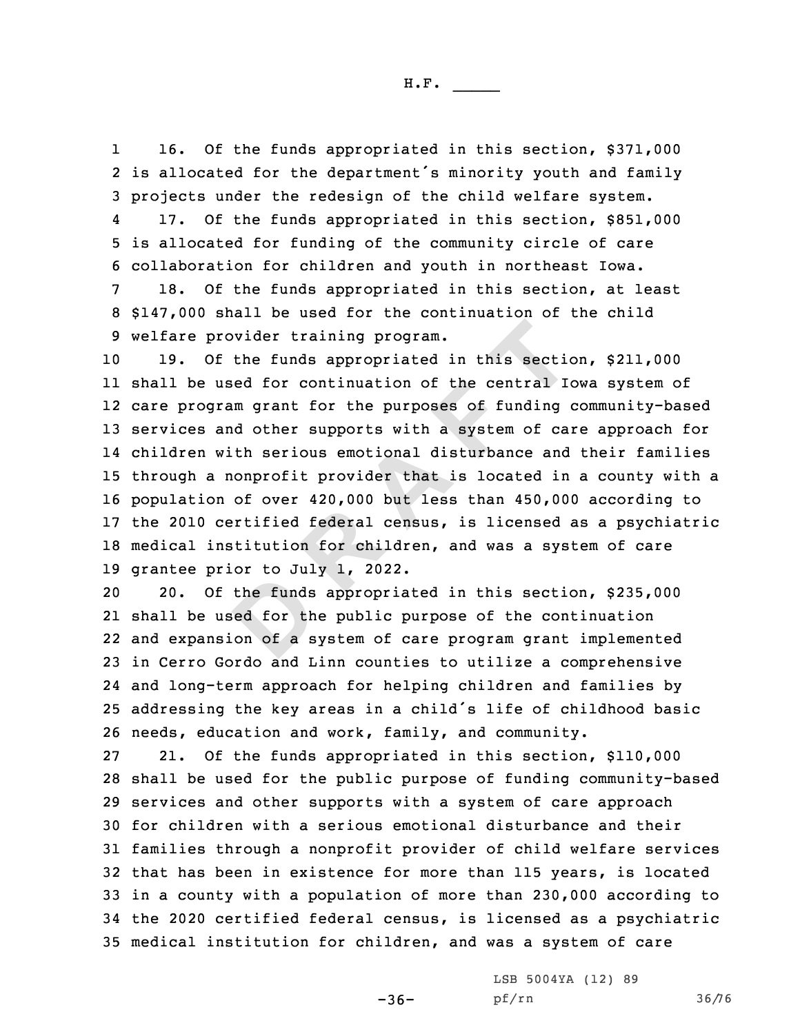16. Of the funds appropriated in this section, $371,000 is allocated for the department's minority youth and family projects under the redesign of the child welfare system.

17. Of the funds appropriated in this section, $851,000 is allocated for funding of the community circle of care collaboration for children and youth in northeast Iowa.

18. Of the funds appropriated in this section, at least $147,000 shall be used for the continuation of the child welfare provider training program.

19. Of the funds appropriated in this section, $211,000 shall be used for continuation of the central Iowa system of care program grant for the purposes of funding community-based services and other supports with a system of care approach for children with serious emotional disturbance and their families through a nonprofit provider that is located in a county with a population of over 420,000 but less than 450,000 according to the 2010 certified federal census, is licensed as a psychiatric medical institution for children, and was a system of care grantee prior to July 1, 2022.

20. Of the funds appropriated in this section, $235,000 shall be used for the public purpose of the continuation and expansion of a system of care program grant implemented in Cerro Gordo and Linn counties to utilize a comprehensive and long-term approach for helping children and families by addressing the key areas in a child's life of childhood basic needs, education and work, family, and community.

21. Of the funds appropriated in this section, $110,000 shall be used for the public purpose of funding community-based services and other supports with a system of care approach for children with a serious emotional disturbance and their families through a nonprofit provider of child welfare services that has been in existence for more than 115 years, is located in a county with a population of more than 230,000 according to the 2020 certified federal census, is licensed as a psychiatric medical institution for children, and was a system of care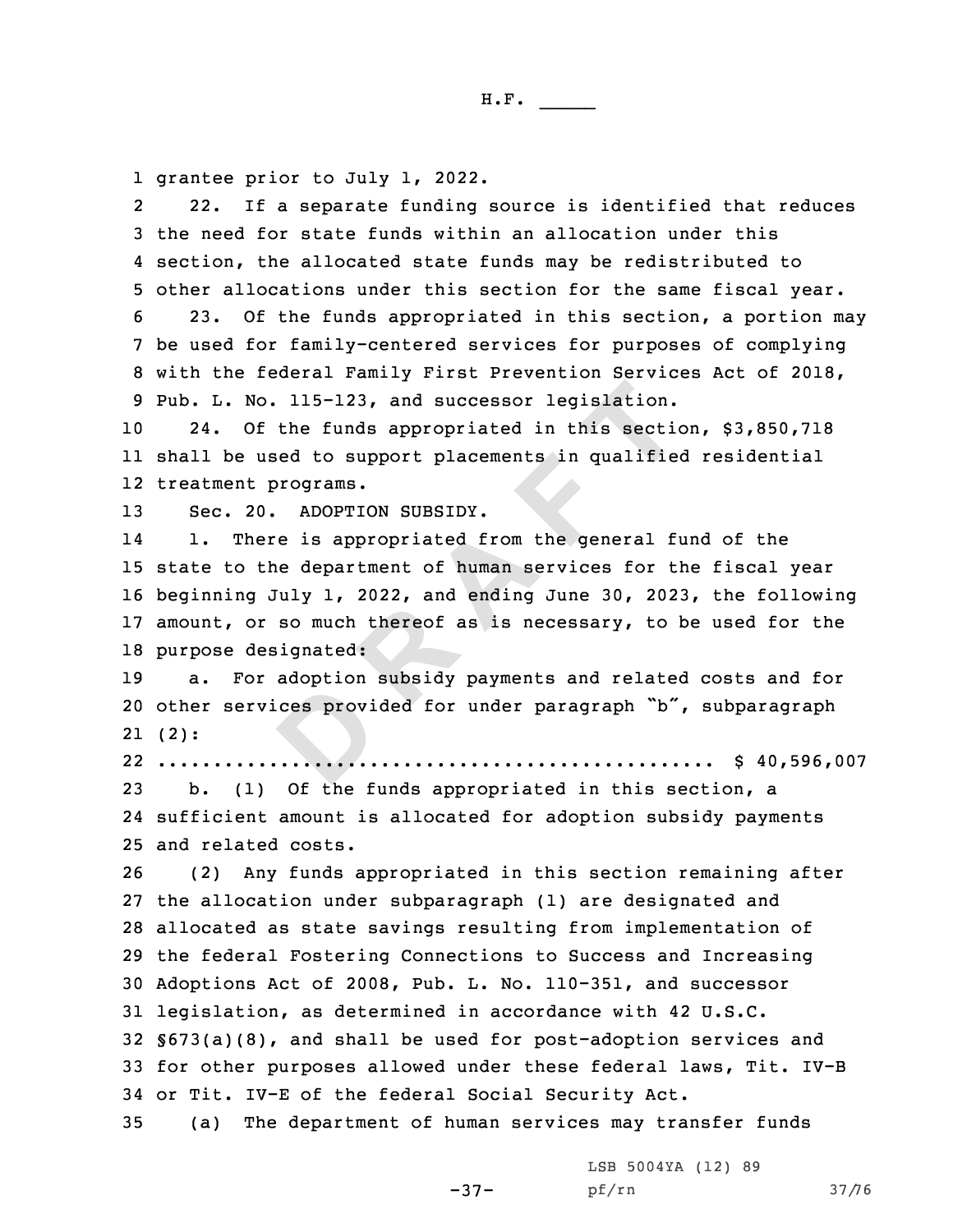grantee prior to July 1, 2022.

22. If a separate funding source is identified that reduces the need for state funds within an allocation under this section, the allocated state funds may be redistributed to other allocations under this section for the same fiscal year.

23. Of the funds appropriated in this section, a portion may be used for family-centered services for purposes of complying with the federal Family First Prevention Services Act of 2018, Pub. L. No. 115-123, and successor legislation.

24. Of the funds appropriated in this section, $3,850,718 shall be used to support placements in qualified residential treatment programs.

Sec. 20. ADOPTION SUBSIDY.

1. There is appropriated from the general fund of the state to the department of human services for the fiscal year beginning July 1, 2022, and ending June 30, 2023, the following amount, or so much thereof as is necessary, to be used for the purpose designated:

a. For adoption subsidy payments and related costs and for other services provided for under paragraph "b", subparagraph (2):

.................................................. $ 40,596,007

b. (1) Of the funds appropriated in this section, a sufficient amount is allocated for adoption subsidy payments and related costs.

(2) Any funds appropriated in this section remaining after the allocation under subparagraph (1) are designated and allocated as state savings resulting from implementation of the federal Fostering Connections to Success and Increasing Adoptions Act of 2008, Pub. L. No. 110-351, and successor legislation, as determined in accordance with 42 U.S.C. §673(a)(8), and shall be used for post-adoption services and for other purposes allowed under these federal laws, Tit. IV-B or Tit. IV-E of the federal Social Security Act.

(a) The department of human services may transfer funds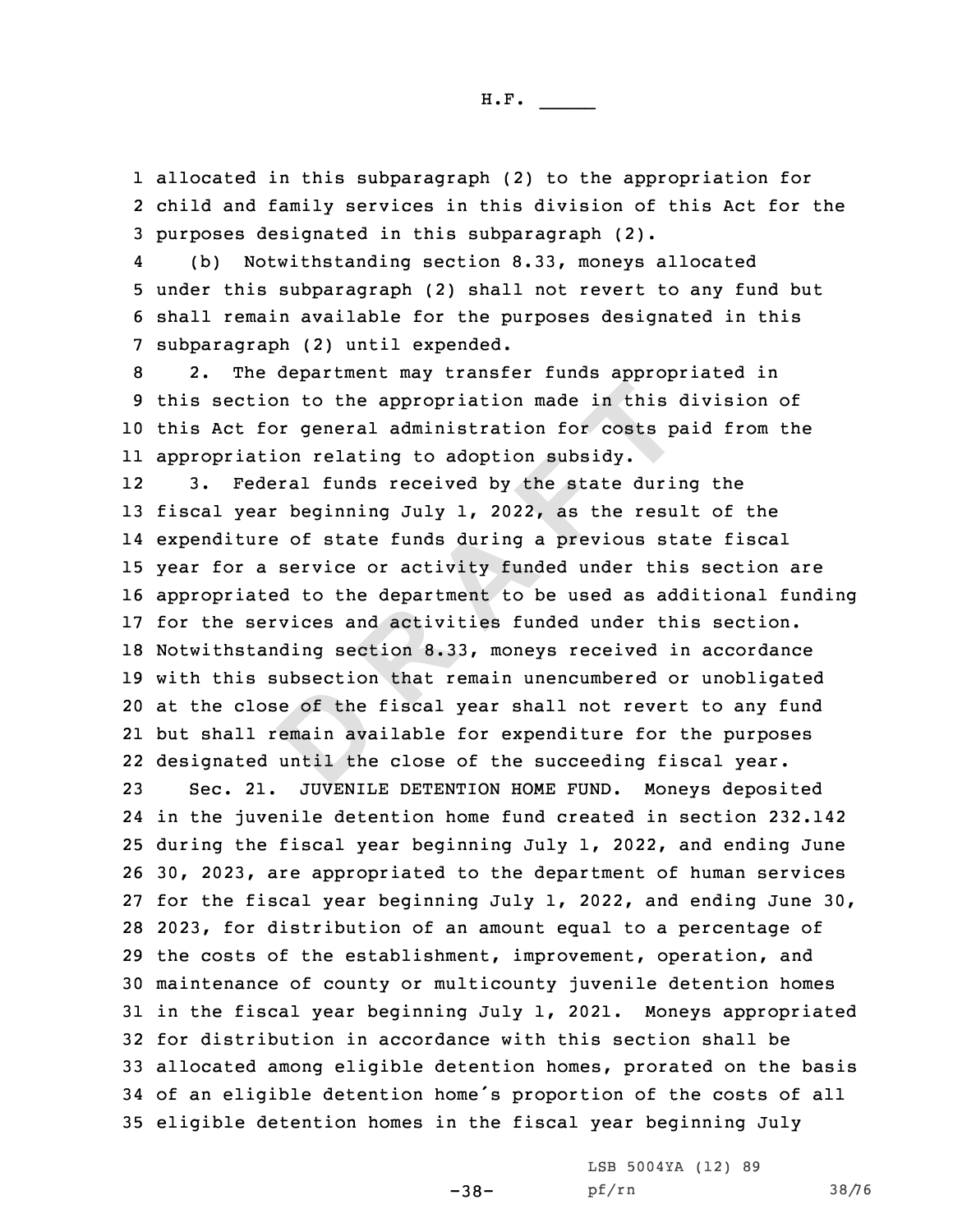allocated in this subparagraph (2) to the appropriation for child and family services in this division of this Act for the purposes designated in this subparagraph (2).

(b) Notwithstanding section 8.33, moneys allocated under this subparagraph (2) shall not revert to any fund but shall remain available for the purposes designated in this subparagraph (2) until expended.

2. The department may transfer funds appropriated in this section to the appropriation made in this division of this Act for general administration for costs paid from the appropriation relating to adoption subsidy.

3. Federal funds received by the state during the fiscal year beginning July 1, 2022, as the result of the expenditure of state funds during a previous state fiscal year for a service or activity funded under this section are appropriated to the department to be used as additional funding for the services and activities funded under this section. Notwithstanding section 8.33, moneys received in accordance with this subsection that remain unencumbered or unobligated at the close of the fiscal year shall not revert to any fund but shall remain available for expenditure for the purposes designated until the close of the succeeding fiscal year.

Sec. 21. JUVENILE DETENTION HOME FUND. Moneys deposited in the juvenile detention home fund created in section 232.142 during the fiscal year beginning July 1, 2022, and ending June 30, 2023, are appropriated to the department of human services for the fiscal year beginning July 1, 2022, and ending June 30, 2023, for distribution of an amount equal to a percentage of the costs of the establishment, improvement, operation, and maintenance of county or multicounty juvenile detention homes in the fiscal year beginning July 1, 2021. Moneys appropriated for distribution in accordance with this section shall be allocated among eligible detention homes, prorated on the basis of an eligible detention home's proportion of the costs of all eligible detention homes in the fiscal year beginning July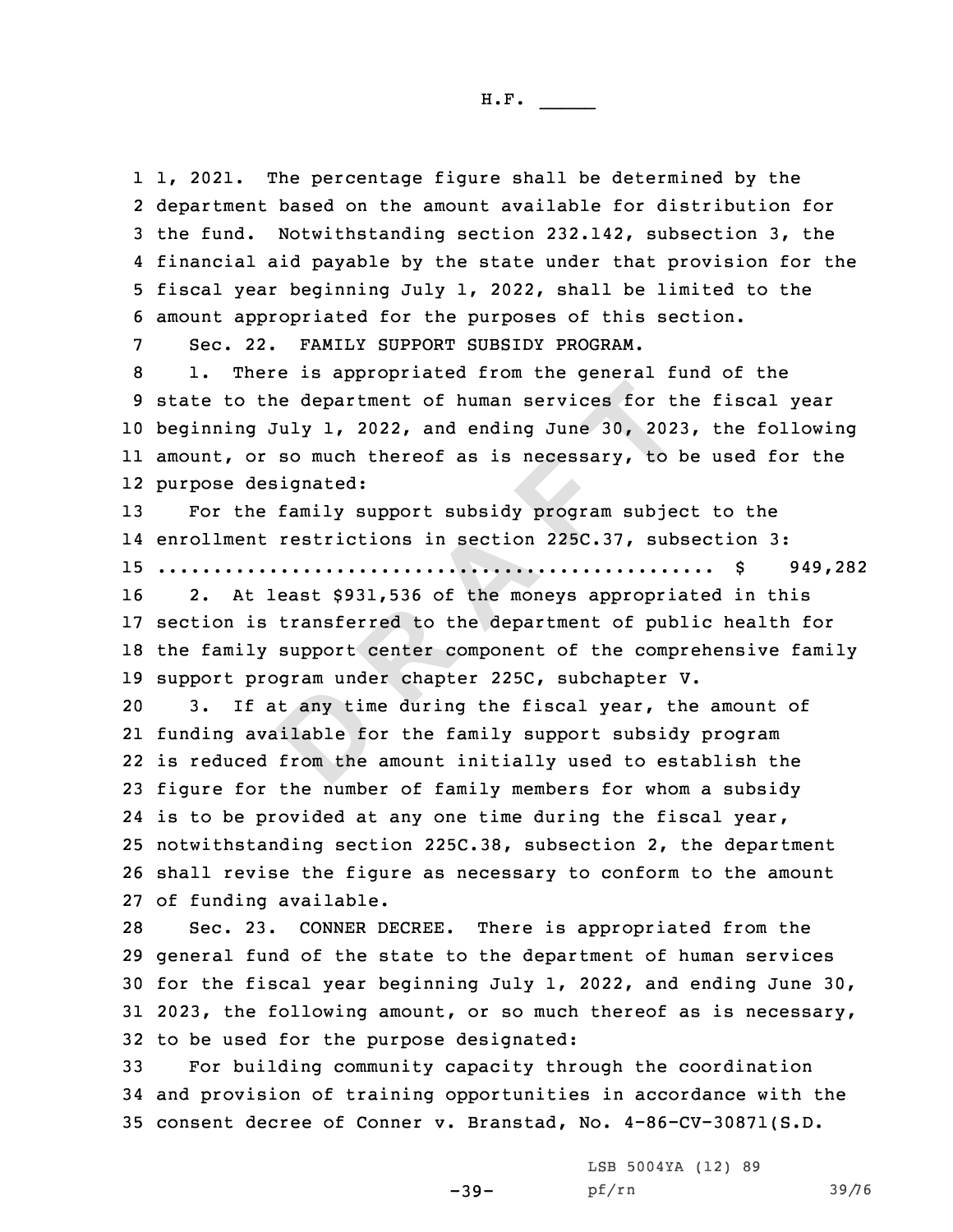1, 2021. The percentage figure shall be determined by the department based on the amount available for distribution for the fund. Notwithstanding section 232.142, subsection 3, the financial aid payable by the state under that provision for the fiscal year beginning July 1, 2022, shall be limited to the amount appropriated for the purposes of this section.

Sec. 22. FAMILY SUPPORT SUBSIDY PROGRAM.

1. There is appropriated from the general fund of the state to the department of human services for the fiscal year beginning July 1, 2022, and ending June 30, 2023, the following amount, or so much thereof as is necessary, to be used for the purpose designated:

For the family support subsidy program subject to the enrollment restrictions in section 225C.37, subsection 3:

.................................................. $ 949,282

2. At least $931,536 of the moneys appropriated in this section is transferred to the department of public health for the family support center component of the comprehensive family support program under chapter 225C, subchapter V.

3. If at any time during the fiscal year, the amount of funding available for the family support subsidy program is reduced from the amount initially used to establish the figure for the number of family members for whom a subsidy is to be provided at any one time during the fiscal year, notwithstanding section 225C.38, subsection 2, the department shall revise the figure as necessary to conform to the amount of funding available.

Sec. 23. CONNER DECREE. There is appropriated from the general fund of the state to the department of human services for the fiscal year beginning July 1, 2022, and ending June 30, 2023, the following amount, or so much thereof as is necessary, to be used for the purpose designated:

For building community capacity through the coordination and provision of training opportunities in accordance with the consent decree of Conner v. Branstad, No. 4-86-CV-30871(S.D.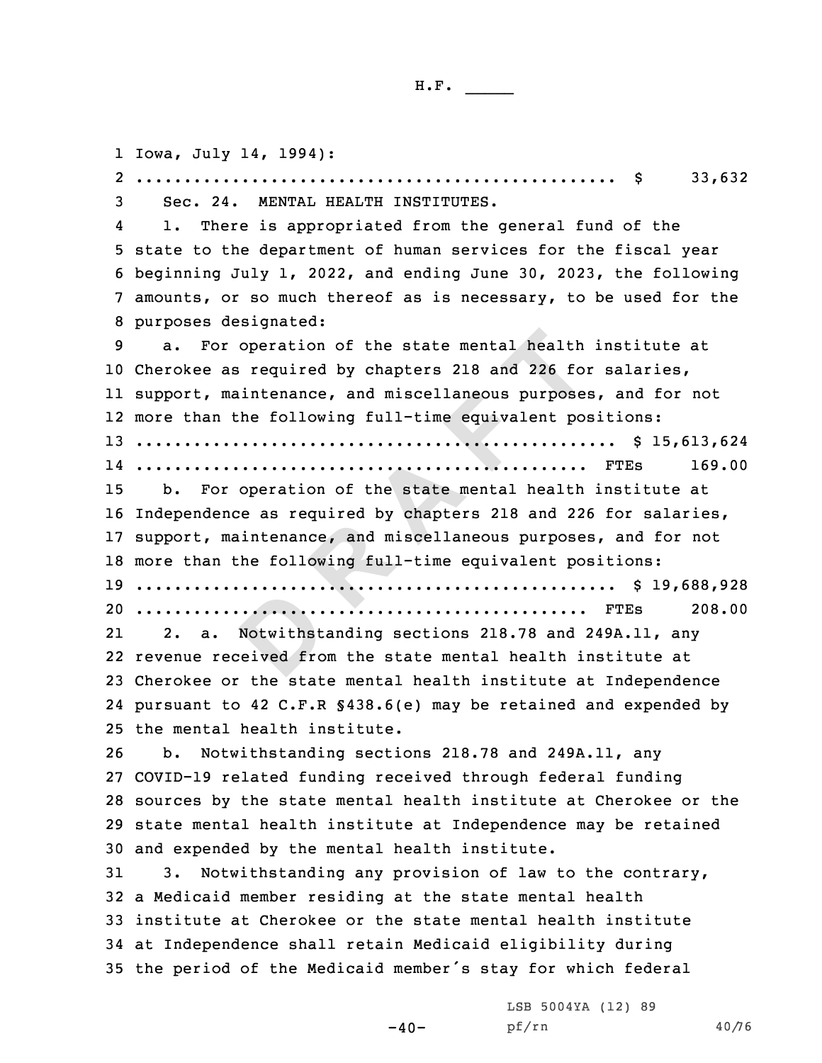Iowa, July 14, 1994):
.................................................. $ 33,632

Sec. 24. MENTAL HEALTH INSTITUTES.

1. There is appropriated from the general fund of the state to the department of human services for the fiscal year beginning July 1, 2022, and ending June 30, 2023, the following amounts, or so much thereof as is necessary, to be used for the purposes designated:

a. For operation of the state mental health institute at Cherokee as required by chapters 218 and 226 for salaries, support, maintenance, and miscellaneous purposes, and for not more than the following full-time equivalent positions:
.................................................. $ 15,613,624
.................................................. FTEs 169.00

b. For operation of the state mental health institute at Independence as required by chapters 218 and 226 for salaries, support, maintenance, and miscellaneous purposes, and for not more than the following full-time equivalent positions:
.................................................. $ 19,688,928
.................................................. FTEs 208.00

2. a. Notwithstanding sections 218.78 and 249A.11, any revenue received from the state mental health institute at Cherokee or the state mental health institute at Independence pursuant to 42 C.F.R §438.6(e) may be retained and expended by the mental health institute.

b. Notwithstanding sections 218.78 and 249A.11, any COVID-19 related funding received through federal funding sources by the state mental health institute at Cherokee or the state mental health institute at Independence may be retained and expended by the mental health institute.

3. Notwithstanding any provision of law to the contrary, a Medicaid member residing at the state mental health institute at Cherokee or the state mental health institute at Independence shall retain Medicaid eligibility during the period of the Medicaid member's stay for which federal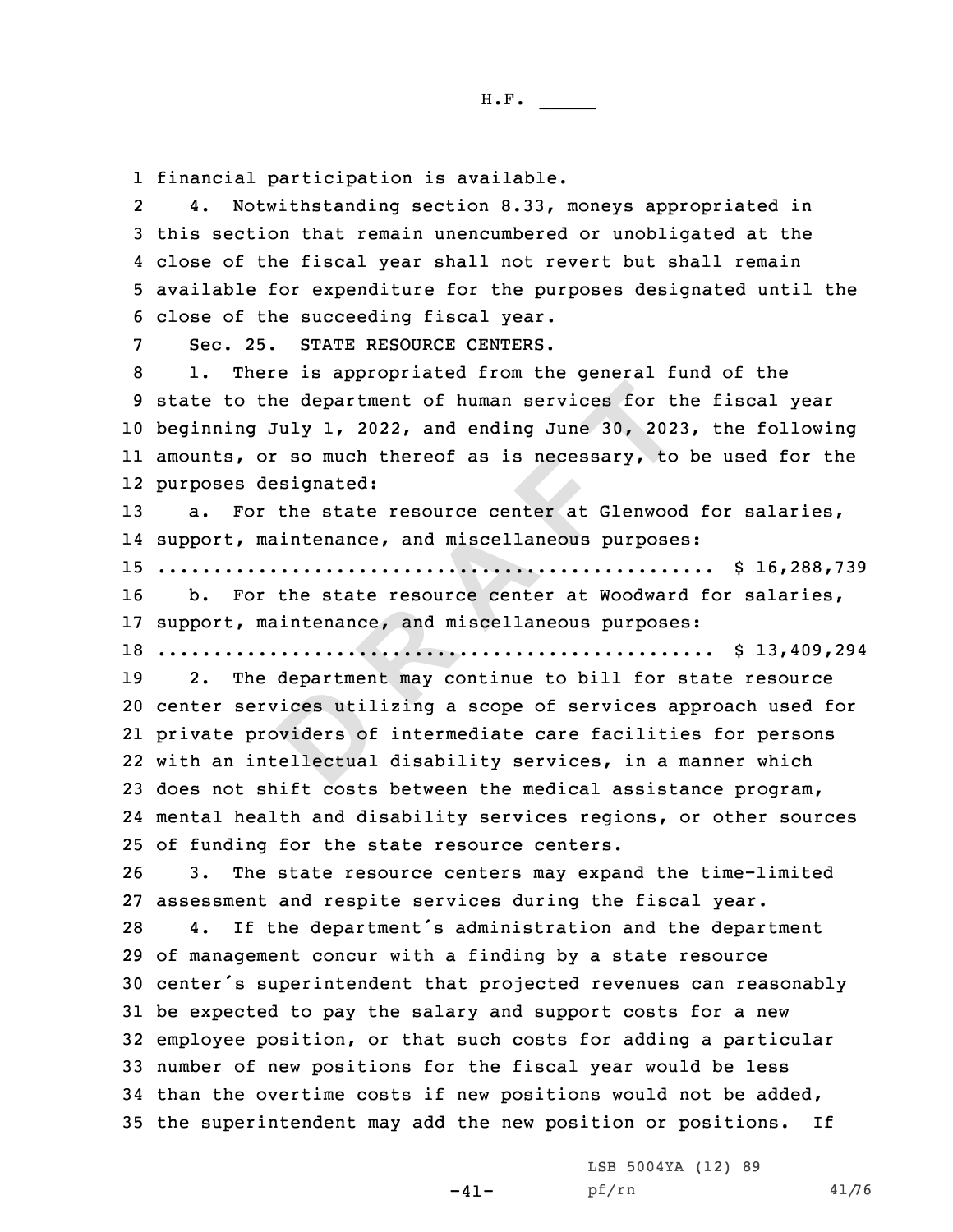financial participation is available.

4. Notwithstanding section 8.33, moneys appropriated in this section that remain unencumbered or unobligated at the close of the fiscal year shall not revert but shall remain available for expenditure for the purposes designated until the close of the succeeding fiscal year.

Sec. 25. STATE RESOURCE CENTERS.

1. There is appropriated from the general fund of the state to the department of human services for the fiscal year beginning July 1, 2022, and ending June 30, 2023, the following amounts, or so much thereof as is necessary, to be used for the purposes designated:

a. For the state resource center at Glenwood for salaries, support, maintenance, and miscellaneous purposes:

.................................................. $ 16,288,739

b. For the state resource center at Woodward for salaries, support, maintenance, and miscellaneous purposes:

.................................................. $ 13,409,294

2. The department may continue to bill for state resource center services utilizing a scope of services approach used for private providers of intermediate care facilities for persons with an intellectual disability services, in a manner which does not shift costs between the medical assistance program, mental health and disability services regions, or other sources of funding for the state resource centers.

3. The state resource centers may expand the time-limited assessment and respite services during the fiscal year.

4. If the department's administration and the department of management concur with a finding by a state resource center's superintendent that projected revenues can reasonably be expected to pay the salary and support costs for a new employee position, or that such costs for adding a particular number of new positions for the fiscal year would be less than the overtime costs if new positions would not be added, the superintendent may add the new position or positions. If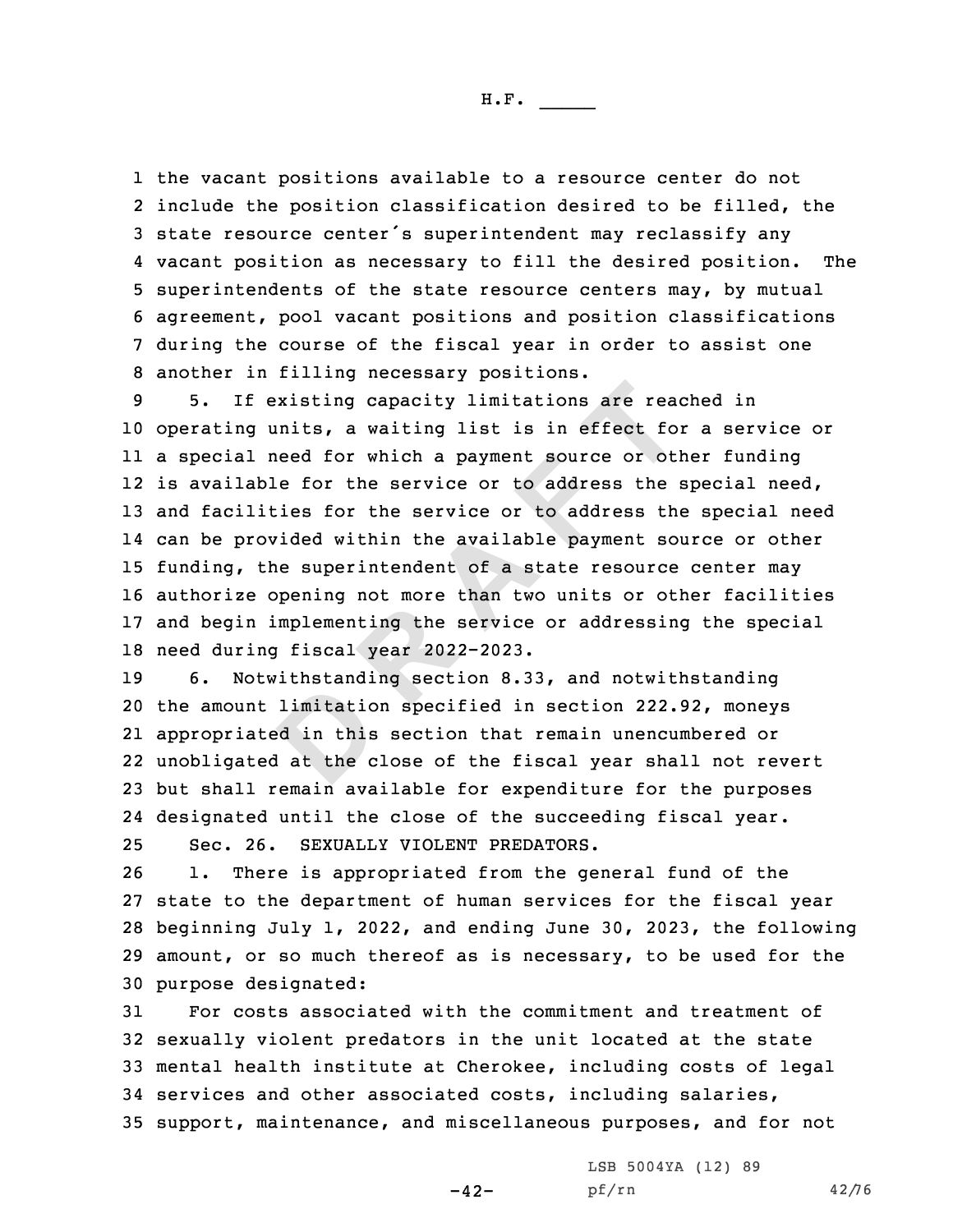the vacant positions available to a resource center do not include the position classification desired to be filled, the state resource center's superintendent may reclassify any vacant position as necessary to fill the desired position. The superintendents of the state resource centers may, by mutual agreement, pool vacant positions and position classifications during the course of the fiscal year in order to assist one another in filling necessary positions.

5. If existing capacity limitations are reached in operating units, a waiting list is in effect for a service or a special need for which a payment source or other funding is available for the service or to address the special need, and facilities for the service or to address the special need can be provided within the available payment source or other funding, the superintendent of a state resource center may authorize opening not more than two units or other facilities and begin implementing the service or addressing the special need during fiscal year 2022-2023.

6. Notwithstanding section 8.33, and notwithstanding the amount limitation specified in section 222.92, moneys appropriated in this section that remain unencumbered or unobligated at the close of the fiscal year shall not revert but shall remain available for expenditure for the purposes designated until the close of the succeeding fiscal year.

Sec. 26. SEXUALLY VIOLENT PREDATORS.

1. There is appropriated from the general fund of the state to the department of human services for the fiscal year beginning July 1, 2022, and ending June 30, 2023, the following amount, or so much thereof as is necessary, to be used for the purpose designated:

For costs associated with the commitment and treatment of sexually violent predators in the unit located at the state mental health institute at Cherokee, including costs of legal services and other associated costs, including salaries, support, maintenance, and miscellaneous purposes, and for not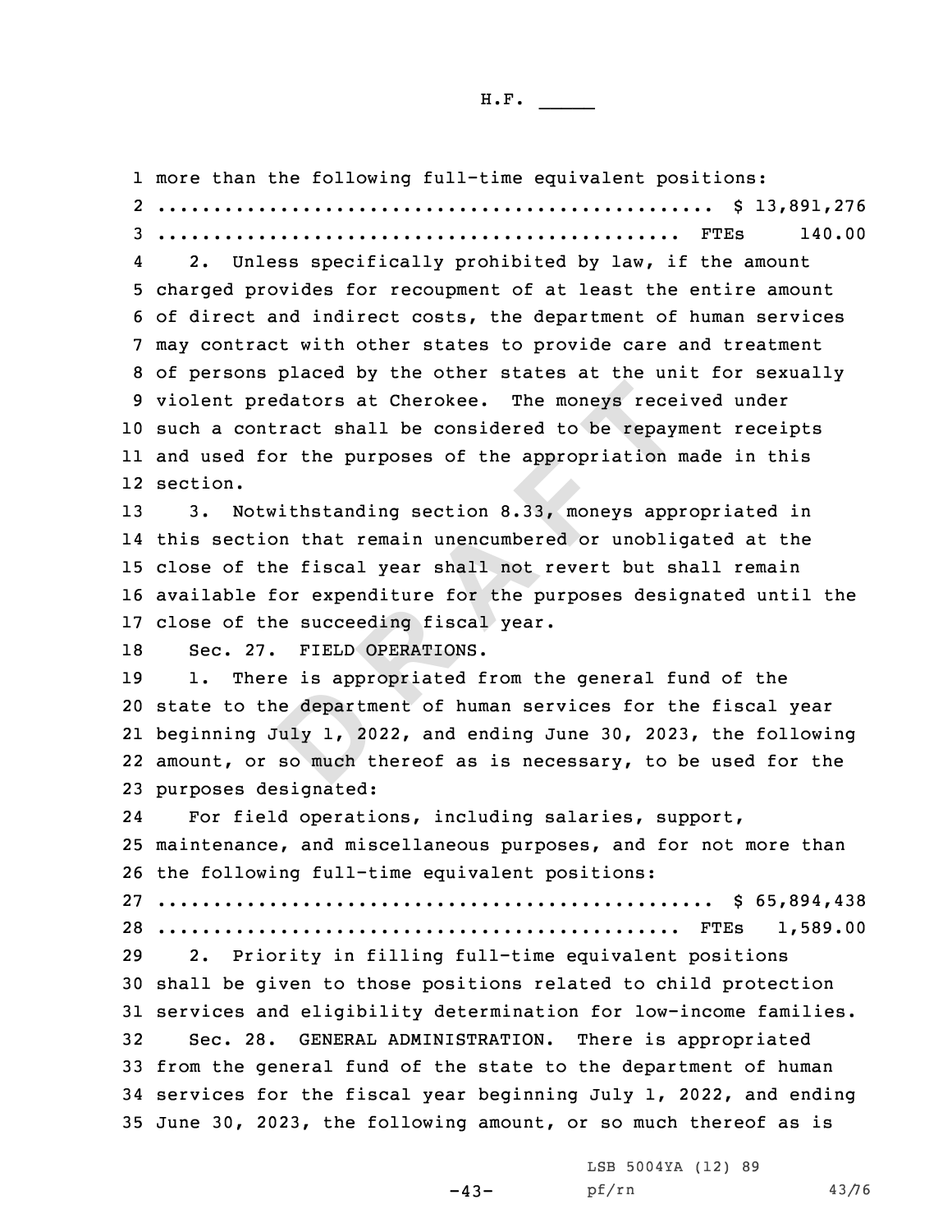more than the following full-time equivalent positions:

.................................................. $ 13,891,276

.................................................. FTEs 140.00

2. Unless specifically prohibited by law, if the amount charged provides for recoupment of at least the entire amount of direct and indirect costs, the department of human services may contract with other states to provide care and treatment of persons placed by the other states at the unit for sexually violent predators at Cherokee. The moneys received under such a contract shall be considered to be repayment receipts and used for the purposes of the appropriation made in this section.

3. Notwithstanding section 8.33, moneys appropriated in this section that remain unencumbered or unobligated at the close of the fiscal year shall not revert but shall remain available for expenditure for the purposes designated until the close of the succeeding fiscal year.

Sec. 27. FIELD OPERATIONS.

1. There is appropriated from the general fund of the state to the department of human services for the fiscal year beginning July 1, 2022, and ending June 30, 2023, the following amount, or so much thereof as is necessary, to be used for the purposes designated:

For field operations, including salaries, support, maintenance, and miscellaneous purposes, and for not more than the following full-time equivalent positions:

.................................................. $ 65,894,438

.................................................. FTEs 1,589.00

2. Priority in filling full-time equivalent positions shall be given to those positions related to child protection services and eligibility determination for low-income families.

Sec. 28. GENERAL ADMINISTRATION. There is appropriated from the general fund of the state to the department of human services for the fiscal year beginning July 1, 2022, and ending June 30, 2023, the following amount, or so much thereof as is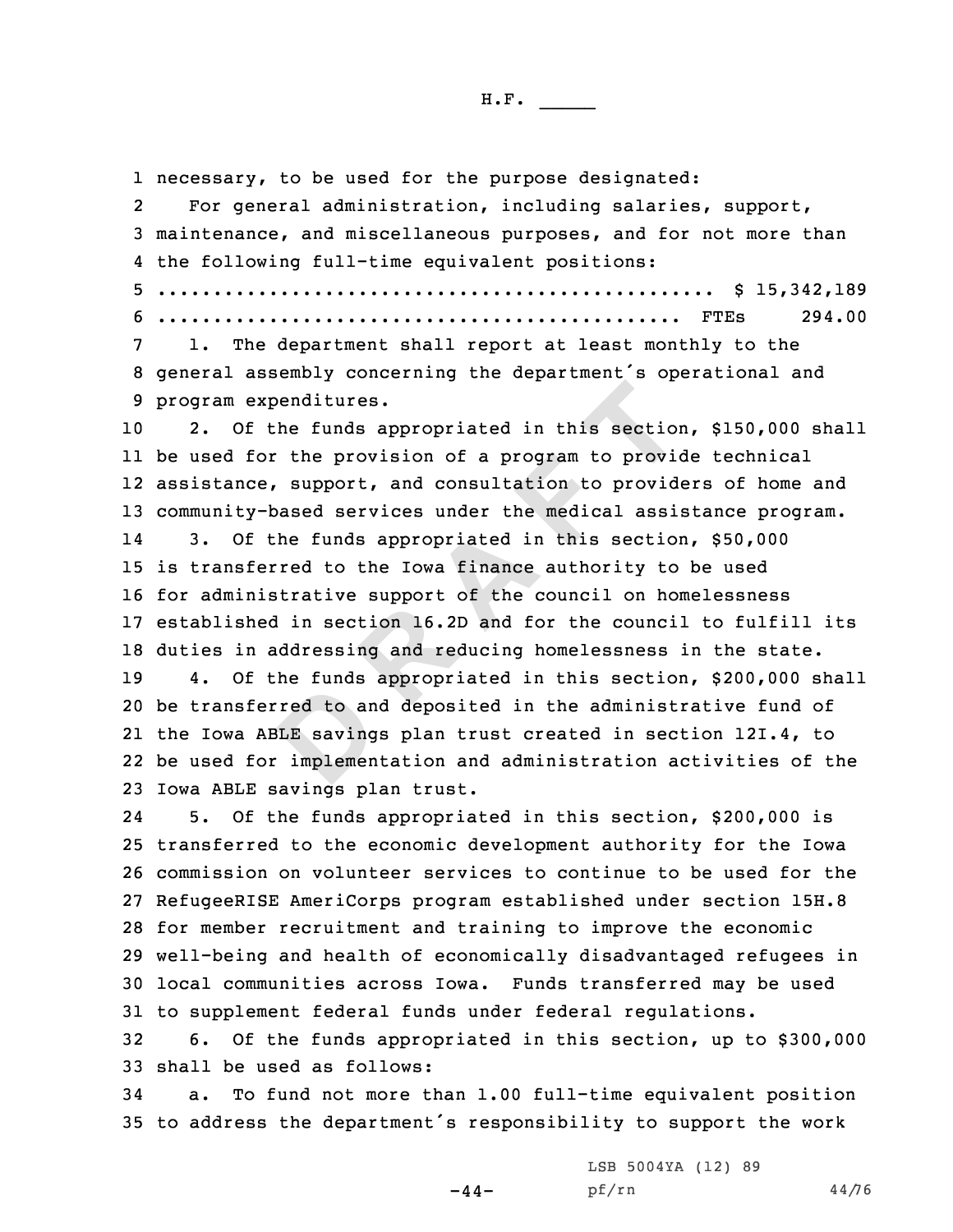necessary, to be used for the purpose designated:

For general administration, including salaries, support, maintenance, and miscellaneous purposes, and for not more than the following full-time equivalent positions:

.................................................. $ 15,342,189
............................................... FTEs 294.00

1. The department shall report at least monthly to the general assembly concerning the department's operational and program expenditures.

2. Of the funds appropriated in this section, $150,000 shall be used for the provision of a program to provide technical assistance, support, and consultation to providers of home and community-based services under the medical assistance program.

3. Of the funds appropriated in this section, $50,000 is transferred to the Iowa finance authority to be used for administrative support of the council on homelessness established in section 16.2D and for the council to fulfill its duties in addressing and reducing homelessness in the state.

4. Of the funds appropriated in this section, $200,000 shall be transferred to and deposited in the administrative fund of the Iowa ABLE savings plan trust created in section 12I.4, to be used for implementation and administration activities of the Iowa ABLE savings plan trust.

5. Of the funds appropriated in this section, $200,000 is transferred to the economic development authority for the Iowa commission on volunteer services to continue to be used for the RefugeeRISE AmeriCorps program established under section 15H.8 for member recruitment and training to improve the economic well-being and health of economically disadvantaged refugees in local communities across Iowa. Funds transferred may be used to supplement federal funds under federal regulations.

6. Of the funds appropriated in this section, up to $300,000 shall be used as follows:

a. To fund not more than 1.00 full-time equivalent position to address the department's responsibility to support the work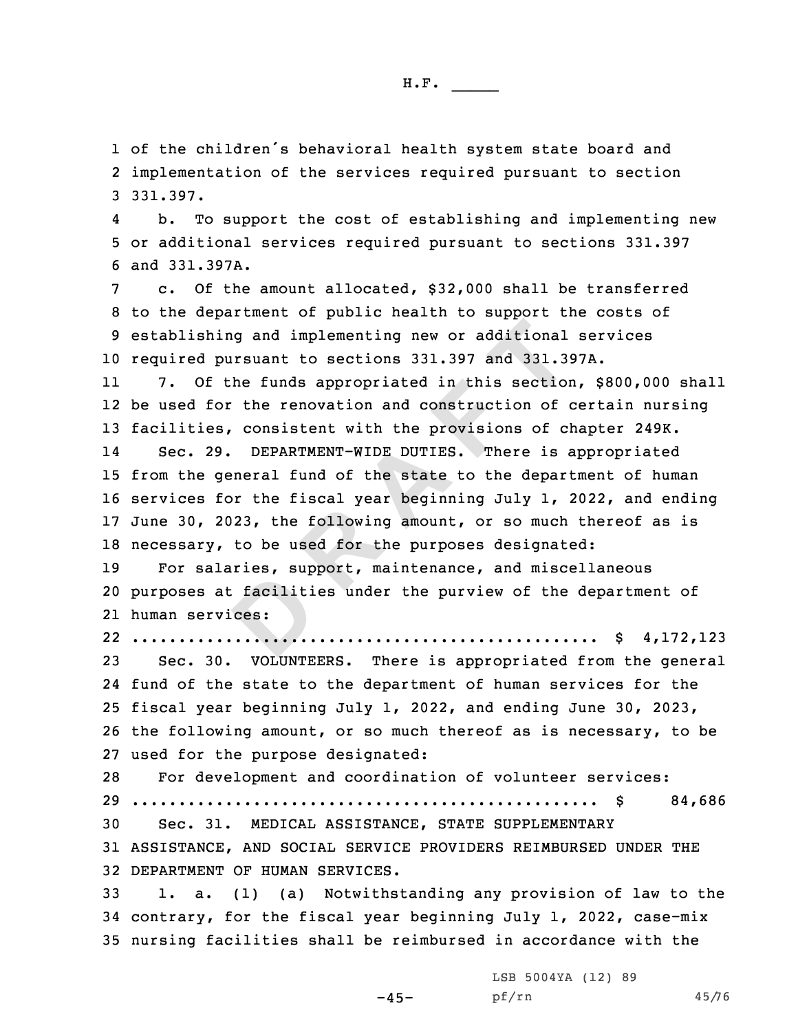of the children's behavioral health system state board and implementation of the services required pursuant to section 331.397.

b. To support the cost of establishing and implementing new or additional services required pursuant to sections 331.397 and 331.397A.

c. Of the amount allocated, $32,000 shall be transferred to the department of public health to support the costs of establishing and implementing new or additional services required pursuant to sections 331.397 and 331.397A.

7. Of the funds appropriated in this section, $800,000 shall be used for the renovation and construction of certain nursing facilities, consistent with the provisions of chapter 249K.

Sec. 29. DEPARTMENT-WIDE DUTIES. There is appropriated from the general fund of the state to the department of human services for the fiscal year beginning July 1, 2022, and ending June 30, 2023, the following amount, or so much thereof as is necessary, to be used for the purposes designated:

For salaries, support, maintenance, and miscellaneous purposes at facilities under the purview of the department of human services:

.................................................. $ 4,172,123

Sec. 30. VOLUNTEERS. There is appropriated from the general fund of the state to the department of human services for the fiscal year beginning July 1, 2022, and ending June 30, 2023, the following amount, or so much thereof as is necessary, to be used for the purpose designated:

For development and coordination of volunteer services:

.................................................. $ 84,686

Sec. 31. MEDICAL ASSISTANCE, STATE SUPPLEMENTARY ASSISTANCE, AND SOCIAL SERVICE PROVIDERS REIMBURSED UNDER THE DEPARTMENT OF HUMAN SERVICES.

1. a. (1) (a) Notwithstanding any provision of law to the contrary, for the fiscal year beginning July 1, 2022, case-mix nursing facilities shall be reimbursed in accordance with the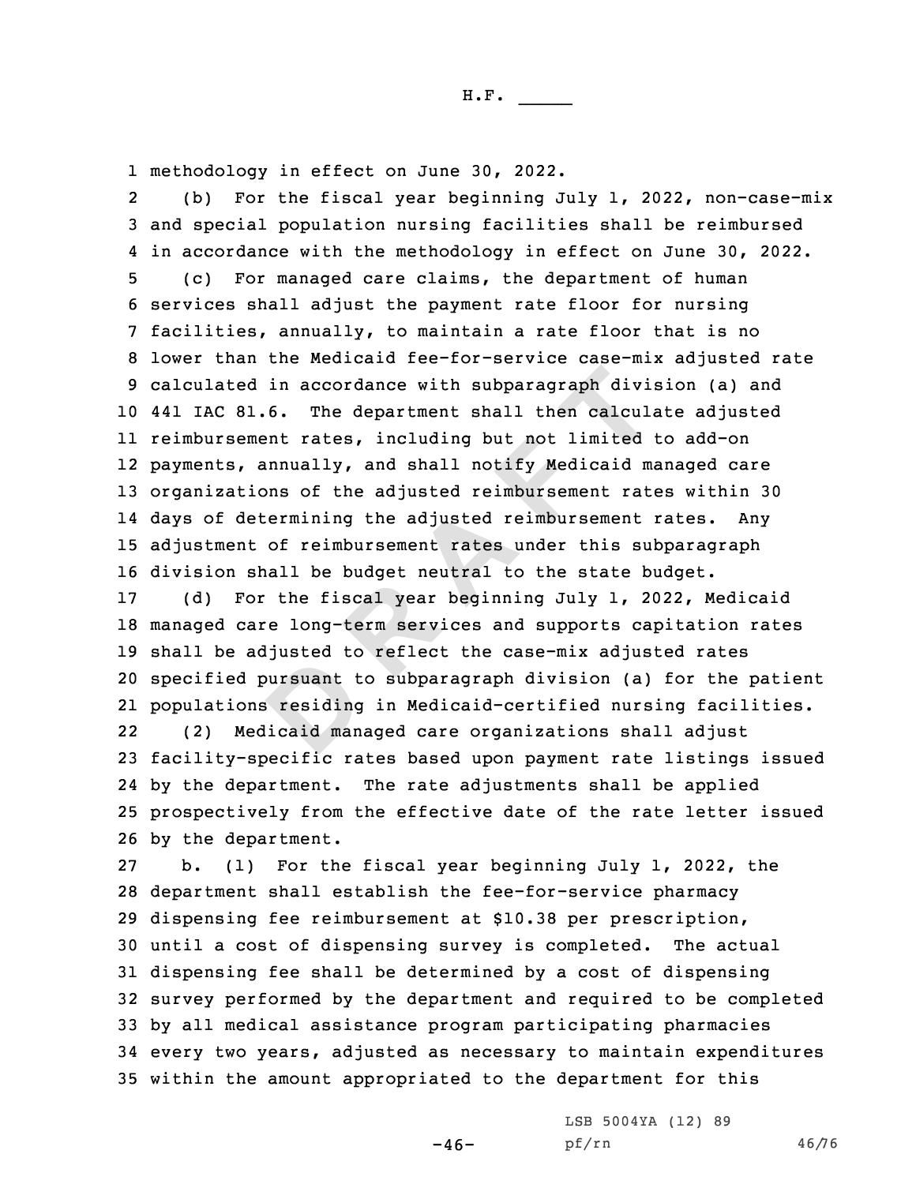methodology in effect on June 30, 2022.

(b) For the fiscal year beginning July 1, 2022, non-case-mix and special population nursing facilities shall be reimbursed in accordance with the methodology in effect on June 30, 2022.

(c) For managed care claims, the department of human services shall adjust the payment rate floor for nursing facilities, annually, to maintain a rate floor that is no lower than the Medicaid fee-for-service case-mix adjusted rate calculated in accordance with subparagraph division (a) and 441 IAC 81.6. The department shall then calculate adjusted reimbursement rates, including but not limited to add-on payments, annually, and shall notify Medicaid managed care organizations of the adjusted reimbursement rates within 30 days of determining the adjusted reimbursement rates. Any adjustment of reimbursement rates under this subparagraph division shall be budget neutral to the state budget.

(d) For the fiscal year beginning July 1, 2022, Medicaid managed care long-term services and supports capitation rates shall be adjusted to reflect the case-mix adjusted rates specified pursuant to subparagraph division (a) for the patient populations residing in Medicaid-certified nursing facilities.

(2) Medicaid managed care organizations shall adjust facility-specific rates based upon payment rate listings issued by the department. The rate adjustments shall be applied prospectively from the effective date of the rate letter issued by the department.

b. (1) For the fiscal year beginning July 1, 2022, the department shall establish the fee-for-service pharmacy dispensing fee reimbursement at $10.38 per prescription, until a cost of dispensing survey is completed. The actual dispensing fee shall be determined by a cost of dispensing survey performed by the department and required to be completed by all medical assistance program participating pharmacies every two years, adjusted as necessary to maintain expenditures within the amount appropriated to the department for this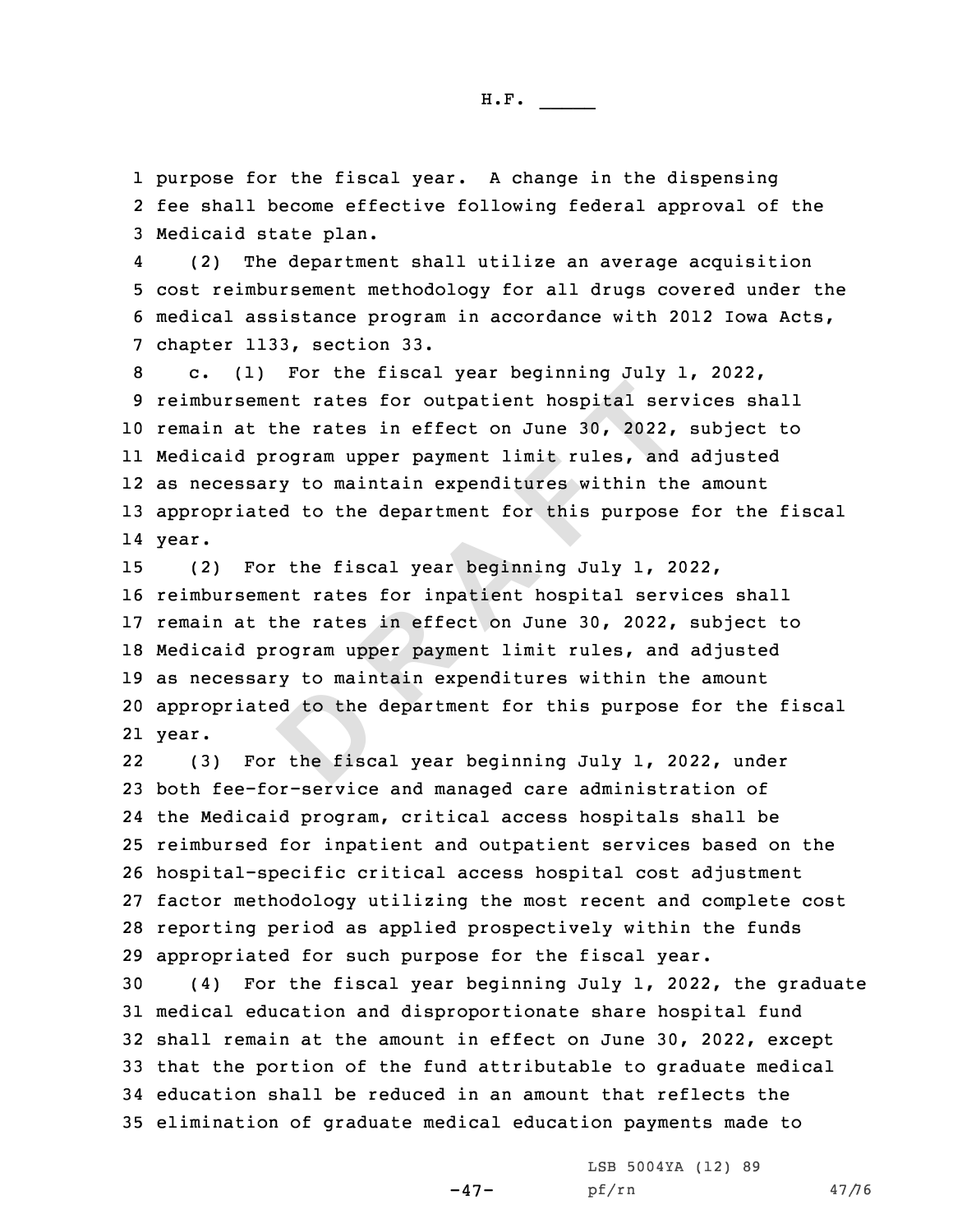purpose for the fiscal year. A change in the dispensing fee shall become effective following federal approval of the Medicaid state plan.

(2) The department shall utilize an average acquisition cost reimbursement methodology for all drugs covered under the medical assistance program in accordance with 2012 Iowa Acts, chapter 1133, section 33.

c. (1) For the fiscal year beginning July 1, 2022, reimbursement rates for outpatient hospital services shall remain at the rates in effect on June 30, 2022, subject to Medicaid program upper payment limit rules, and adjusted as necessary to maintain expenditures within the amount appropriated to the department for this purpose for the fiscal year.

(2) For the fiscal year beginning July 1, 2022, reimbursement rates for inpatient hospital services shall remain at the rates in effect on June 30, 2022, subject to Medicaid program upper payment limit rules, and adjusted as necessary to maintain expenditures within the amount appropriated to the department for this purpose for the fiscal year.

(3) For the fiscal year beginning July 1, 2022, under both fee-for-service and managed care administration of the Medicaid program, critical access hospitals shall be reimbursed for inpatient and outpatient services based on the hospital-specific critical access hospital cost adjustment factor methodology utilizing the most recent and complete cost reporting period as applied prospectively within the funds appropriated for such purpose for the fiscal year.

(4) For the fiscal year beginning July 1, 2022, the graduate medical education and disproportionate share hospital fund shall remain at the amount in effect on June 30, 2022, except that the portion of the fund attributable to graduate medical education shall be reduced in an amount that reflects the elimination of graduate medical education payments made to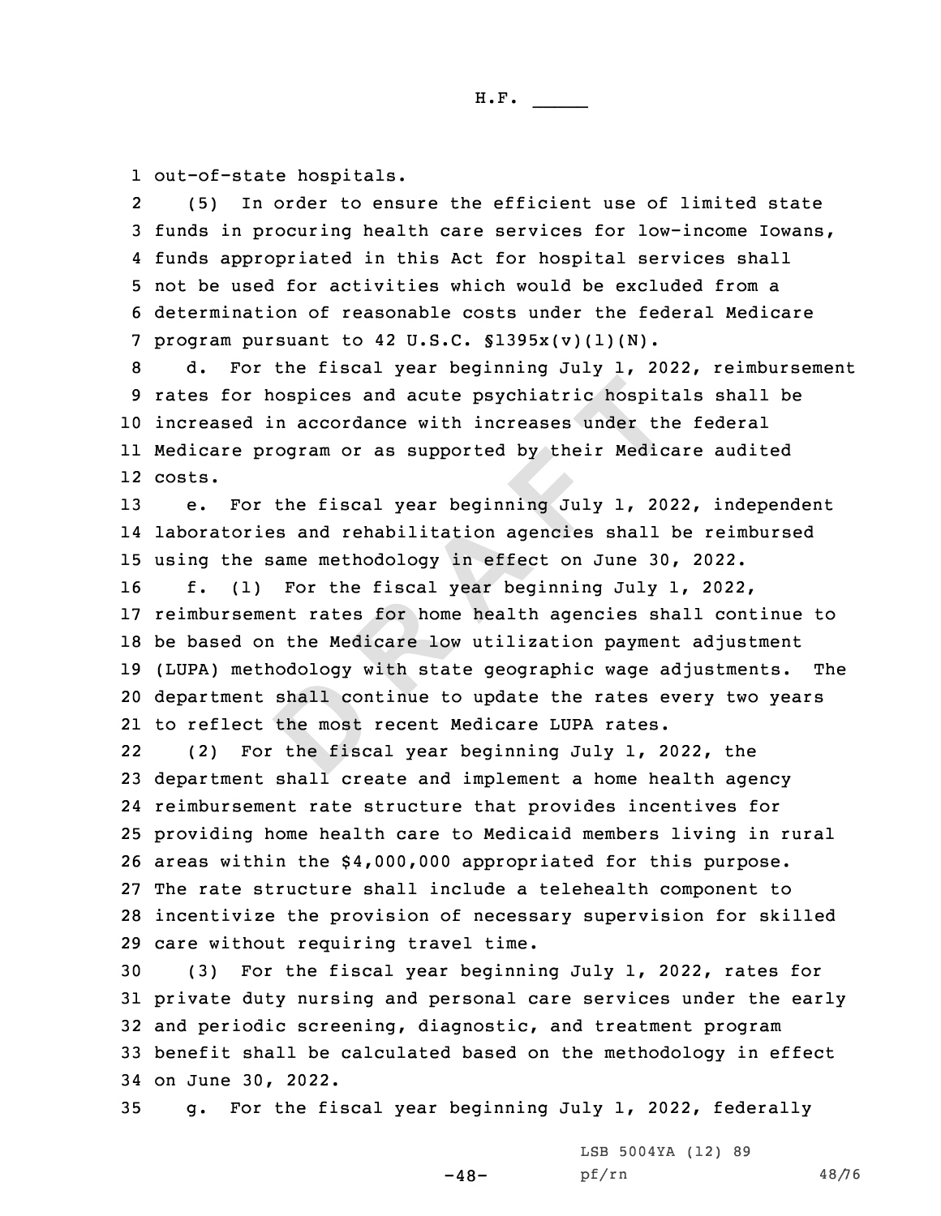out-of-state hospitals.

(5) In order to ensure the efficient use of limited state funds in procuring health care services for low-income Iowans, funds appropriated in this Act for hospital services shall not be used for activities which would be excluded from a determination of reasonable costs under the federal Medicare program pursuant to 42 U.S.C. §1395x(v)(1)(N).

d. For the fiscal year beginning July 1, 2022, reimbursement rates for hospices and acute psychiatric hospitals shall be increased in accordance with increases under the federal Medicare program or as supported by their Medicare audited costs.

e. For the fiscal year beginning July 1, 2022, independent laboratories and rehabilitation agencies shall be reimbursed using the same methodology in effect on June 30, 2022.

f. (1) For the fiscal year beginning July 1, 2022, reimbursement rates for home health agencies shall continue to be based on the Medicare low utilization payment adjustment (LUPA) methodology with state geographic wage adjustments. The department shall continue to update the rates every two years to reflect the most recent Medicare LUPA rates.

(2) For the fiscal year beginning July 1, 2022, the department shall create and implement a home health agency reimbursement rate structure that provides incentives for providing home health care to Medicaid members living in rural areas within the $4,000,000 appropriated for this purpose. The rate structure shall include a telehealth component to incentivize the provision of necessary supervision for skilled care without requiring travel time.

(3) For the fiscal year beginning July 1, 2022, rates for private duty nursing and personal care services under the early and periodic screening, diagnostic, and treatment program benefit shall be calculated based on the methodology in effect on June 30, 2022.

g. For the fiscal year beginning July 1, 2022, federally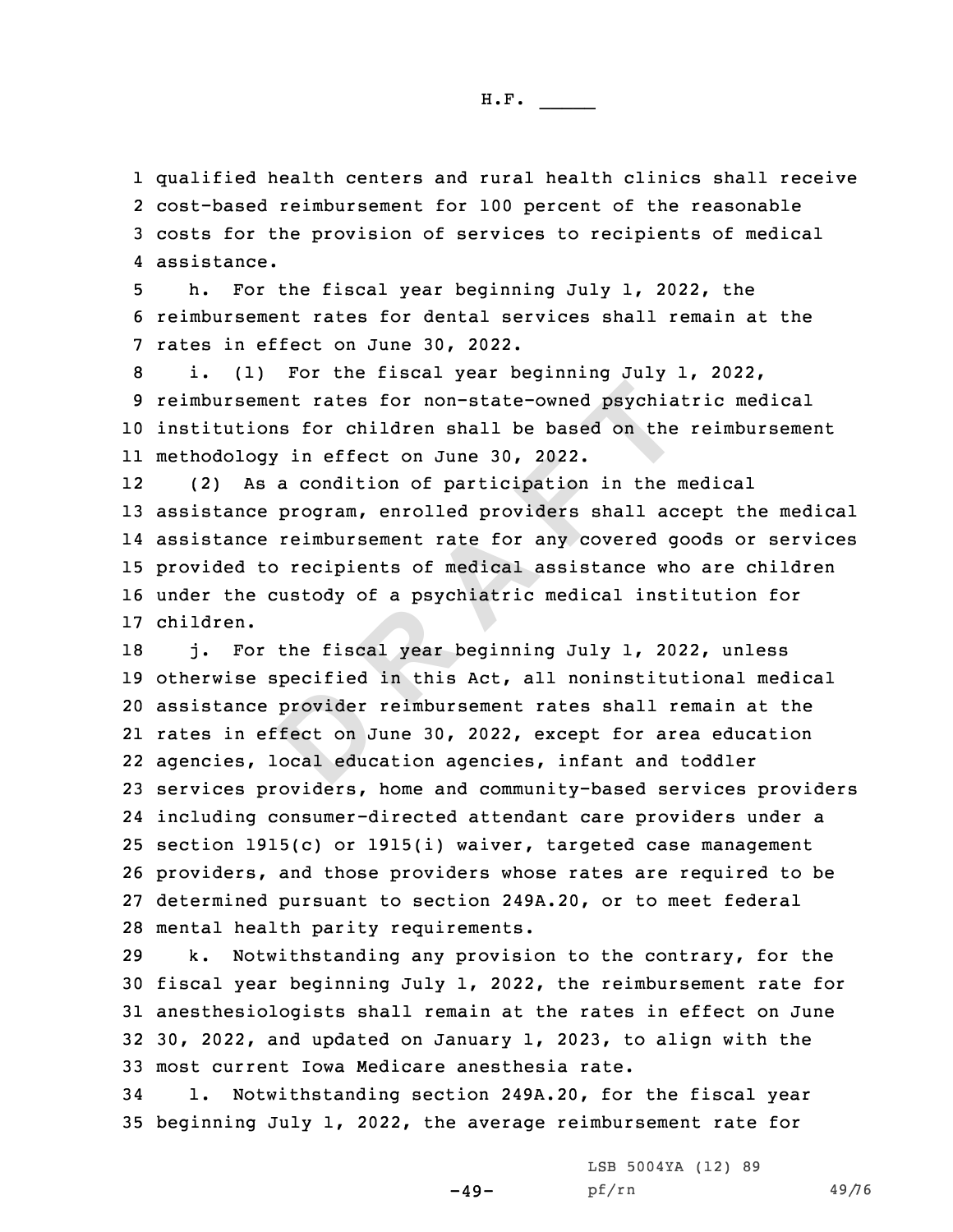qualified health centers and rural health clinics shall receive cost-based reimbursement for 100 percent of the reasonable costs for the provision of services to recipients of medical assistance.

h. For the fiscal year beginning July 1, 2022, the reimbursement rates for dental services shall remain at the rates in effect on June 30, 2022.

i. (1) For the fiscal year beginning July 1, 2022, reimbursement rates for non-state-owned psychiatric medical institutions for children shall be based on the reimbursement methodology in effect on June 30, 2022.

(2) As a condition of participation in the medical assistance program, enrolled providers shall accept the medical assistance reimbursement rate for any covered goods or services provided to recipients of medical assistance who are children under the custody of a psychiatric medical institution for children.

j. For the fiscal year beginning July 1, 2022, unless otherwise specified in this Act, all noninstitutional medical assistance provider reimbursement rates shall remain at the rates in effect on June 30, 2022, except for area education agencies, local education agencies, infant and toddler services providers, home and community-based services providers including consumer-directed attendant care providers under a section 1915(c) or 1915(i) waiver, targeted case management providers, and those providers whose rates are required to be determined pursuant to section 249A.20, or to meet federal mental health parity requirements.

k. Notwithstanding any provision to the contrary, for the fiscal year beginning July 1, 2022, the reimbursement rate for anesthesiologists shall remain at the rates in effect on June 30, 2022, and updated on January 1, 2023, to align with the most current Iowa Medicare anesthesia rate.

l. Notwithstanding section 249A.20, for the fiscal year beginning July 1, 2022, the average reimbursement rate for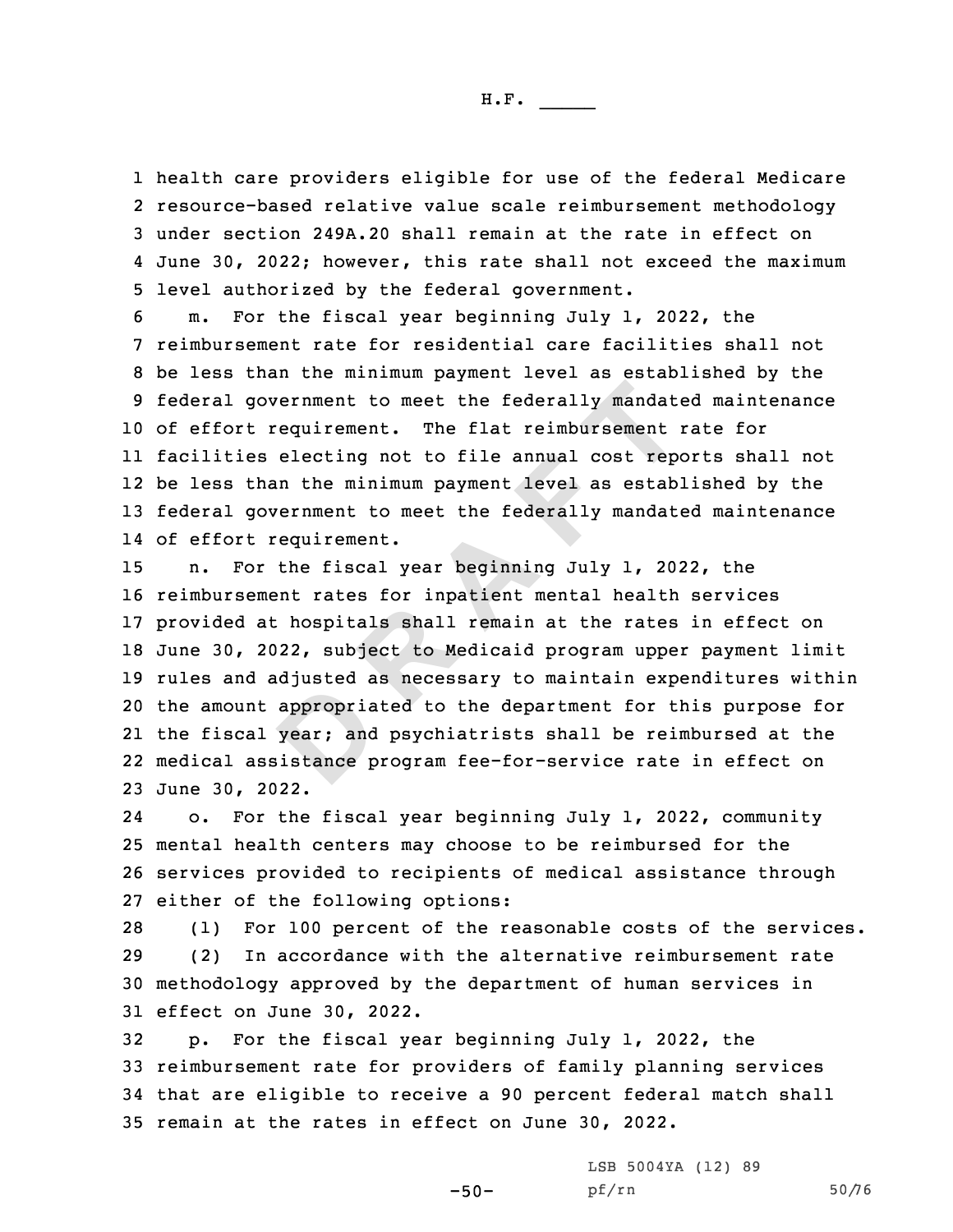health care providers eligible for use of the federal Medicare resource-based relative value scale reimbursement methodology under section 249A.20 shall remain at the rate in effect on June 30, 2022; however, this rate shall not exceed the maximum level authorized by the federal government.

m. For the fiscal year beginning July 1, 2022, the reimbursement rate for residential care facilities shall not be less than the minimum payment level as established by the federal government to meet the federally mandated maintenance of effort requirement. The flat reimbursement rate for facilities electing not to file annual cost reports shall not be less than the minimum payment level as established by the federal government to meet the federally mandated maintenance of effort requirement.

n. For the fiscal year beginning July 1, 2022, the reimbursement rates for inpatient mental health services provided at hospitals shall remain at the rates in effect on June 30, 2022, subject to Medicaid program upper payment limit rules and adjusted as necessary to maintain expenditures within the amount appropriated to the department for this purpose for the fiscal year; and psychiatrists shall be reimbursed at the medical assistance program fee-for-service rate in effect on June 30, 2022.

o. For the fiscal year beginning July 1, 2022, community mental health centers may choose to be reimbursed for the services provided to recipients of medical assistance through either of the following options:

(1) For 100 percent of the reasonable costs of the services.

(2) In accordance with the alternative reimbursement rate methodology approved by the department of human services in effect on June 30, 2022.

p. For the fiscal year beginning July 1, 2022, the reimbursement rate for providers of family planning services that are eligible to receive a 90 percent federal match shall remain at the rates in effect on June 30, 2022.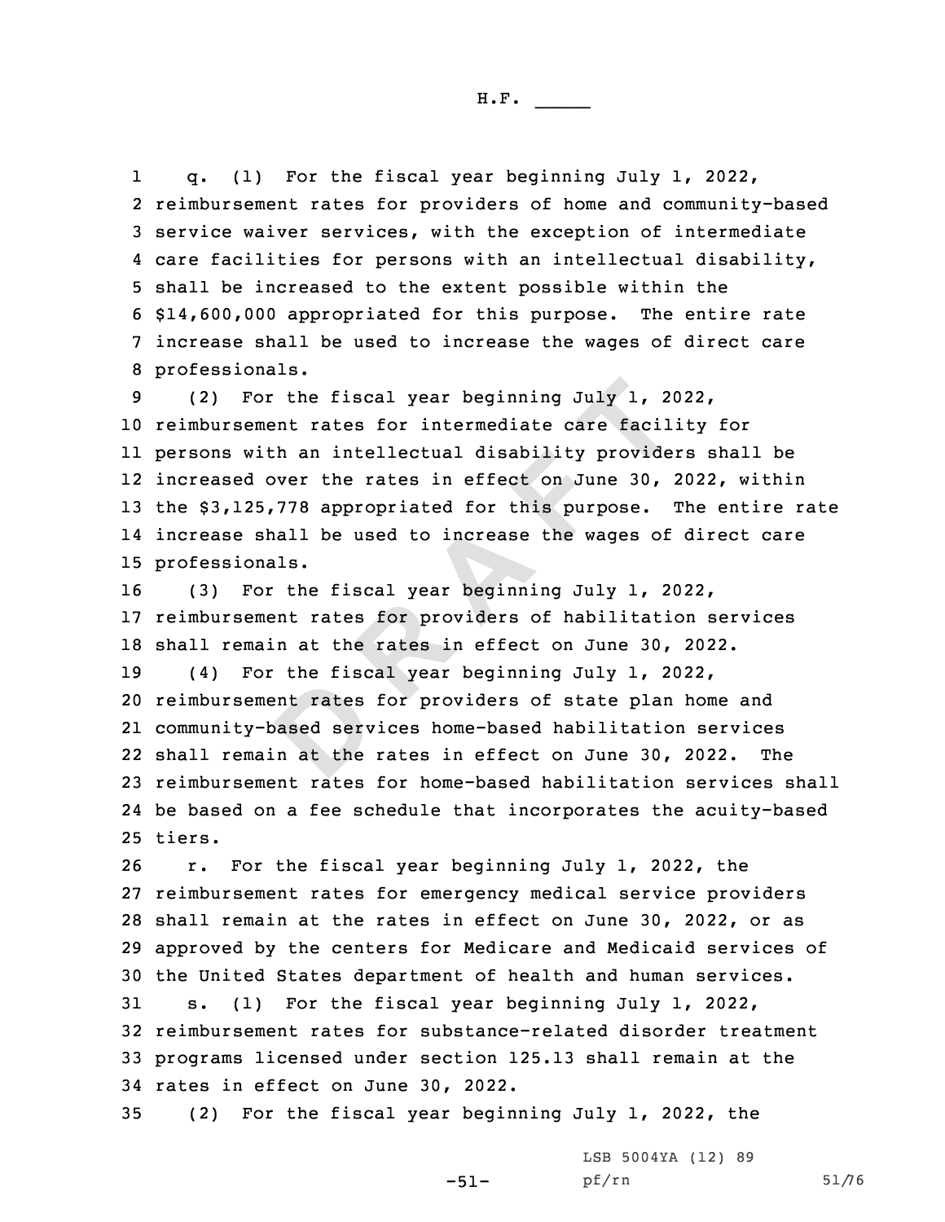q. (1) For the fiscal year beginning July 1, 2022, reimbursement rates for providers of home and community-based service waiver services, with the exception of intermediate care facilities for persons with an intellectual disability, shall be increased to the extent possible within the $14,600,000 appropriated for this purpose. The entire rate increase shall be used to increase the wages of direct care professionals.

(2) For the fiscal year beginning July 1, 2022, reimbursement rates for intermediate care facility for persons with an intellectual disability providers shall be increased over the rates in effect on June 30, 2022, within the $3,125,778 appropriated for this purpose. The entire rate increase shall be used to increase the wages of direct care professionals.

(3) For the fiscal year beginning July 1, 2022, reimbursement rates for providers of habilitation services shall remain at the rates in effect on June 30, 2022.

(4) For the fiscal year beginning July 1, 2022, reimbursement rates for providers of state plan home and community-based services home-based habilitation services shall remain at the rates in effect on June 30, 2022. The reimbursement rates for home-based habilitation services shall be based on a fee schedule that incorporates the acuity-based tiers.

r. For the fiscal year beginning July 1, 2022, the reimbursement rates for emergency medical service providers shall remain at the rates in effect on June 30, 2022, or as approved by the centers for Medicare and Medicaid services of the United States department of health and human services.

s. (1) For the fiscal year beginning July 1, 2022, reimbursement rates for substance-related disorder treatment programs licensed under section 125.13 shall remain at the rates in effect on June 30, 2022.

(2) For the fiscal year beginning July 1, 2022, the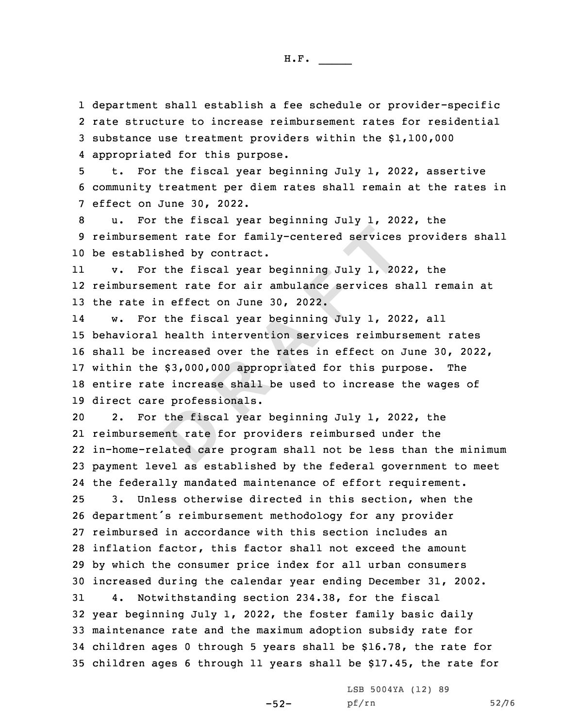department shall establish a fee schedule or provider-specific rate structure to increase reimbursement rates for residential substance use treatment providers within the $1,100,000 appropriated for this purpose.

t. For the fiscal year beginning July 1, 2022, assertive community treatment per diem rates shall remain at the rates in effect on June 30, 2022.

u. For the fiscal year beginning July 1, 2022, the reimbursement rate for family-centered services providers shall be established by contract.

v. For the fiscal year beginning July 1, 2022, the reimbursement rate for air ambulance services shall remain at the rate in effect on June 30, 2022.

w. For the fiscal year beginning July 1, 2022, all behavioral health intervention services reimbursement rates shall be increased over the rates in effect on June 30, 2022, within the $3,000,000 appropriated for this purpose. The entire rate increase shall be used to increase the wages of direct care professionals.

2. For the fiscal year beginning July 1, 2022, the reimbursement rate for providers reimbursed under the in-home-related care program shall not be less than the minimum payment level as established by the federal government to meet the federally mandated maintenance of effort requirement.

3. Unless otherwise directed in this section, when the department's reimbursement methodology for any provider reimbursed in accordance with this section includes an inflation factor, this factor shall not exceed the amount by which the consumer price index for all urban consumers increased during the calendar year ending December 31, 2002.

4. Notwithstanding section 234.38, for the fiscal year beginning July 1, 2022, the foster family basic daily maintenance rate and the maximum adoption subsidy rate for children ages 0 through 5 years shall be $16.78, the rate for children ages 6 through 11 years shall be $17.45, the rate for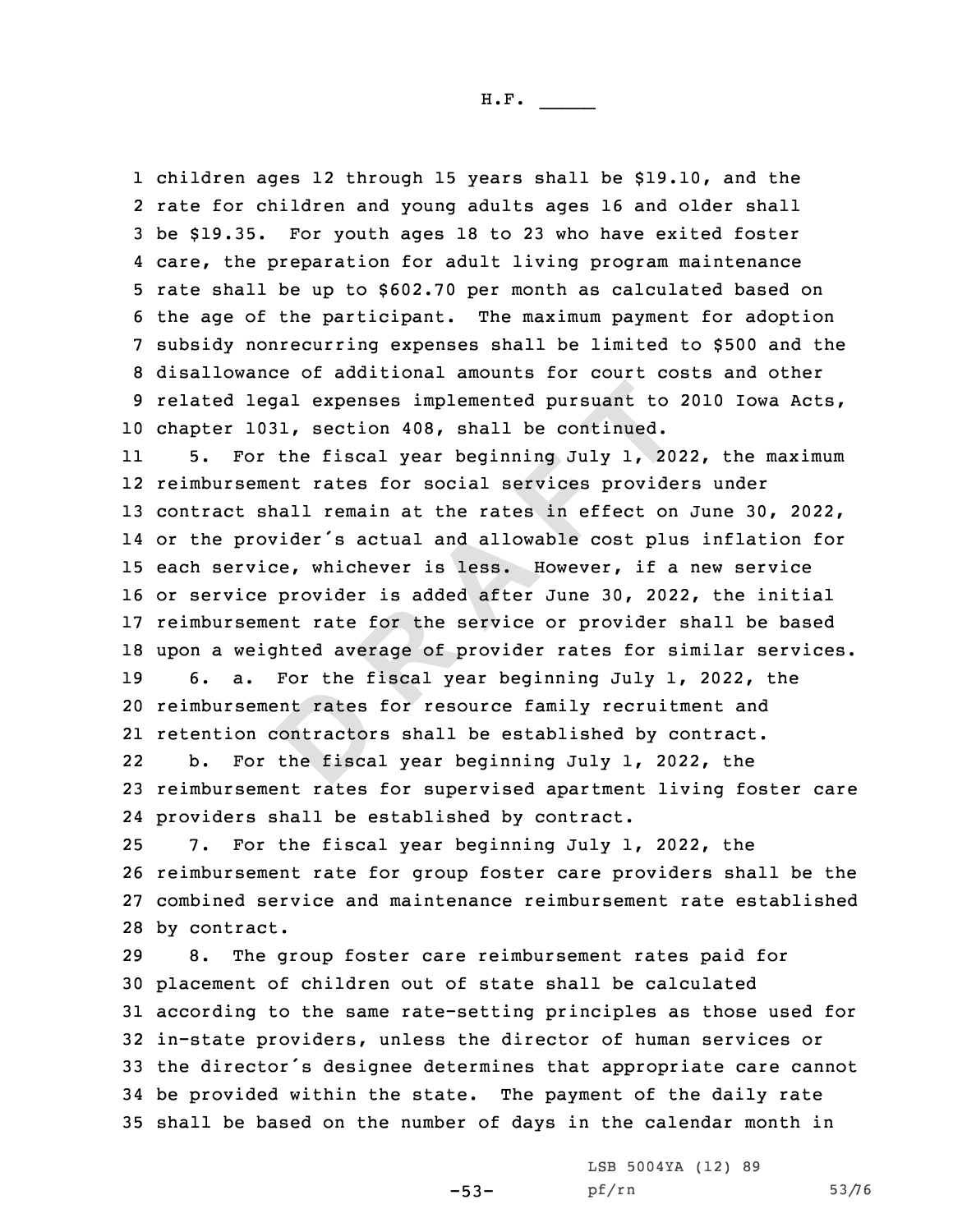children ages 12 through 15 years shall be $19.10, and the rate for children and young adults ages 16 and older shall be $19.35. For youth ages 18 to 23 who have exited foster care, the preparation for adult living program maintenance rate shall be up to $602.70 per month as calculated based on the age of the participant. The maximum payment for adoption subsidy nonrecurring expenses shall be limited to $500 and the disallowance of additional amounts for court costs and other related legal expenses implemented pursuant to 2010 Iowa Acts, chapter 1031, section 408, shall be continued.

5. For the fiscal year beginning July 1, 2022, the maximum reimbursement rates for social services providers under contract shall remain at the rates in effect on June 30, 2022, or the provider's actual and allowable cost plus inflation for each service, whichever is less. However, if a new service or service provider is added after June 30, 2022, the initial reimbursement rate for the service or provider shall be based upon a weighted average of provider rates for similar services.

6. a. For the fiscal year beginning July 1, 2022, the reimbursement rates for resource family recruitment and retention contractors shall be established by contract.

b. For the fiscal year beginning July 1, 2022, the reimbursement rates for supervised apartment living foster care providers shall be established by contract.

7. For the fiscal year beginning July 1, 2022, the reimbursement rate for group foster care providers shall be the combined service and maintenance reimbursement rate established by contract.

8. The group foster care reimbursement rates paid for placement of children out of state shall be calculated according to the same rate-setting principles as those used for in-state providers, unless the director of human services or the director's designee determines that appropriate care cannot be provided within the state. The payment of the daily rate shall be based on the number of days in the calendar month in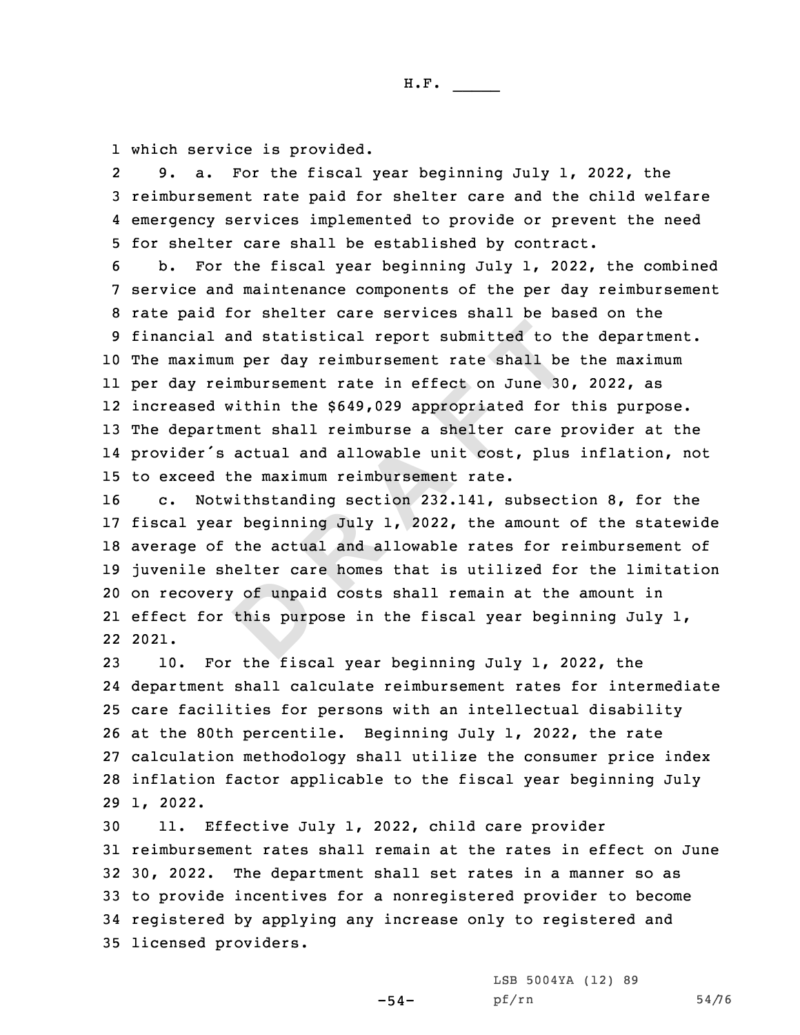which service is provided.

9. a. For the fiscal year beginning July 1, 2022, the reimbursement rate paid for shelter care and the child welfare emergency services implemented to provide or prevent the need for shelter care shall be established by contract.

b. For the fiscal year beginning July 1, 2022, the combined service and maintenance components of the per day reimbursement rate paid for shelter care services shall be based on the financial and statistical report submitted to the department. The maximum per day reimbursement rate shall be the maximum per day reimbursement rate in effect on June 30, 2022, as increased within the $649,029 appropriated for this purpose. The department shall reimburse a shelter care provider at the provider's actual and allowable unit cost, plus inflation, not to exceed the maximum reimbursement rate.

c. Notwithstanding section 232.141, subsection 8, for the fiscal year beginning July 1, 2022, the amount of the statewide average of the actual and allowable rates for reimbursement of juvenile shelter care homes that is utilized for the limitation on recovery of unpaid costs shall remain at the amount in effect for this purpose in the fiscal year beginning July 1, 2021.

10. For the fiscal year beginning July 1, 2022, the department shall calculate reimbursement rates for intermediate care facilities for persons with an intellectual disability at the 80th percentile. Beginning July 1, 2022, the rate calculation methodology shall utilize the consumer price index inflation factor applicable to the fiscal year beginning July 1, 2022.

11. Effective July 1, 2022, child care provider reimbursement rates shall remain at the rates in effect on June 30, 2022. The department shall set rates in a manner so as to provide incentives for a nonregistered provider to become registered by applying any increase only to registered and licensed providers.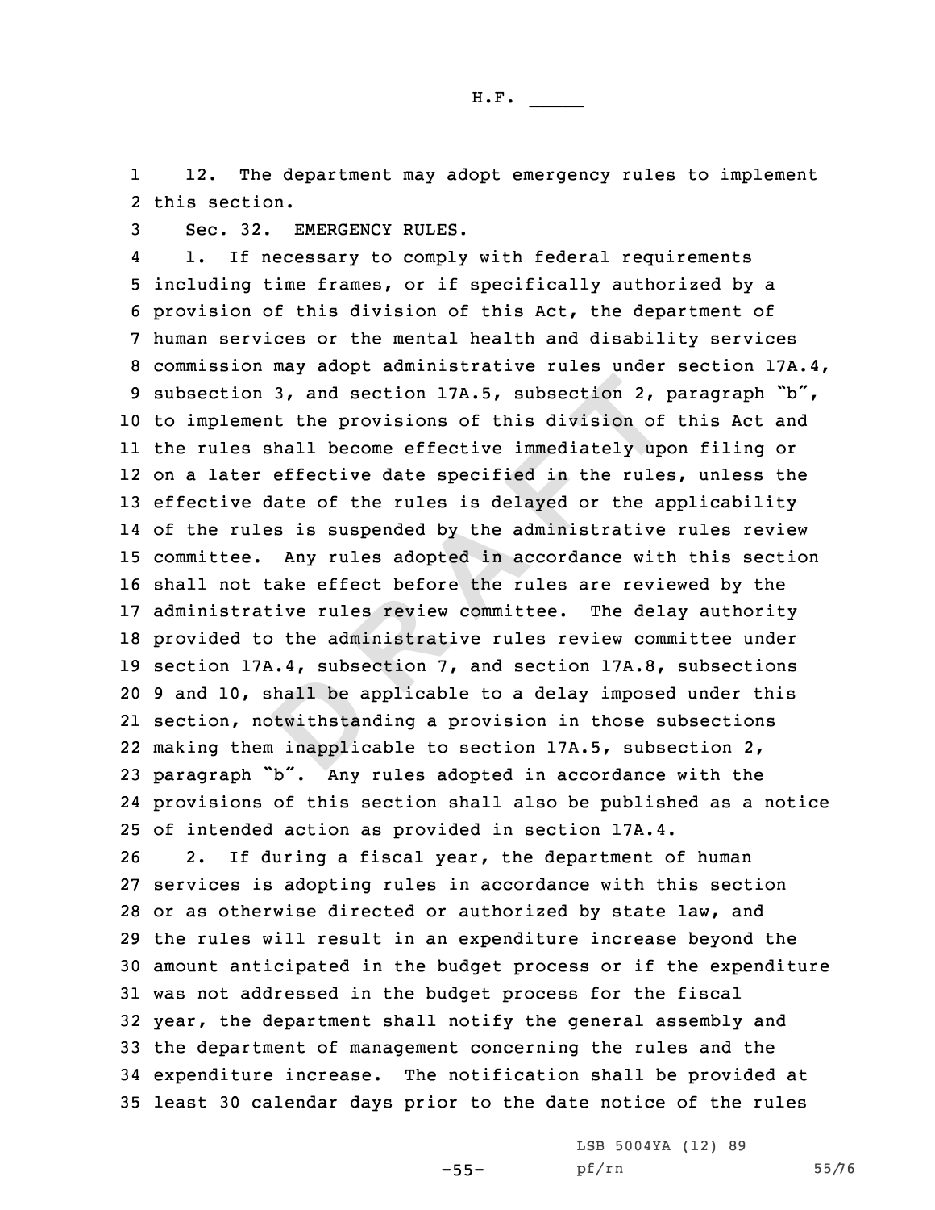12. The department may adopt emergency rules to implement this section.

Sec. 32. EMERGENCY RULES.

1. If necessary to comply with federal requirements including time frames, or if specifically authorized by a provision of this division of this Act, the department of human services or the mental health and disability services commission may adopt administrative rules under section 17A.4, subsection 3, and section 17A.5, subsection 2, paragraph "b", to implement the provisions of this division of this Act and the rules shall become effective immediately upon filing or on a later effective date specified in the rules, unless the effective date of the rules is delayed or the applicability of the rules is suspended by the administrative rules review committee. Any rules adopted in accordance with this section shall not take effect before the rules are reviewed by the administrative rules review committee. The delay authority provided to the administrative rules review committee under section 17A.4, subsection 7, and section 17A.8, subsections 9 and 10, shall be applicable to a delay imposed under this section, notwithstanding a provision in those subsections making them inapplicable to section 17A.5, subsection 2, paragraph "b". Any rules adopted in accordance with the provisions of this section shall also be published as a notice of intended action as provided in section 17A.4.

2. If during a fiscal year, the department of human services is adopting rules in accordance with this section or as otherwise directed or authorized by state law, and the rules will result in an expenditure increase beyond the amount anticipated in the budget process or if the expenditure was not addressed in the budget process for the fiscal year, the department shall notify the general assembly and the department of management concerning the rules and the expenditure increase. The notification shall be provided at least 30 calendar days prior to the date notice of the rules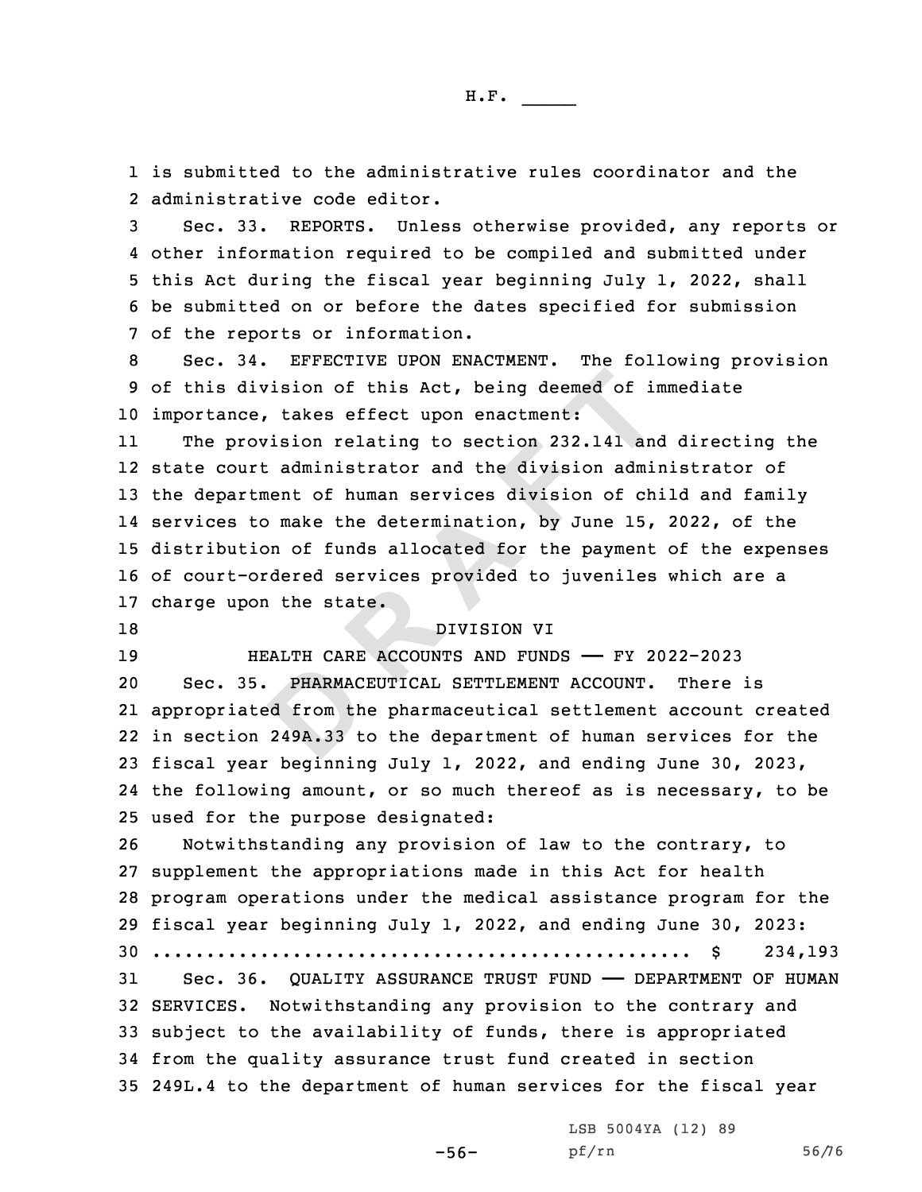is submitted to the administrative rules coordinator and the administrative code editor.

Sec. 33. REPORTS. Unless otherwise provided, any reports or other information required to be compiled and submitted under this Act during the fiscal year beginning July 1, 2022, shall be submitted on or before the dates specified for submission of the reports or information.

Sec. 34. EFFECTIVE UPON ENACTMENT. The following provision of this division of this Act, being deemed of immediate importance, takes effect upon enactment:

The provision relating to section 232.141 and directing the state court administrator and the division administrator of the department of human services division of child and family services to make the determination, by June 15, 2022, of the distribution of funds allocated for the payment of the expenses of court-ordered services provided to juveniles which are a charge upon the state.

DIVISION VI

HEALTH CARE ACCOUNTS AND FUNDS —— FY 2022-2023

Sec. 35. PHARMACEUTICAL SETTLEMENT ACCOUNT. There is appropriated from the pharmaceutical settlement account created in section 249A.33 to the department of human services for the fiscal year beginning July 1, 2022, and ending June 30, 2023, the following amount, or so much thereof as is necessary, to be used for the purpose designated:

Notwithstanding any provision of law to the contrary, to supplement the appropriations made in this Act for health program operations under the medical assistance program for the fiscal year beginning July 1, 2022, and ending June 30, 2023:
.................................................. $ 234,193

Sec. 36. QUALITY ASSURANCE TRUST FUND —— DEPARTMENT OF HUMAN SERVICES. Notwithstanding any provision to the contrary and subject to the availability of funds, there is appropriated from the quality assurance trust fund created in section 249L.4 to the department of human services for the fiscal year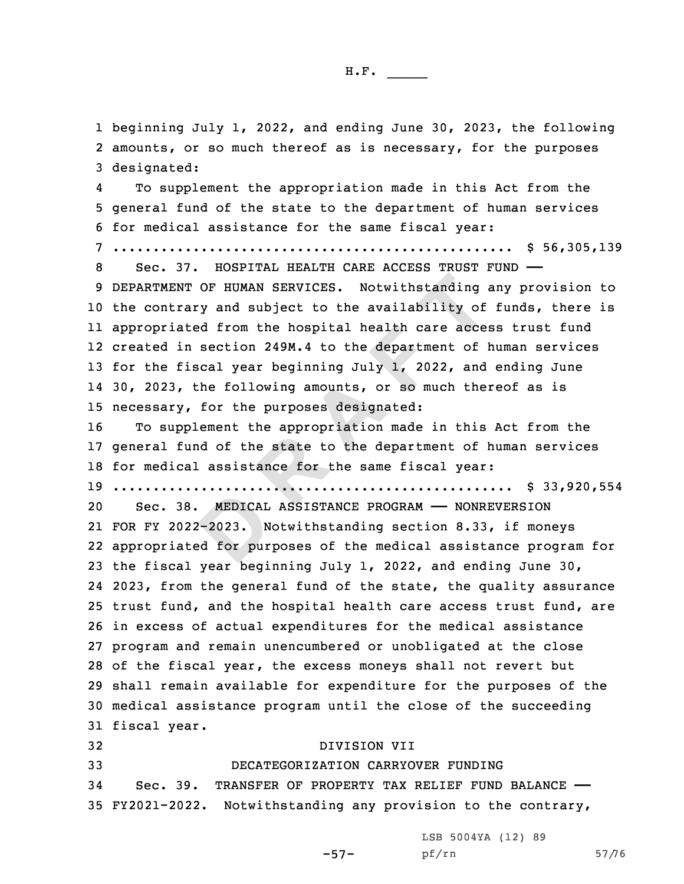beginning July 1, 2022, and ending June 30, 2023, the following amounts, or so much thereof as is necessary, for the purposes designated:

To supplement the appropriation made in this Act from the general fund of the state to the department of human services for medical assistance for the same fiscal year:

.................................................. $ 56,305,139

Sec. 37. HOSPITAL HEALTH CARE ACCESS TRUST FUND —— DEPARTMENT OF HUMAN SERVICES. Notwithstanding any provision to the contrary and subject to the availability of funds, there is appropriated from the hospital health care access trust fund created in section 249M.4 to the department of human services for the fiscal year beginning July 1, 2022, and ending June 30, 2023, the following amounts, or so much thereof as is necessary, for the purposes designated:

To supplement the appropriation made in this Act from the general fund of the state to the department of human services for medical assistance for the same fiscal year:

.................................................. $ 33,920,554

Sec. 38. MEDICAL ASSISTANCE PROGRAM —— NONREVERSION FOR FY 2022-2023. Notwithstanding section 8.33, if moneys appropriated for purposes of the medical assistance program for the fiscal year beginning July 1, 2022, and ending June 30, 2023, from the general fund of the state, the quality assurance trust fund, and the hospital health care access trust fund, are in excess of actual expenditures for the medical assistance program and remain unencumbered or unobligated at the close of the fiscal year, the excess moneys shall not revert but shall remain available for expenditure for the purposes of the medical assistance program until the close of the succeeding fiscal year.

DIVISION VII

DECATEGORIZATION CARRYOVER FUNDING

Sec. 39. TRANSFER OF PROPERTY TAX RELIEF FUND BALANCE —— FY2021-2022. Notwithstanding any provision to the contrary,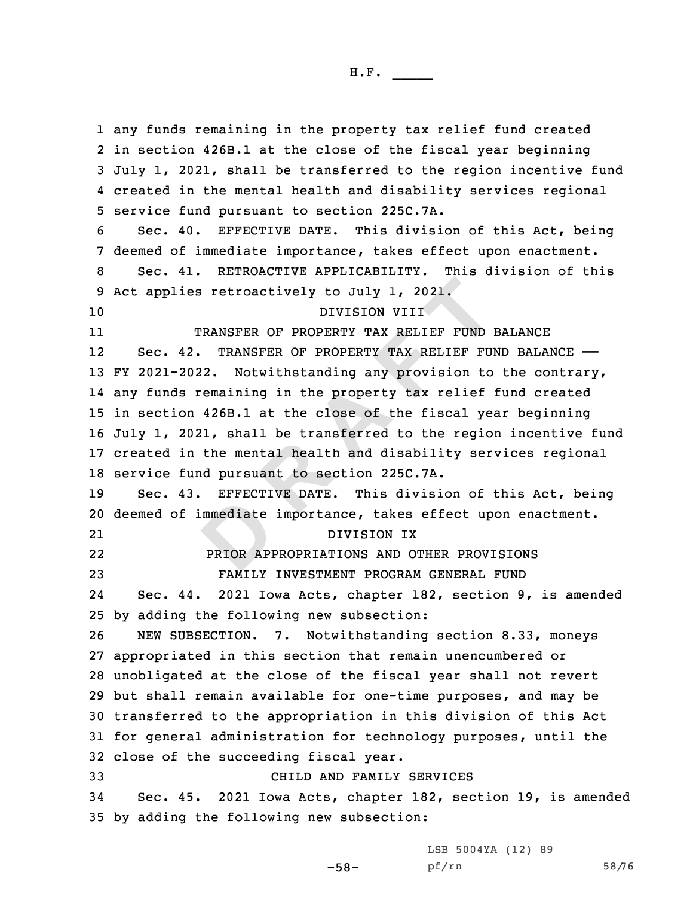any funds remaining in the property tax relief fund created in section 426B.1 at the close of the fiscal year beginning July 1, 2021, shall be transferred to the region incentive fund created in the mental health and disability services regional service fund pursuant to section 225C.7A.

Sec. 40. EFFECTIVE DATE. This division of this Act, being deemed of immediate importance, takes effect upon enactment.

Sec. 41. RETROACTIVE APPLICABILITY. This division of this Act applies retroactively to July 1, 2021.

DIVISION VIII

TRANSFER OF PROPERTY TAX RELIEF FUND BALANCE

Sec. 42. TRANSFER OF PROPERTY TAX RELIEF FUND BALANCE —— FY 2021-2022. Notwithstanding any provision to the contrary, any funds remaining in the property tax relief fund created in section 426B.1 at the close of the fiscal year beginning July 1, 2021, shall be transferred to the region incentive fund created in the mental health and disability services regional service fund pursuant to section 225C.7A.

Sec. 43. EFFECTIVE DATE. This division of this Act, being deemed of immediate importance, takes effect upon enactment.

DIVISION IX

PRIOR APPROPRIATIONS AND OTHER PROVISIONS

FAMILY INVESTMENT PROGRAM GENERAL FUND

Sec. 44. 2021 Iowa Acts, chapter 182, section 9, is amended by adding the following new subsection:

NEW SUBSECTION. 7. Notwithstanding section 8.33, moneys appropriated in this section that remain unencumbered or unobligated at the close of the fiscal year shall not revert but shall remain available for one-time purposes, and may be transferred to the appropriation in this division of this Act for general administration for technology purposes, until the close of the succeeding fiscal year.

CHILD AND FAMILY SERVICES

Sec. 45. 2021 Iowa Acts, chapter 182, section 19, is amended by adding the following new subsection: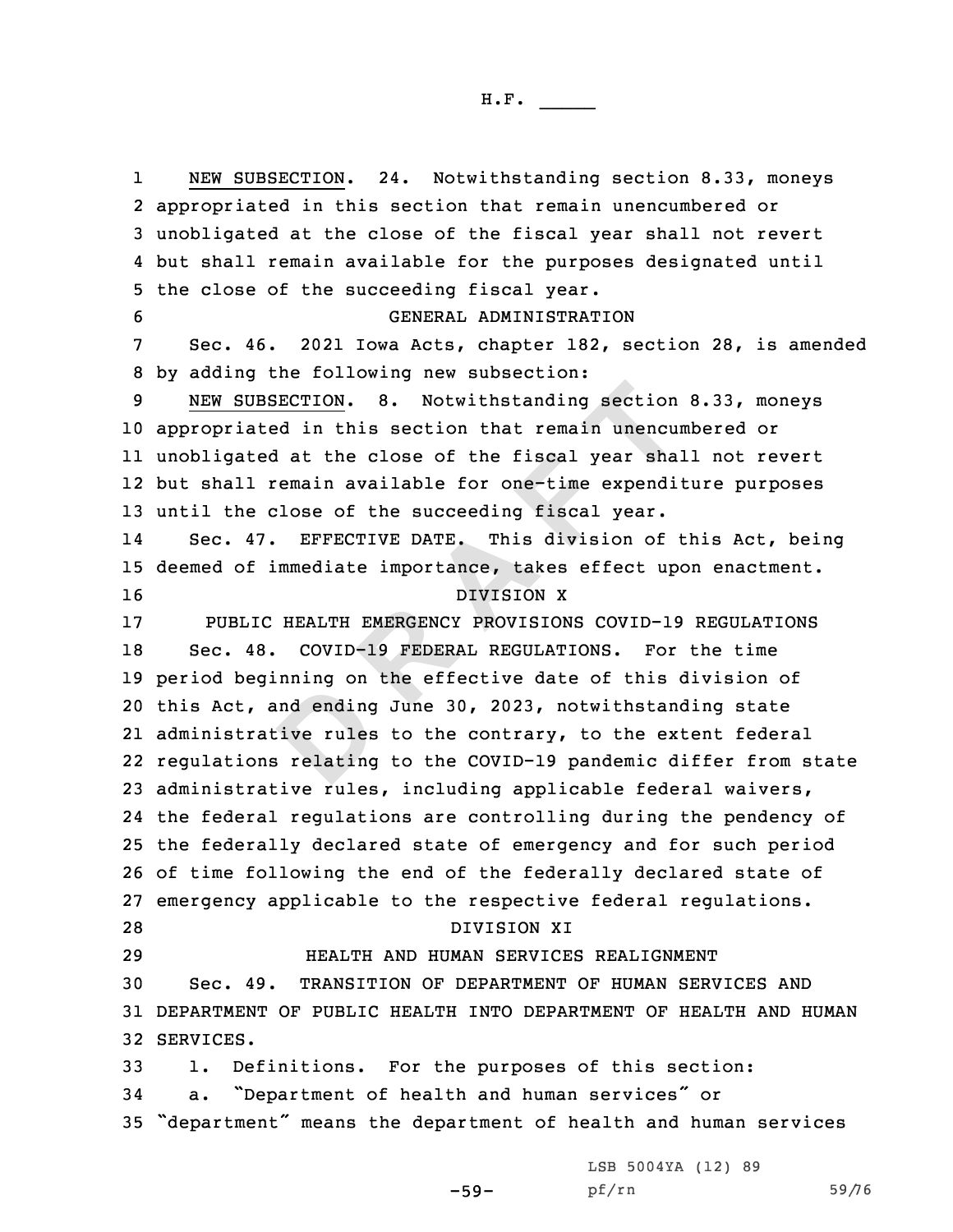NEW SUBSECTION. 24. Notwithstanding section 8.33, moneys appropriated in this section that remain unencumbered or unobligated at the close of the fiscal year shall not revert but shall remain available for the purposes designated until the close of the succeeding fiscal year.

GENERAL ADMINISTRATION

Sec. 46. 2021 Iowa Acts, chapter 182, section 28, is amended by adding the following new subsection:

NEW SUBSECTION. 8. Notwithstanding section 8.33, moneys appropriated in this section that remain unencumbered or unobligated at the close of the fiscal year shall not revert but shall remain available for one-time expenditure purposes until the close of the succeeding fiscal year.

Sec. 47. EFFECTIVE DATE. This division of this Act, being deemed of immediate importance, takes effect upon enactment.

DIVISION X

PUBLIC HEALTH EMERGENCY PROVISIONS COVID-19 REGULATIONS

Sec. 48. COVID-19 FEDERAL REGULATIONS. For the time period beginning on the effective date of this division of this Act, and ending June 30, 2023, notwithstanding state administrative rules to the contrary, to the extent federal regulations relating to the COVID-19 pandemic differ from state administrative rules, including applicable federal waivers, the federal regulations are controlling during the pendency of the federally declared state of emergency and for such period of time following the end of the federally declared state of emergency applicable to the respective federal regulations.

DIVISION XI

HEALTH AND HUMAN SERVICES REALIGNMENT

Sec. 49. TRANSITION OF DEPARTMENT OF HUMAN SERVICES AND DEPARTMENT OF PUBLIC HEALTH INTO DEPARTMENT OF HEALTH AND HUMAN SERVICES.

1. Definitions. For the purposes of this section:

a. "Department of health and human services" or "department" means the department of health and human services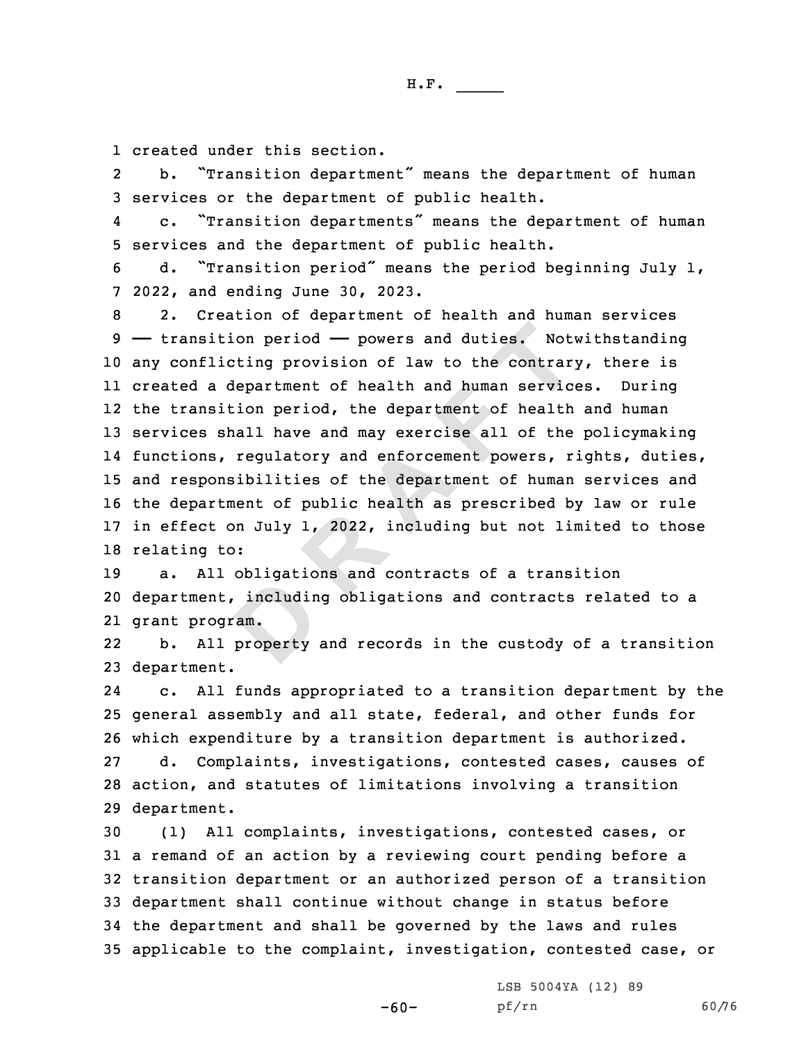created under this section.

b. "Transition department" means the department of human services or the department of public health.

c. "Transition departments" means the department of human services and the department of public health.

d. "Transition period" means the period beginning July 1, 2022, and ending June 30, 2023.

2. Creation of department of health and human services —— transition period —— powers and duties. Notwithstanding any conflicting provision of law to the contrary, there is created a department of health and human services. During the transition period, the department of health and human services shall have and may exercise all of the policymaking functions, regulatory and enforcement powers, rights, duties, and responsibilities of the department of human services and the department of public health as prescribed by law or rule in effect on July 1, 2022, including but not limited to those relating to:

a. All obligations and contracts of a transition department, including obligations and contracts related to a grant program.

b. All property and records in the custody of a transition department.

c. All funds appropriated to a transition department by the general assembly and all state, federal, and other funds for which expenditure by a transition department is authorized.

d. Complaints, investigations, contested cases, causes of action, and statutes of limitations involving a transition department.

(1) All complaints, investigations, contested cases, or a remand of an action by a reviewing court pending before a transition department or an authorized person of a transition department shall continue without change in status before the department and shall be governed by the laws and rules applicable to the complaint, investigation, contested case, or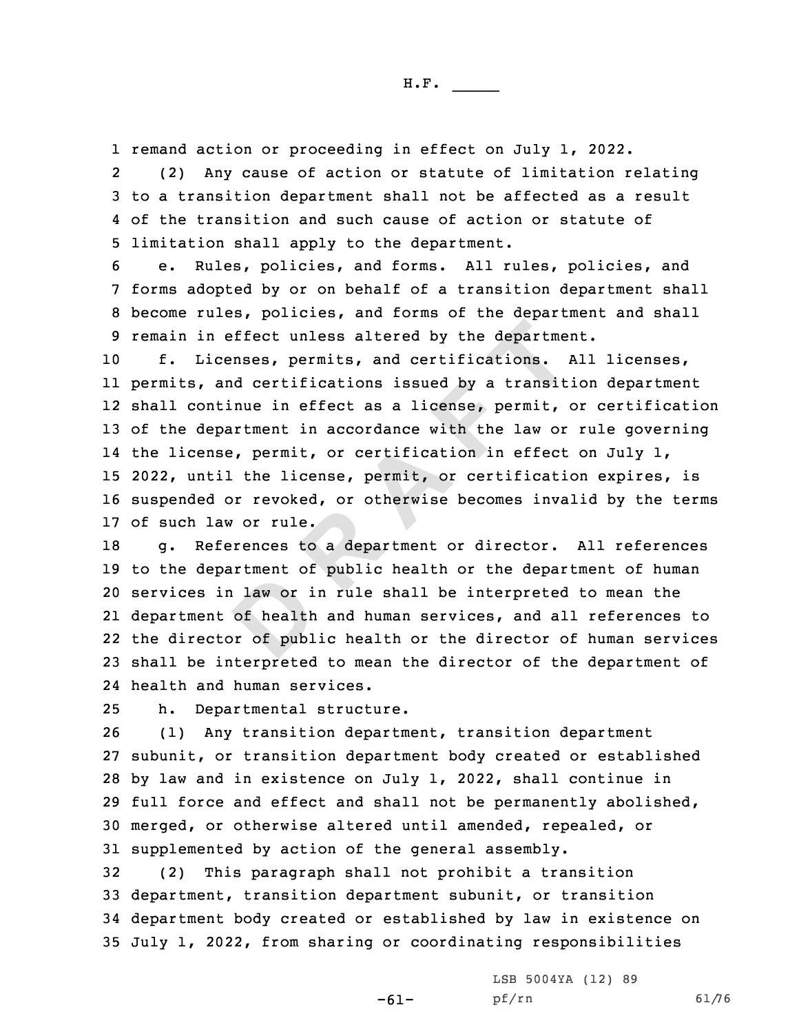remand action or proceeding in effect on July 1, 2022.

(2) Any cause of action or statute of limitation relating to a transition department shall not be affected as a result of the transition and such cause of action or statute of limitation shall apply to the department.

e. Rules, policies, and forms. All rules, policies, and forms adopted by or on behalf of a transition department shall become rules, policies, and forms of the department and shall remain in effect unless altered by the department.

f. Licenses, permits, and certifications. All licenses, permits, and certifications issued by a transition department shall continue in effect as a license, permit, or certification of the department in accordance with the law or rule governing the license, permit, or certification in effect on July 1, 2022, until the license, permit, or certification expires, is suspended or revoked, or otherwise becomes invalid by the terms of such law or rule.

g. References to a department or director. All references to the department of public health or the department of human services in law or in rule shall be interpreted to mean the department of health and human services, and all references to the director of public health or the director of human services shall be interpreted to mean the director of the department of health and human services.

h. Departmental structure.

(1) Any transition department, transition department subunit, or transition department body created or established by law and in existence on July 1, 2022, shall continue in full force and effect and shall not be permanently abolished, merged, or otherwise altered until amended, repealed, or supplemented by action of the general assembly.

(2) This paragraph shall not prohibit a transition department, transition department subunit, or transition department body created or established by law in existence on July 1, 2022, from sharing or coordinating responsibilities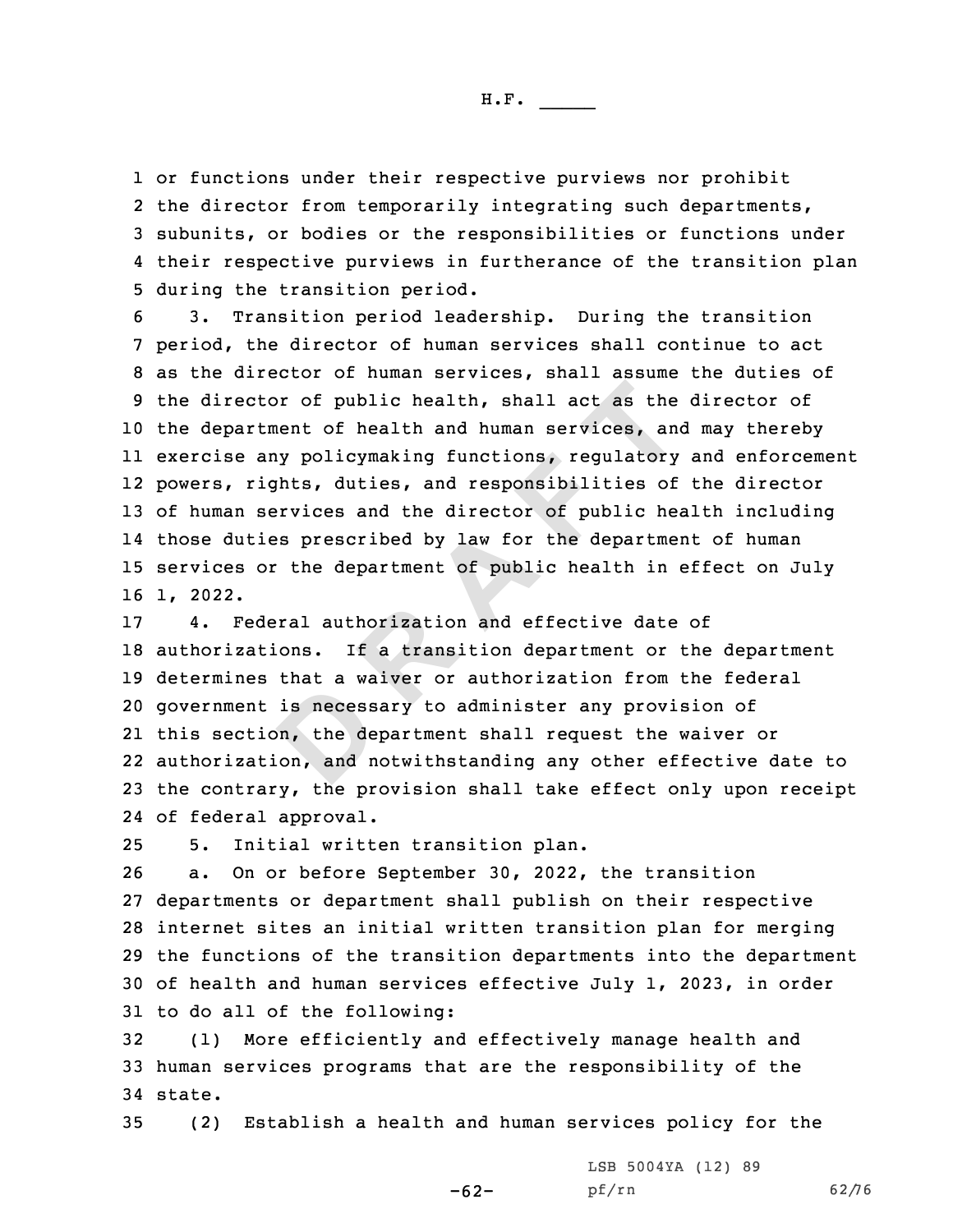or functions under their respective purviews nor prohibit the director from temporarily integrating such departments, subunits, or bodies or the responsibilities or functions under their respective purviews in furtherance of the transition plan during the transition period.

3. Transition period leadership. During the transition period, the director of human services shall continue to act as the director of human services, shall assume the duties of the director of public health, shall act as the director of the department of health and human services, and may thereby exercise any policymaking functions, regulatory and enforcement powers, rights, duties, and responsibilities of the director of human services and the director of public health including those duties prescribed by law for the department of human services or the department of public health in effect on July 1, 2022.

4. Federal authorization and effective date of authorizations. If a transition department or the department determines that a waiver or authorization from the federal government is necessary to administer any provision of this section, the department shall request the waiver or authorization, and notwithstanding any other effective date to the contrary, the provision shall take effect only upon receipt of federal approval.

5. Initial written transition plan.

a. On or before September 30, 2022, the transition departments or department shall publish on their respective internet sites an initial written transition plan for merging the functions of the transition departments into the department of health and human services effective July 1, 2023, in order to do all of the following:

(1) More efficiently and effectively manage health and human services programs that are the responsibility of the state.

(2) Establish a health and human services policy for the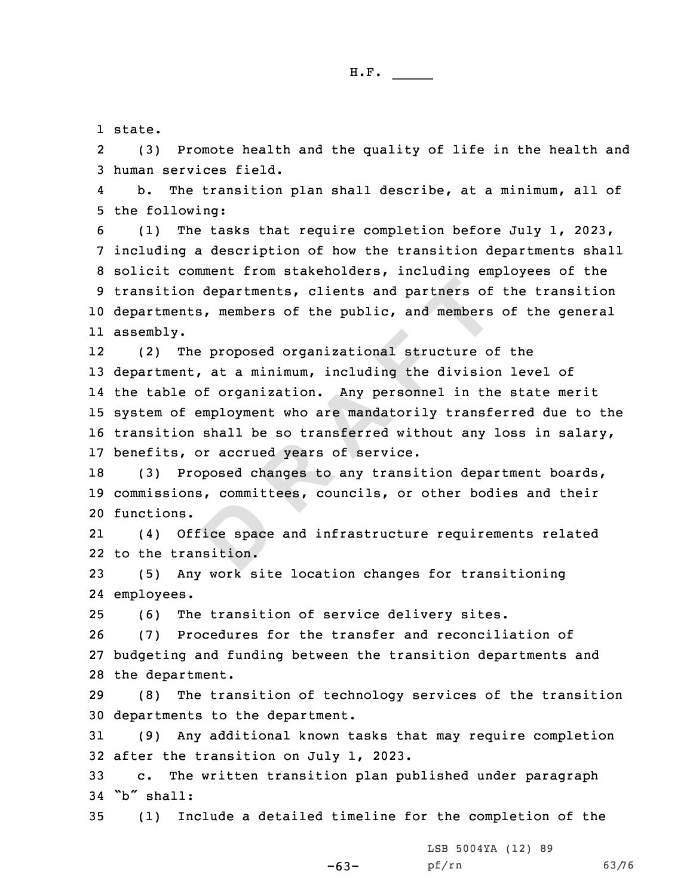state.

(3) Promote health and the quality of life in the health and human services field.

b. The transition plan shall describe, at a minimum, all of the following:

(1) The tasks that require completion before July 1, 2023, including a description of how the transition departments shall solicit comment from stakeholders, including employees of the transition departments, clients and partners of the transition departments, members of the public, and members of the general assembly.

(2) The proposed organizational structure of the department, at a minimum, including the division level of the table of organization. Any personnel in the state merit system of employment who are mandatorily transferred due to the transition shall be so transferred without any loss in salary, benefits, or accrued years of service.

(3) Proposed changes to any transition department boards, commissions, committees, councils, or other bodies and their functions.

(4) Office space and infrastructure requirements related to the transition.

(5) Any work site location changes for transitioning employees.

(6) The transition of service delivery sites.

(7) Procedures for the transfer and reconciliation of budgeting and funding between the transition departments and the department.

(8) The transition of technology services of the transition departments to the department.

(9) Any additional known tasks that may require completion after the transition on July 1, 2023.

c. The written transition plan published under paragraph "b" shall:

(1) Include a detailed timeline for the completion of the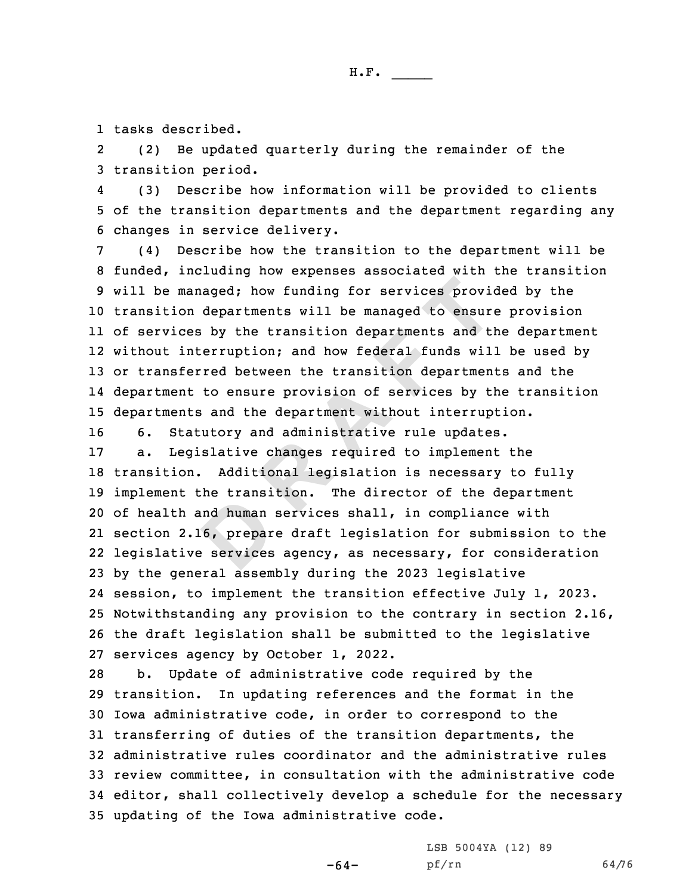tasks described.

(2) Be updated quarterly during the remainder of the transition period.

(3) Describe how information will be provided to clients of the transition departments and the department regarding any changes in service delivery.

(4) Describe how the transition to the department will be funded, including how expenses associated with the transition will be managed; how funding for services provided by the transition departments will be managed to ensure provision of services by the transition departments and the department without interruption; and how federal funds will be used by or transferred between the transition departments and the department to ensure provision of services by the transition departments and the department without interruption.

6. Statutory and administrative rule updates.

a. Legislative changes required to implement the transition. Additional legislation is necessary to fully implement the transition. The director of the department of health and human services shall, in compliance with section 2.16, prepare draft legislation for submission to the legislative services agency, as necessary, for consideration by the general assembly during the 2023 legislative session, to implement the transition effective July 1, 2023. Notwithstanding any provision to the contrary in section 2.16, the draft legislation shall be submitted to the legislative services agency by October 1, 2022.

b. Update of administrative code required by the transition. In updating references and the format in the Iowa administrative code, in order to correspond to the transferring of duties of the transition departments, the administrative rules coordinator and the administrative rules review committee, in consultation with the administrative code editor, shall collectively develop a schedule for the necessary updating of the Iowa administrative code.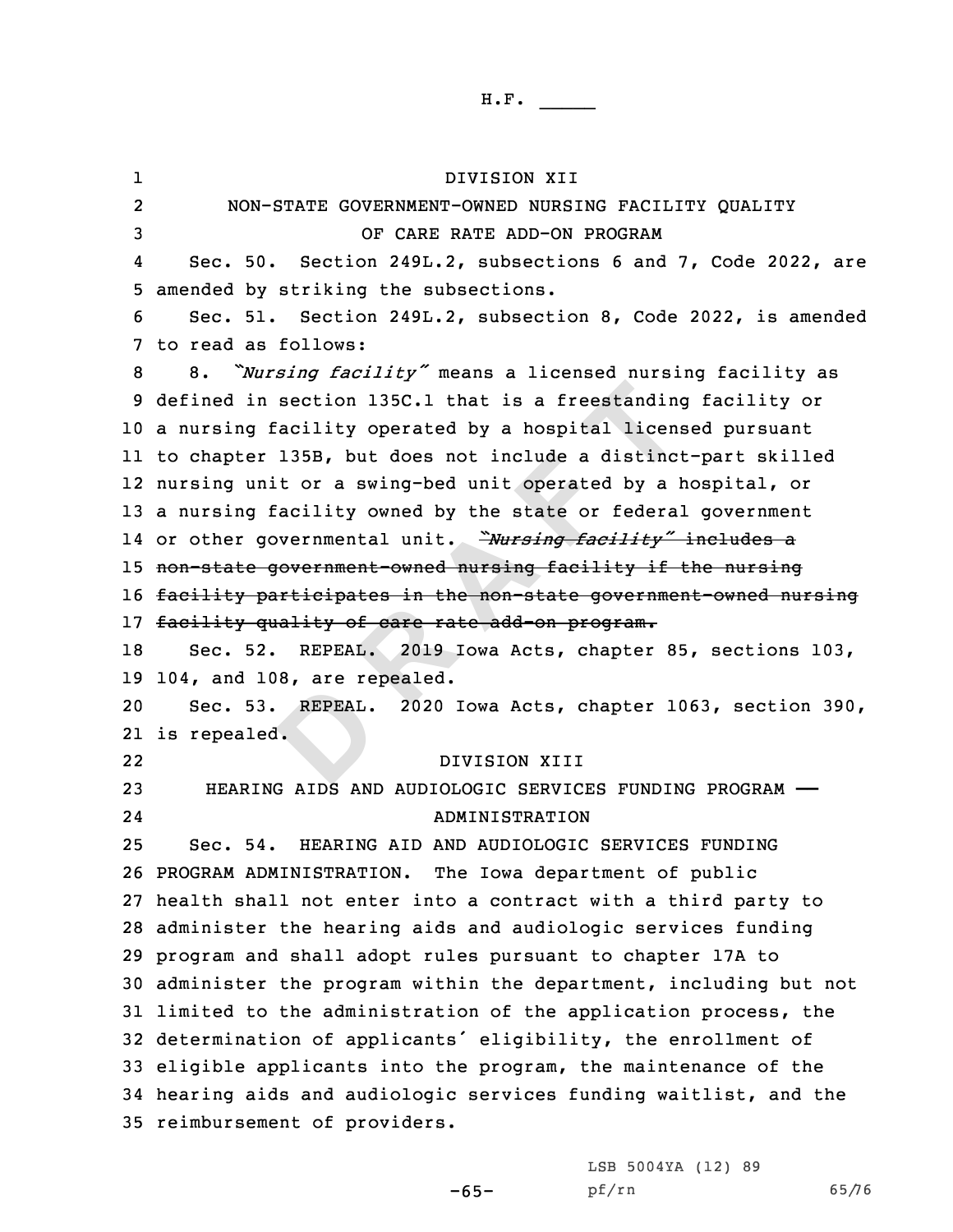DIVISION XII

NON-STATE GOVERNMENT-OWNED NURSING FACILITY QUALITY OF CARE RATE ADD-ON PROGRAM

Sec. 50. Section 249L.2, subsections 6 and 7, Code 2022, are amended by striking the subsections.

Sec. 51. Section 249L.2, subsection 8, Code 2022, is amended to read as follows:

8. *"Nursing facility"* means a licensed nursing facility as defined in section 135C.1 that is a freestanding facility or a nursing facility operated by a hospital licensed pursuant to chapter 135B, but does not include a distinct-part skilled nursing unit or a swing-bed unit operated by a hospital, or a nursing facility owned by the state or federal government or other governmental unit. ~~*"Nursing facility"* includes a non-state government-owned nursing facility if the nursing facility participates in the non-state government-owned nursing facility quality of care rate add-on program.~~

Sec. 52. REPEAL. 2019 Iowa Acts, chapter 85, sections 103, 104, and 108, are repealed.

Sec. 53. REPEAL. 2020 Iowa Acts, chapter 1063, section 390, is repealed.

DIVISION XIII

HEARING AIDS AND AUDIOLOGIC SERVICES FUNDING PROGRAM —— ADMINISTRATION

Sec. 54. HEARING AID AND AUDIOLOGIC SERVICES FUNDING PROGRAM ADMINISTRATION. The Iowa department of public health shall not enter into a contract with a third party to administer the hearing aids and audiologic services funding program and shall adopt rules pursuant to chapter 17A to administer the program within the department, including but not limited to the administration of the application process, the determination of applicants' eligibility, the enrollment of eligible applicants into the program, the maintenance of the hearing aids and audiologic services funding waitlist, and the reimbursement of providers.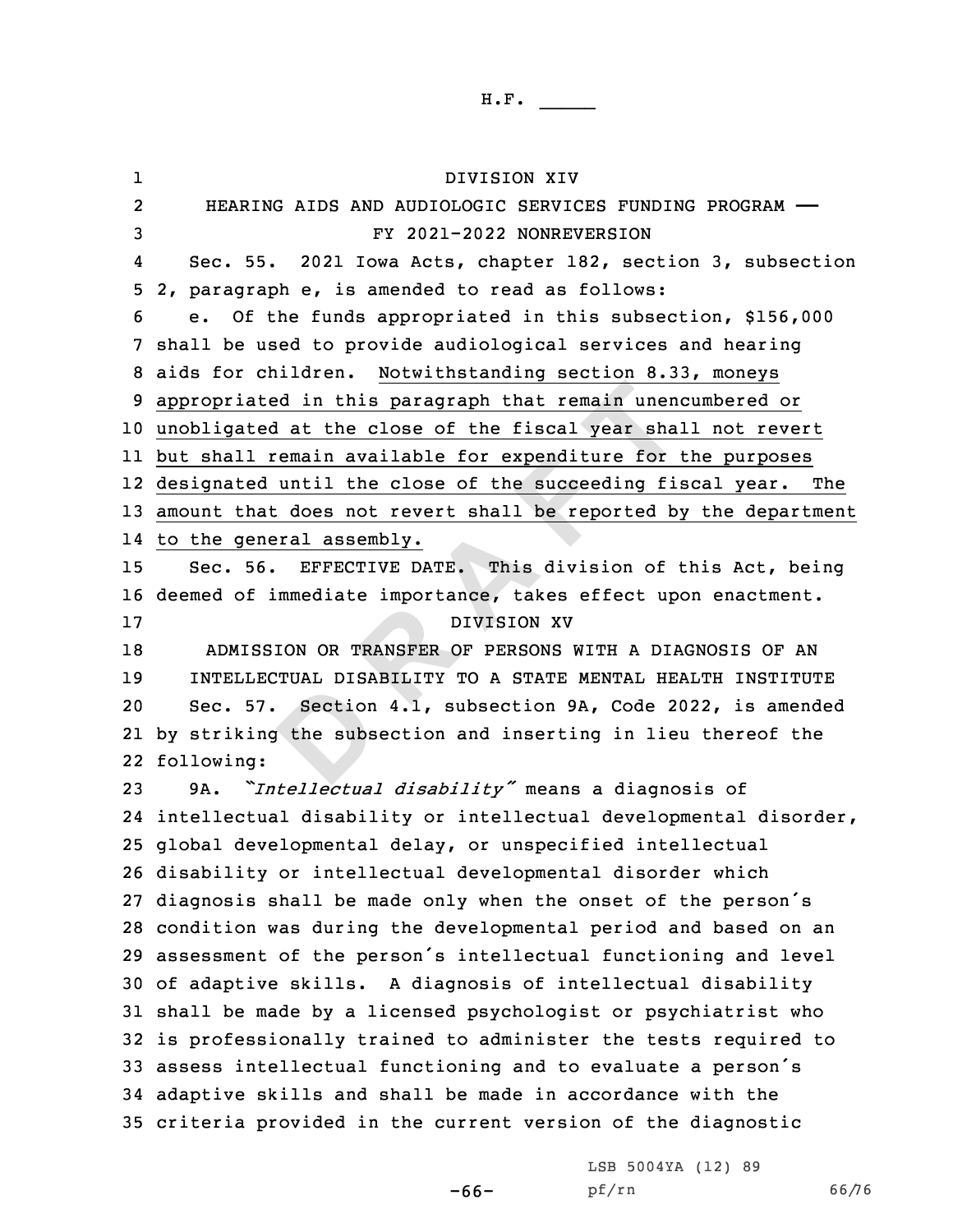DIVISION XIV

HEARING AIDS AND AUDIOLOGIC SERVICES FUNDING PROGRAM —— FY 2021-2022 NONREVERSION

Sec. 55. 2021 Iowa Acts, chapter 182, section 3, subsection 2, paragraph e, is amended to read as follows:

e. Of the funds appropriated in this subsection, $156,000 shall be used to provide audiological services and hearing aids for children. Notwithstanding section 8.33, moneys appropriated in this paragraph that remain unencumbered or unobligated at the close of the fiscal year shall not revert but shall remain available for expenditure for the purposes designated until the close of the succeeding fiscal year. The amount that does not revert shall be reported by the department to the general assembly.

Sec. 56. EFFECTIVE DATE. This division of this Act, being deemed of immediate importance, takes effect upon enactment.

DIVISION XV

ADMISSION OR TRANSFER OF PERSONS WITH A DIAGNOSIS OF AN INTELLECTUAL DISABILITY TO A STATE MENTAL HEALTH INSTITUTE

Sec. 57. Section 4.1, subsection 9A, Code 2022, is amended by striking the subsection and inserting in lieu thereof the following:

9A. *"Intellectual disability"* means a diagnosis of intellectual disability or intellectual developmental disorder, global developmental delay, or unspecified intellectual disability or intellectual developmental disorder which diagnosis shall be made only when the onset of the person's condition was during the developmental period and based on an assessment of the person's intellectual functioning and level of adaptive skills. A diagnosis of intellectual disability shall be made by a licensed psychologist or psychiatrist who is professionally trained to administer the tests required to assess intellectual functioning and to evaluate a person's adaptive skills and shall be made in accordance with the criteria provided in the current version of the diagnostic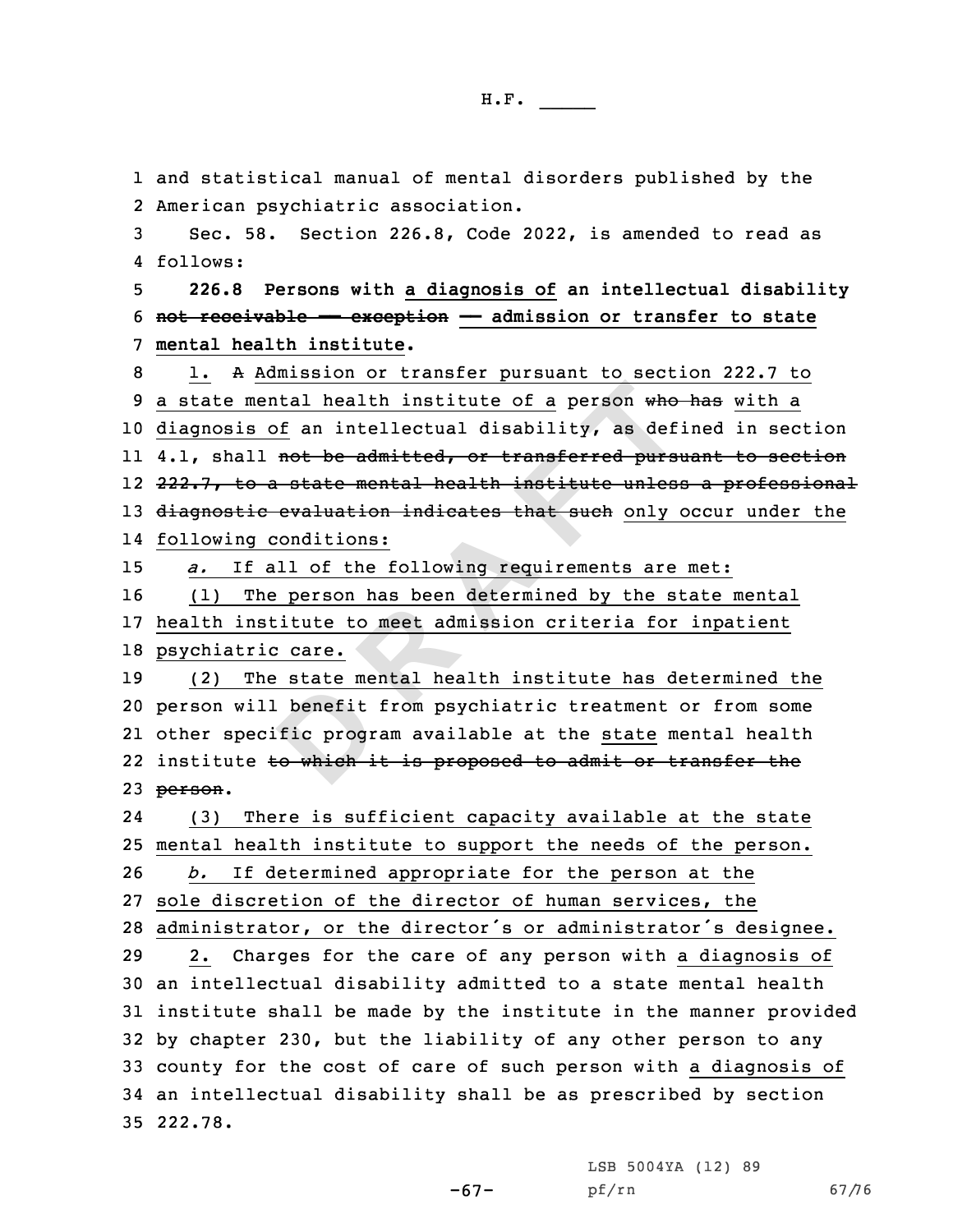and statistical manual of mental disorders published by the American psychiatric association.

Sec. 58. Section 226.8, Code 2022, is amended to read as follows:

**226.8 Persons with a diagnosis of an intellectual disability not receivable — exception — admission or transfer to state mental health institute.**

1. A Admission or transfer pursuant to section 222.7 to a state mental health institute of a person who has with a diagnosis of an intellectual disability, as defined in section 4.1, shall not be admitted, or transferred pursuant to section 222.7, to a state mental health institute unless a professional diagnostic evaluation indicates that such only occur under the following conditions:

*a.* If all of the following requirements are met:

(1) The person has been determined by the state mental health institute to meet admission criteria for inpatient psychiatric care.

(2) The state mental health institute has determined the person will benefit from psychiatric treatment or from some other specific program available at the state mental health institute to which it is proposed to admit or transfer the person.

(3) There is sufficient capacity available at the state mental health institute to support the needs of the person.

*b.* If determined appropriate for the person at the sole discretion of the director of human services, the administrator, or the director's or administrator's designee.

2. Charges for the care of any person with a diagnosis of an intellectual disability admitted to a state mental health institute shall be made by the institute in the manner provided by chapter 230, but the liability of any other person to any county for the cost of care of such person with a diagnosis of an intellectual disability shall be as prescribed by section 222.78.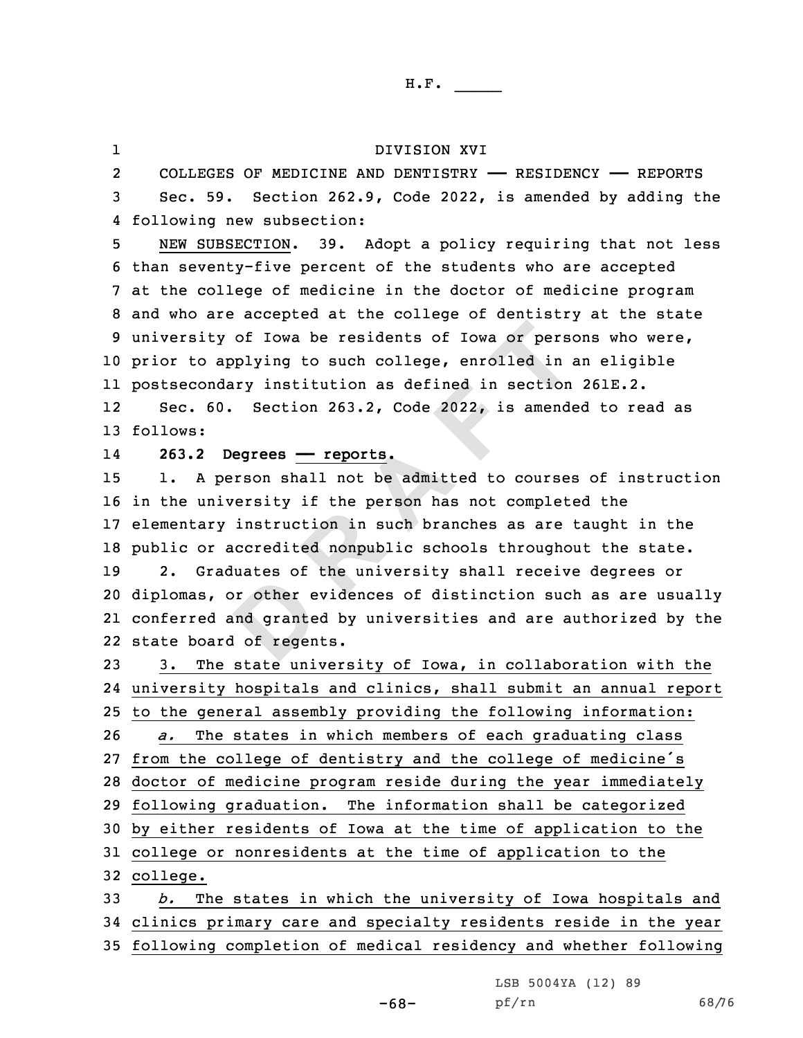DIVISION XVI

COLLEGES OF MEDICINE AND DENTISTRY —— RESIDENCY —— REPORTS

Sec. 59. Section 262.9, Code 2022, is amended by adding the following new subsection:

NEW SUBSECTION. 39. Adopt a policy requiring that not less than seventy-five percent of the students who are accepted at the college of medicine in the doctor of medicine program and who are accepted at the college of dentistry at the state university of Iowa be residents of Iowa or persons who were, prior to applying to such college, enrolled in an eligible postsecondary institution as defined in section 261E.2.

Sec. 60. Section 263.2, Code 2022, is amended to read as follows:

**263.2 Degrees —— reports.**

1. A person shall not be admitted to courses of instruction in the university if the person has not completed the elementary instruction in such branches as are taught in the public or accredited nonpublic schools throughout the state.

2. Graduates of the university shall receive degrees or diplomas, or other evidences of distinction such as are usually conferred and granted by universities and are authorized by the state board of regents.

3. The state university of Iowa, in collaboration with the university hospitals and clinics, shall submit an annual report to the general assembly providing the following information:

*a.* The states in which members of each graduating class from the college of dentistry and the college of medicine's doctor of medicine program reside during the year immediately following graduation. The information shall be categorized by either residents of Iowa at the time of application to the college or nonresidents at the time of application to the college.

*b.* The states in which the university of Iowa hospitals and clinics primary care and specialty residents reside in the year following completion of medical residency and whether following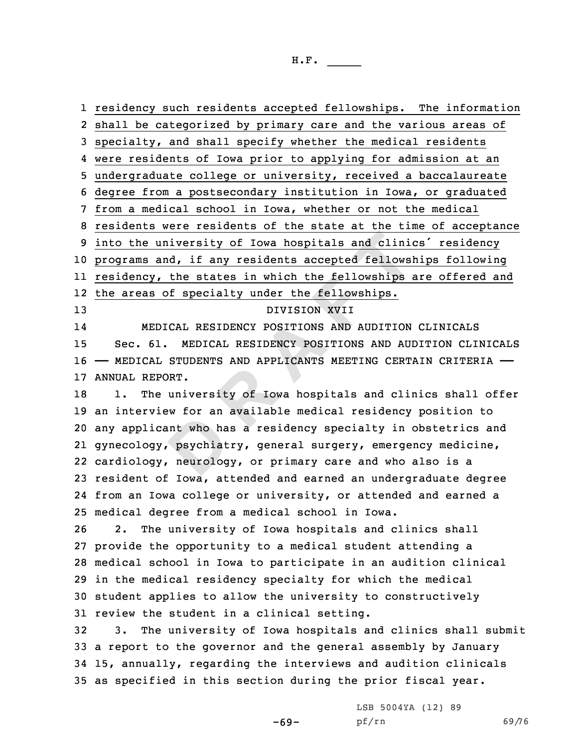residency such residents accepted fellowships. The information shall be categorized by primary care and the various areas of specialty, and shall specify whether the medical residents were residents of Iowa prior to applying for admission at an undergraduate college or university, received a baccalaureate degree from a postsecondary institution in Iowa, or graduated from a medical school in Iowa, whether or not the medical residents were residents of the state at the time of acceptance into the university of Iowa hospitals and clinics´ residency programs and, if any residents accepted fellowships following residency, the states in which the fellowships are offered and the areas of specialty under the fellowships.

DIVISION XVII

MEDICAL RESIDENCY POSITIONS AND AUDITION CLINICALS

Sec. 61. MEDICAL RESIDENCY POSITIONS AND AUDITION CLINICALS —— MEDICAL STUDENTS AND APPLICANTS MEETING CERTAIN CRITERIA —— ANNUAL REPORT.

1. The university of Iowa hospitals and clinics shall offer an interview for an available medical residency position to any applicant who has a residency specialty in obstetrics and gynecology, psychiatry, general surgery, emergency medicine, cardiology, neurology, or primary care and who also is a resident of Iowa, attended and earned an undergraduate degree from an Iowa college or university, or attended and earned a medical degree from a medical school in Iowa.

2. The university of Iowa hospitals and clinics shall provide the opportunity to a medical student attending a medical school in Iowa to participate in an audition clinical in the medical residency specialty for which the medical student applies to allow the university to constructively review the student in a clinical setting.

3. The university of Iowa hospitals and clinics shall submit a report to the governor and the general assembly by January 15, annually, regarding the interviews and audition clinicals as specified in this section during the prior fiscal year.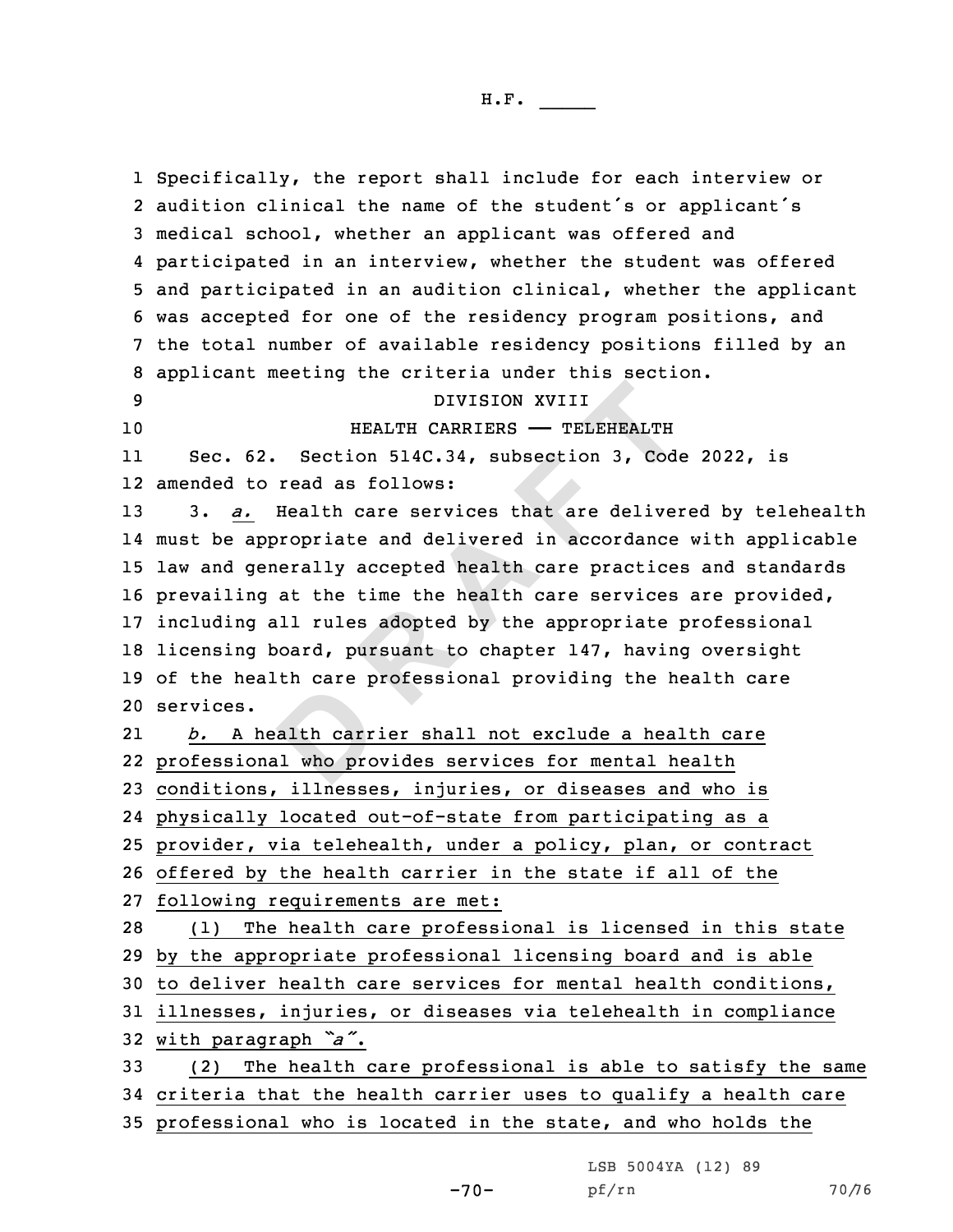Specifically, the report shall include for each interview or audition clinical the name of the student's or applicant's medical school, whether an applicant was offered and participated in an interview, whether the student was offered and participated in an audition clinical, whether the applicant was accepted for one of the residency program positions, and the total number of available residency positions filled by an applicant meeting the criteria under this section.

DIVISION XVIII

HEALTH CARRIERS —— TELEHEALTH

Sec. 62. Section 514C.34, subsection 3, Code 2022, is amended to read as follows:

3. *a.* Health care services that are delivered by telehealth must be appropriate and delivered in accordance with applicable law and generally accepted health care practices and standards prevailing at the time the health care services are provided, including all rules adopted by the appropriate professional licensing board, pursuant to chapter 147, having oversight of the health care professional providing the health care services.

*b.* A health carrier shall not exclude a health care professional who provides services for mental health conditions, illnesses, injuries, or diseases and who is physically located out-of-state from participating as a provider, via telehealth, under a policy, plan, or contract offered by the health carrier in the state if all of the following requirements are met:

(1) The health care professional is licensed in this state by the appropriate professional licensing board and is able to deliver health care services for mental health conditions, illnesses, injuries, or diseases via telehealth in compliance with paragraph *"a"*.

(2) The health care professional is able to satisfy the same criteria that the health carrier uses to qualify a health care professional who is located in the state, and who holds the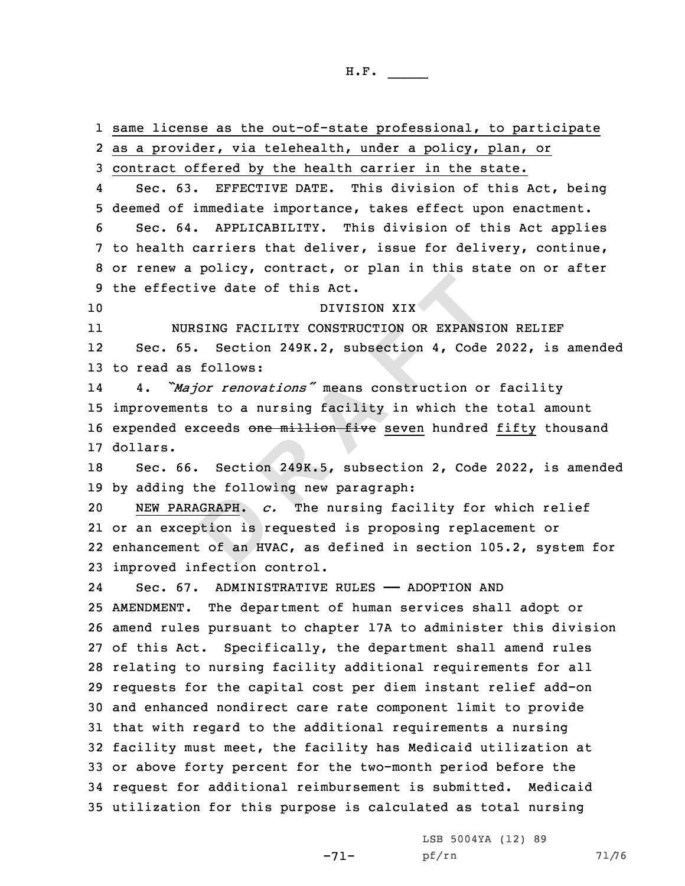same license as the out-of-state professional, to participate as a provider, via telehealth, under a policy, plan, or contract offered by the health carrier in the state.

Sec. 63. EFFECTIVE DATE. This division of this Act, being deemed of immediate importance, takes effect upon enactment.

Sec. 64. APPLICABILITY. This division of this Act applies to health carriers that deliver, issue for delivery, continue, or renew a policy, contract, or plan in this state on or after the effective date of this Act.

DIVISION XIX

NURSING FACILITY CONSTRUCTION OR EXPANSION RELIEF

Sec. 65. Section 249K.2, subsection 4, Code 2022, is amended to read as follows:

4. *"Major renovations"* means construction or facility improvements to a nursing facility in which the total amount expended exceeds ~~one million five~~ seven hundred fifty thousand dollars.

Sec. 66. Section 249K.5, subsection 2, Code 2022, is amended by adding the following new paragraph:

NEW PARAGRAPH. *c.* The nursing facility for which relief or an exception is requested is proposing replacement or enhancement of an HVAC, as defined in section 105.2, system for improved infection control.

Sec. 67. ADMINISTRATIVE RULES —— ADOPTION AND AMENDMENT. The department of human services shall adopt or amend rules pursuant to chapter 17A to administer this division of this Act. Specifically, the department shall amend rules relating to nursing facility additional requirements for all requests for the capital cost per diem instant relief add-on and enhanced nondirect care rate component limit to provide that with regard to the additional requirements a nursing facility must meet, the facility has Medicaid utilization at or above forty percent for the two-month period before the request for additional reimbursement is submitted. Medicaid utilization for this purpose is calculated as total nursing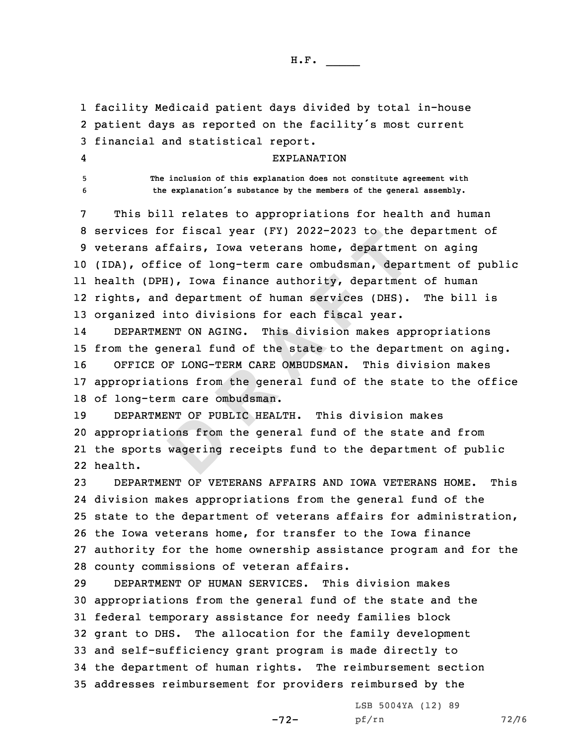facility Medicaid patient days divided by total in-house patient days as reported on the facility's most current financial and statistical report.

EXPLANATION

The inclusion of this explanation does not constitute agreement with the explanation's substance by the members of the general assembly.

This bill relates to appropriations for health and human services for fiscal year (FY) 2022-2023 to the department of veterans affairs, Iowa veterans home, department on aging (IDA), office of long-term care ombudsman, department of public health (DPH), Iowa finance authority, department of human rights, and department of human services (DHS). The bill is organized into divisions for each fiscal year.

DEPARTMENT ON AGING. This division makes appropriations from the general fund of the state to the department on aging.

OFFICE OF LONG-TERM CARE OMBUDSMAN. This division makes appropriations from the general fund of the state to the office of long-term care ombudsman.

DEPARTMENT OF PUBLIC HEALTH. This division makes appropriations from the general fund of the state and from the sports wagering receipts fund to the department of public health.

DEPARTMENT OF VETERANS AFFAIRS AND IOWA VETERANS HOME. This division makes appropriations from the general fund of the state to the department of veterans affairs for administration, the Iowa veterans home, for transfer to the Iowa finance authority for the home ownership assistance program and for the county commissions of veteran affairs.

DEPARTMENT OF HUMAN SERVICES. This division makes appropriations from the general fund of the state and the federal temporary assistance for needy families block grant to DHS. The allocation for the family development and self-sufficiency grant program is made directly to the department of human rights. The reimbursement section addresses reimbursement for providers reimbursed by the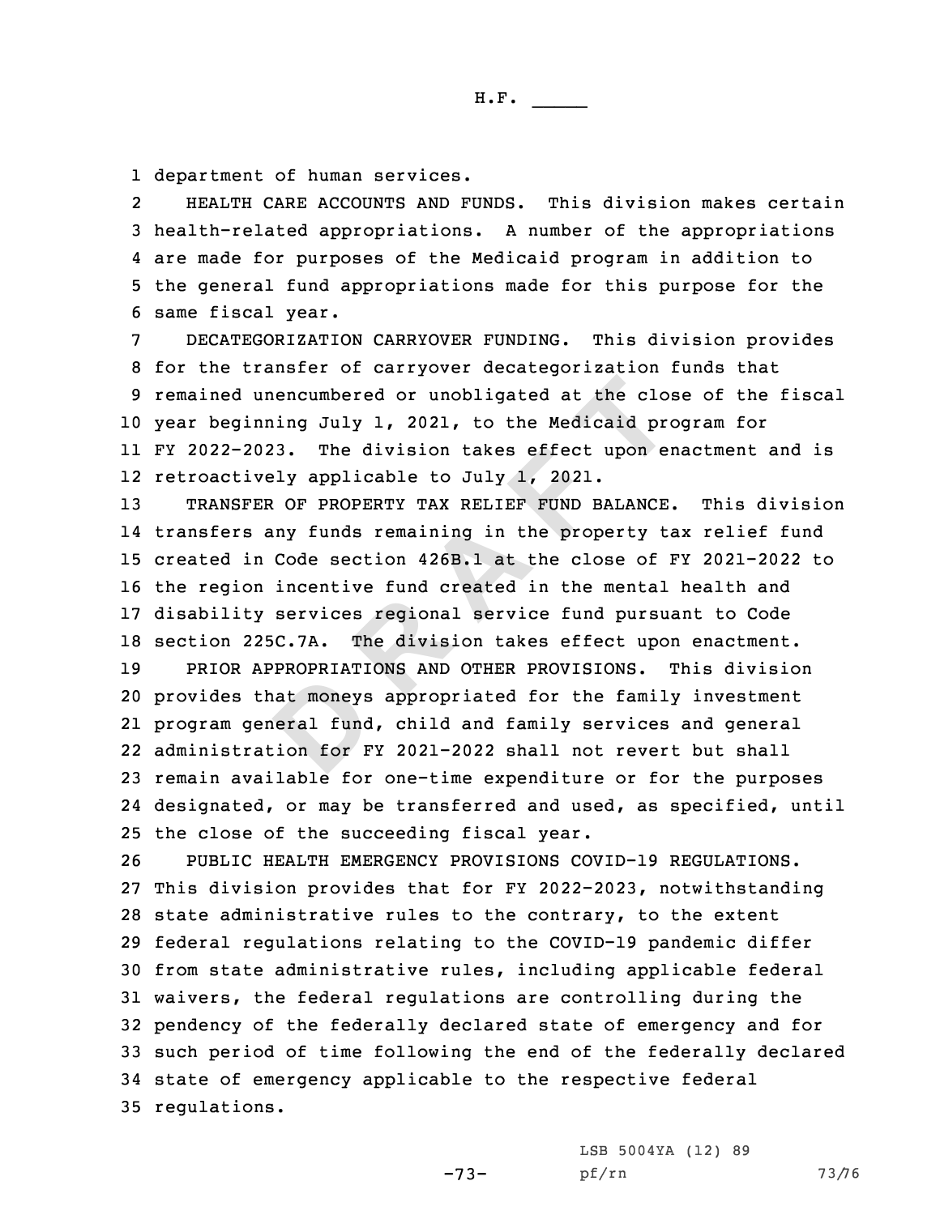department of human services.

HEALTH CARE ACCOUNTS AND FUNDS. This division makes certain health-related appropriations. A number of the appropriations are made for purposes of the Medicaid program in addition to the general fund appropriations made for this purpose for the same fiscal year.

DECATEGORIZATION CARRYOVER FUNDING. This division provides for the transfer of carryover decategorization funds that remained unencumbered or unobligated at the close of the fiscal year beginning July 1, 2021, to the Medicaid program for FY 2022-2023. The division takes effect upon enactment and is retroactively applicable to July 1, 2021.

TRANSFER OF PROPERTY TAX RELIEF FUND BALANCE. This division transfers any funds remaining in the property tax relief fund created in Code section 426B.1 at the close of FY 2021-2022 to the region incentive fund created in the mental health and disability services regional service fund pursuant to Code section 225C.7A. The division takes effect upon enactment.

PRIOR APPROPRIATIONS AND OTHER PROVISIONS. This division provides that moneys appropriated for the family investment program general fund, child and family services and general administration for FY 2021-2022 shall not revert but shall remain available for one-time expenditure or for the purposes designated, or may be transferred and used, as specified, until the close of the succeeding fiscal year.

PUBLIC HEALTH EMERGENCY PROVISIONS COVID-19 REGULATIONS. This division provides that for FY 2022-2023, notwithstanding state administrative rules to the contrary, to the extent federal regulations relating to the COVID-19 pandemic differ from state administrative rules, including applicable federal waivers, the federal regulations are controlling during the pendency of the federally declared state of emergency and for such period of time following the end of the federally declared state of emergency applicable to the respective federal regulations.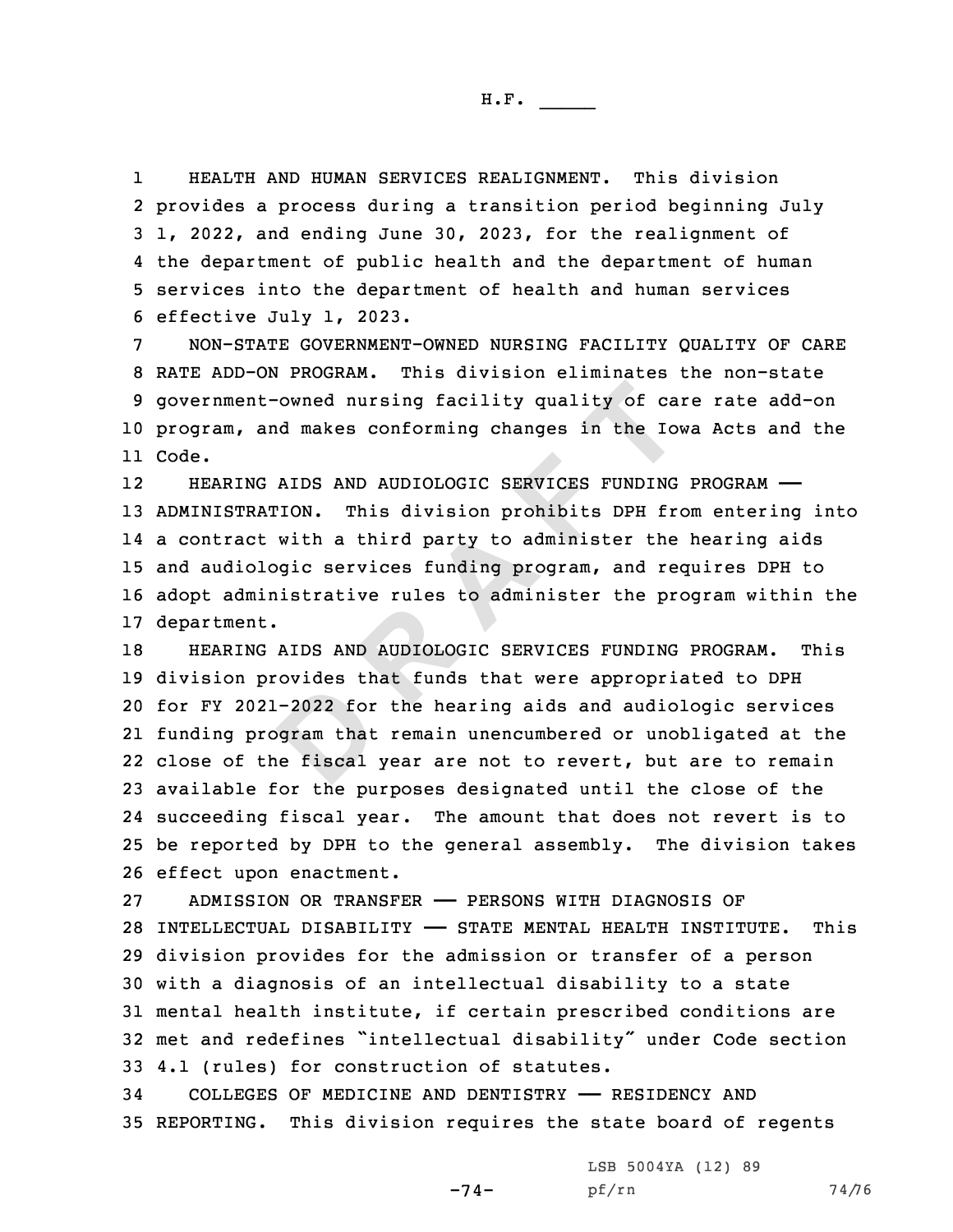HEALTH AND HUMAN SERVICES REALIGNMENT. This division provides a process during a transition period beginning July 1, 2022, and ending June 30, 2023, for the realignment of the department of public health and the department of human services into the department of health and human services effective July 1, 2023.

NON-STATE GOVERNMENT-OWNED NURSING FACILITY QUALITY OF CARE RATE ADD-ON PROGRAM. This division eliminates the non-state government-owned nursing facility quality of care rate add-on program, and makes conforming changes in the Iowa Acts and the Code.

HEARING AIDS AND AUDIOLOGIC SERVICES FUNDING PROGRAM —— ADMINISTRATION. This division prohibits DPH from entering into a contract with a third party to administer the hearing aids and audiologic services funding program, and requires DPH to adopt administrative rules to administer the program within the department.

HEARING AIDS AND AUDIOLOGIC SERVICES FUNDING PROGRAM. This division provides that funds that were appropriated to DPH for FY 2021-2022 for the hearing aids and audiologic services funding program that remain unencumbered or unobligated at the close of the fiscal year are not to revert, but are to remain available for the purposes designated until the close of the succeeding fiscal year. The amount that does not revert is to be reported by DPH to the general assembly. The division takes effect upon enactment.

ADMISSION OR TRANSFER —— PERSONS WITH DIAGNOSIS OF INTELLECTUAL DISABILITY —— STATE MENTAL HEALTH INSTITUTE. This division provides for the admission or transfer of a person with a diagnosis of an intellectual disability to a state mental health institute, if certain prescribed conditions are met and redefines "intellectual disability" under Code section 4.1 (rules) for construction of statutes.

COLLEGES OF MEDICINE AND DENTISTRY —— RESIDENCY AND REPORTING. This division requires the state board of regents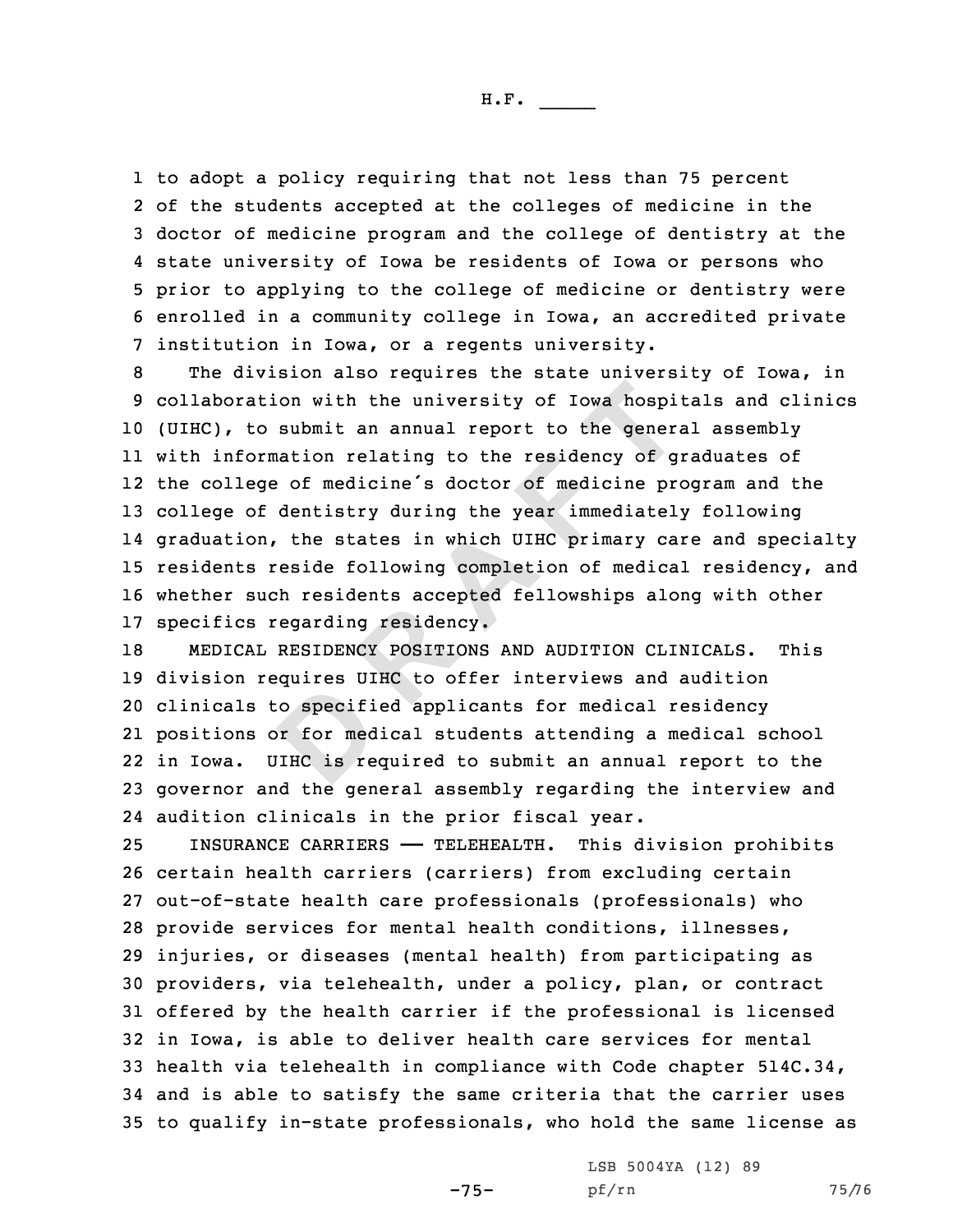to adopt a policy requiring that not less than 75 percent of the students accepted at the colleges of medicine in the doctor of medicine program and the college of dentistry at the state university of Iowa be residents of Iowa or persons who prior to applying to the college of medicine or dentistry were enrolled in a community college in Iowa, an accredited private institution in Iowa, or a regents university.

The division also requires the state university of Iowa, in collaboration with the university of Iowa hospitals and clinics (UIHC), to submit an annual report to the general assembly with information relating to the residency of graduates of the college of medicine's doctor of medicine program and the college of dentistry during the year immediately following graduation, the states in which UIHC primary care and specialty residents reside following completion of medical residency, and whether such residents accepted fellowships along with other specifics regarding residency.

MEDICAL RESIDENCY POSITIONS AND AUDITION CLINICALS. This division requires UIHC to offer interviews and audition clinicals to specified applicants for medical residency positions or for medical students attending a medical school in Iowa. UIHC is required to submit an annual report to the governor and the general assembly regarding the interview and audition clinicals in the prior fiscal year.

INSURANCE CARRIERS —— TELEHEALTH. This division prohibits certain health carriers (carriers) from excluding certain out-of-state health care professionals (professionals) who provide services for mental health conditions, illnesses, injuries, or diseases (mental health) from participating as providers, via telehealth, under a policy, plan, or contract offered by the health carrier if the professional is licensed in Iowa, is able to deliver health care services for mental health via telehealth in compliance with Code chapter 514C.34, and is able to satisfy the same criteria that the carrier uses to qualify in-state professionals, who hold the same license as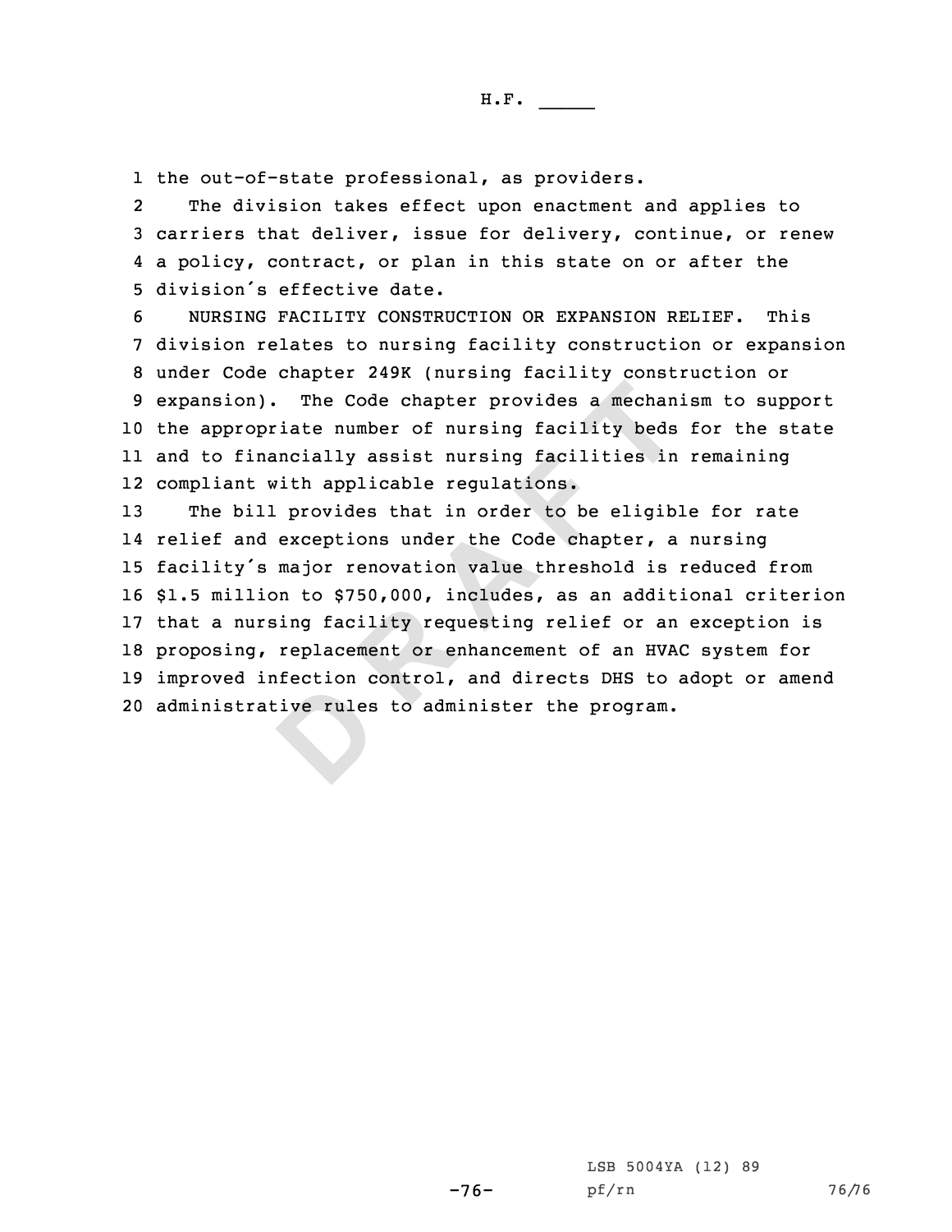the out-of-state professional, as providers.

The division takes effect upon enactment and applies to carriers that deliver, issue for delivery, continue, or renew a policy, contract, or plan in this state on or after the division's effective date.

NURSING FACILITY CONSTRUCTION OR EXPANSION RELIEF. This division relates to nursing facility construction or expansion under Code chapter 249K (nursing facility construction or expansion). The Code chapter provides a mechanism to support the appropriate number of nursing facility beds for the state and to financially assist nursing facilities in remaining compliant with applicable regulations.

The bill provides that in order to be eligible for rate relief and exceptions under the Code chapter, a nursing facility's major renovation value threshold is reduced from $1.5 million to $750,000, includes, as an additional criterion that a nursing facility requesting relief or an exception is proposing, replacement or enhancement of an HVAC system for improved infection control, and directs DHS to adopt or amend administrative rules to administer the program.